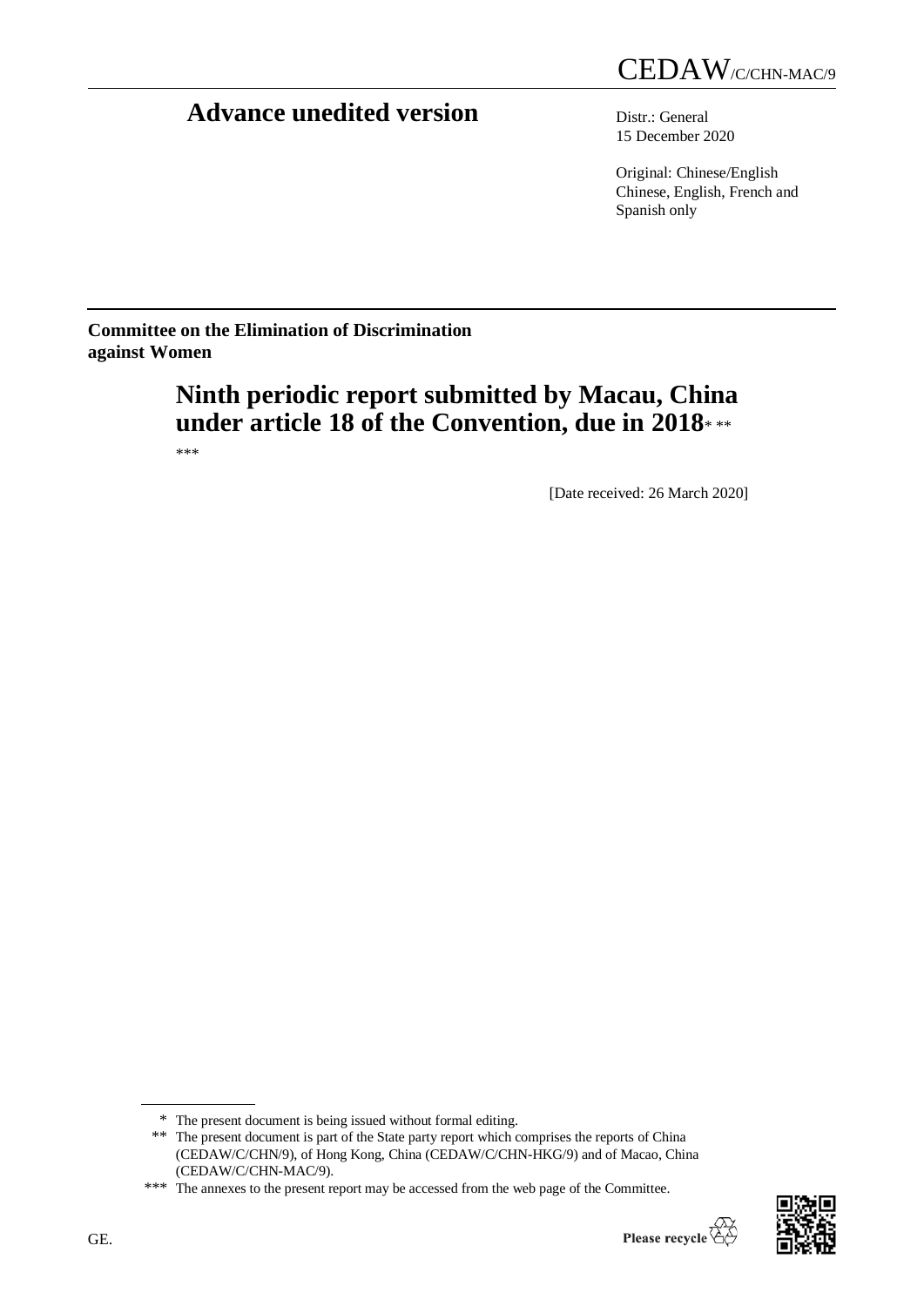CEDAW/C/CHN-MAC/9

# Advance unedited version

Distr.: General
15 December 2020

Original: Chinese/English
Chinese, English, French and Spanish only

**Committee on the Elimination of Discrimination against Women**

## Ninth periodic report submitted by Macau, China under article 18 of the Convention, due in 2018* ** ***

[Date received: 26 March 2020]

---

\* The present document is being issued without formal editing.

\*\* The present document is part of the State party report which comprises the reports of China (CEDAW/C/CHN/9), of Hong Kong, China (CEDAW/C/CHN-HKG/9) and of Macao, China (CEDAW/C/CHN-MAC/9).

\*\*\* The annexes to the present report may be accessed from the web page of the Committee.

GE.

Please recycle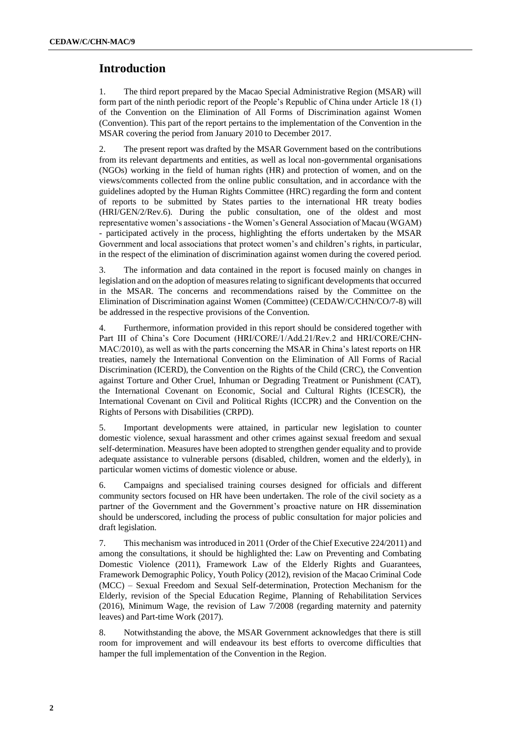## Introduction

1. The third report prepared by the Macao Special Administrative Region (MSAR) will form part of the ninth periodic report of the People's Republic of China under Article 18 (1) of the Convention on the Elimination of All Forms of Discrimination against Women (Convention). This part of the report pertains to the implementation of the Convention in the MSAR covering the period from January 2010 to December 2017.

2. The present report was drafted by the MSAR Government based on the contributions from its relevant departments and entities, as well as local non-governmental organisations (NGOs) working in the field of human rights (HR) and protection of women, and on the views/comments collected from the online public consultation, and in accordance with the guidelines adopted by the Human Rights Committee (HRC) regarding the form and content of reports to be submitted by States parties to the international HR treaty bodies (HRI/GEN/2/Rev.6). During the public consultation, one of the oldest and most representative women's associations - the Women's General Association of Macau (WGAM) - participated actively in the process, highlighting the efforts undertaken by the MSAR Government and local associations that protect women's and children's rights, in particular, in the respect of the elimination of discrimination against women during the covered period.

3. The information and data contained in the report is focused mainly on changes in legislation and on the adoption of measures relating to significant developments that occurred in the MSAR. The concerns and recommendations raised by the Committee on the Elimination of Discrimination against Women (Committee) (CEDAW/C/CHN/CO/7-8) will be addressed in the respective provisions of the Convention.

4. Furthermore, information provided in this report should be considered together with Part III of China's Core Document (HRI/CORE/1/Add.21/Rev.2 and HRI/CORE/CHN-MAC/2010), as well as with the parts concerning the MSAR in China's latest reports on HR treaties, namely the International Convention on the Elimination of All Forms of Racial Discrimination (ICERD), the Convention on the Rights of the Child (CRC), the Convention against Torture and Other Cruel, Inhuman or Degrading Treatment or Punishment (CAT), the International Covenant on Economic, Social and Cultural Rights (ICESCR), the International Covenant on Civil and Political Rights (ICCPR) and the Convention on the Rights of Persons with Disabilities (CRPD).

5. Important developments were attained, in particular new legislation to counter domestic violence, sexual harassment and other crimes against sexual freedom and sexual self-determination. Measures have been adopted to strengthen gender equality and to provide adequate assistance to vulnerable persons (disabled, children, women and the elderly), in particular women victims of domestic violence or abuse.

6. Campaigns and specialised training courses designed for officials and different community sectors focused on HR have been undertaken. The role of the civil society as a partner of the Government and the Government's proactive nature on HR dissemination should be underscored, including the process of public consultation for major policies and draft legislation.

7. This mechanism was introduced in 2011 (Order of the Chief Executive 224/2011) and among the consultations, it should be highlighted the: Law on Preventing and Combating Domestic Violence (2011), Framework Law of the Elderly Rights and Guarantees, Framework Demographic Policy, Youth Policy (2012), revision of the Macao Criminal Code (MCC) – Sexual Freedom and Sexual Self-determination, Protection Mechanism for the Elderly, revision of the Special Education Regime, Planning of Rehabilitation Services (2016), Minimum Wage, the revision of Law 7/2008 (regarding maternity and paternity leaves) and Part-time Work (2017).

8. Notwithstanding the above, the MSAR Government acknowledges that there is still room for improvement and will endeavour its best efforts to overcome difficulties that hamper the full implementation of the Convention in the Region.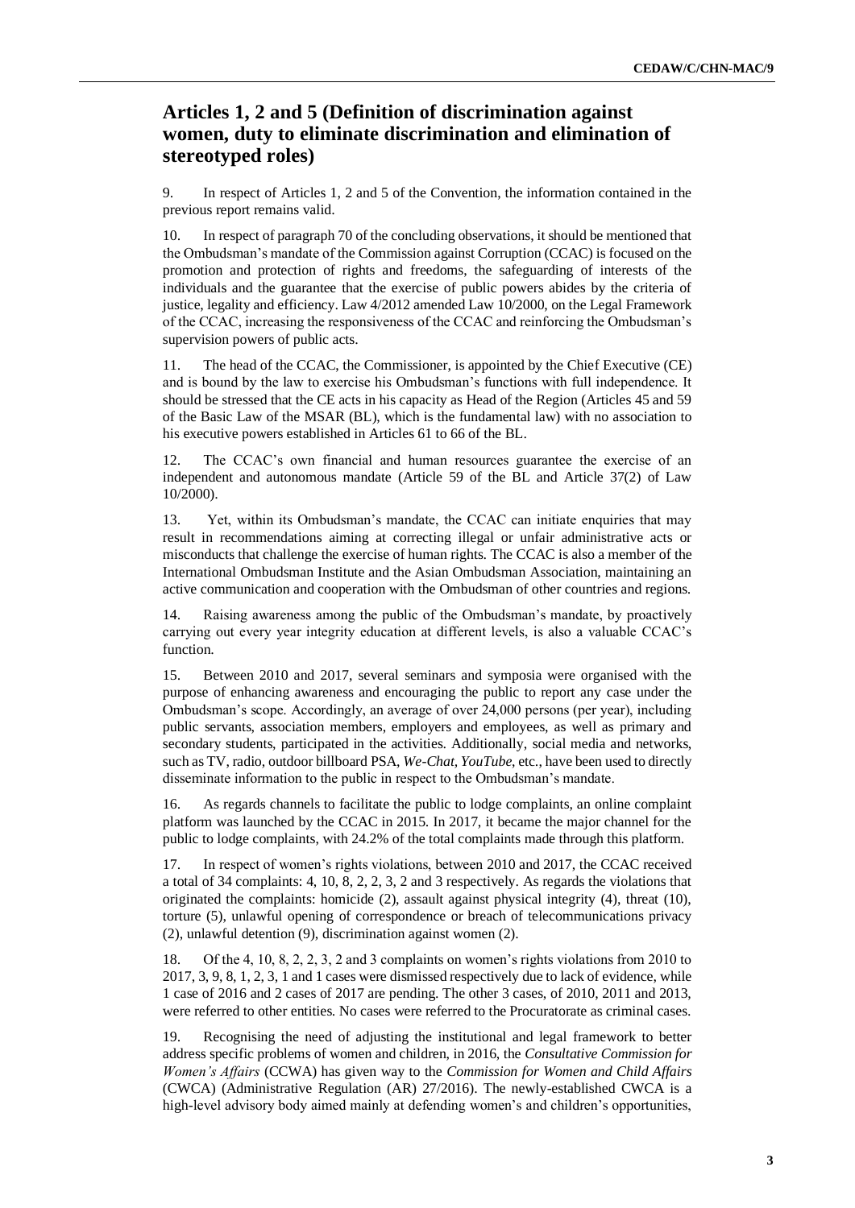## Articles 1, 2 and 5 (Definition of discrimination against women, duty to eliminate discrimination and elimination of stereotyped roles)

9. In respect of Articles 1, 2 and 5 of the Convention, the information contained in the previous report remains valid.

10. In respect of paragraph 70 of the concluding observations, it should be mentioned that the Ombudsman's mandate of the Commission against Corruption (CCAC) is focused on the promotion and protection of rights and freedoms, the safeguarding of interests of the individuals and the guarantee that the exercise of public powers abides by the criteria of justice, legality and efficiency. Law 4/2012 amended Law 10/2000, on the Legal Framework of the CCAC, increasing the responsiveness of the CCAC and reinforcing the Ombudsman's supervision powers of public acts.

11. The head of the CCAC, the Commissioner, is appointed by the Chief Executive (CE) and is bound by the law to exercise his Ombudsman's functions with full independence. It should be stressed that the CE acts in his capacity as Head of the Region (Articles 45 and 59 of the Basic Law of the MSAR (BL), which is the fundamental law) with no association to his executive powers established in Articles 61 to 66 of the BL.

12. The CCAC's own financial and human resources guarantee the exercise of an independent and autonomous mandate (Article 59 of the BL and Article 37(2) of Law 10/2000).

13. Yet, within its Ombudsman's mandate, the CCAC can initiate enquiries that may result in recommendations aiming at correcting illegal or unfair administrative acts or misconducts that challenge the exercise of human rights. The CCAC is also a member of the International Ombudsman Institute and the Asian Ombudsman Association, maintaining an active communication and cooperation with the Ombudsman of other countries and regions.

14. Raising awareness among the public of the Ombudsman's mandate, by proactively carrying out every year integrity education at different levels, is also a valuable CCAC's function.

15. Between 2010 and 2017, several seminars and symposia were organised with the purpose of enhancing awareness and encouraging the public to report any case under the Ombudsman's scope. Accordingly, an average of over 24,000 persons (per year), including public servants, association members, employers and employees, as well as primary and secondary students, participated in the activities. Additionally, social media and networks, such as TV, radio, outdoor billboard PSA, *We-Chat*, *YouTube*, etc., have been used to directly disseminate information to the public in respect to the Ombudsman's mandate.

16. As regards channels to facilitate the public to lodge complaints, an online complaint platform was launched by the CCAC in 2015. In 2017, it became the major channel for the public to lodge complaints, with 24.2% of the total complaints made through this platform.

17. In respect of women's rights violations, between 2010 and 2017, the CCAC received a total of 34 complaints: 4, 10, 8, 2, 2, 3, 2 and 3 respectively. As regards the violations that originated the complaints: homicide (2), assault against physical integrity (4), threat (10), torture (5), unlawful opening of correspondence or breach of telecommunications privacy (2), unlawful detention (9), discrimination against women (2).

18. Of the 4, 10, 8, 2, 2, 3, 2 and 3 complaints on women's rights violations from 2010 to 2017, 3, 9, 8, 1, 2, 3, 1 and 1 cases were dismissed respectively due to lack of evidence, while 1 case of 2016 and 2 cases of 2017 are pending. The other 3 cases, of 2010, 2011 and 2013, were referred to other entities. No cases were referred to the Procuratorate as criminal cases.

19. Recognising the need of adjusting the institutional and legal framework to better address specific problems of women and children, in 2016, the *Consultative Commission for Women's Affairs* (CCWA) has given way to the *Commission for Women and Child Affairs* (CWCA) (Administrative Regulation (AR) 27/2016). The newly-established CWCA is a high-level advisory body aimed mainly at defending women's and children's opportunities,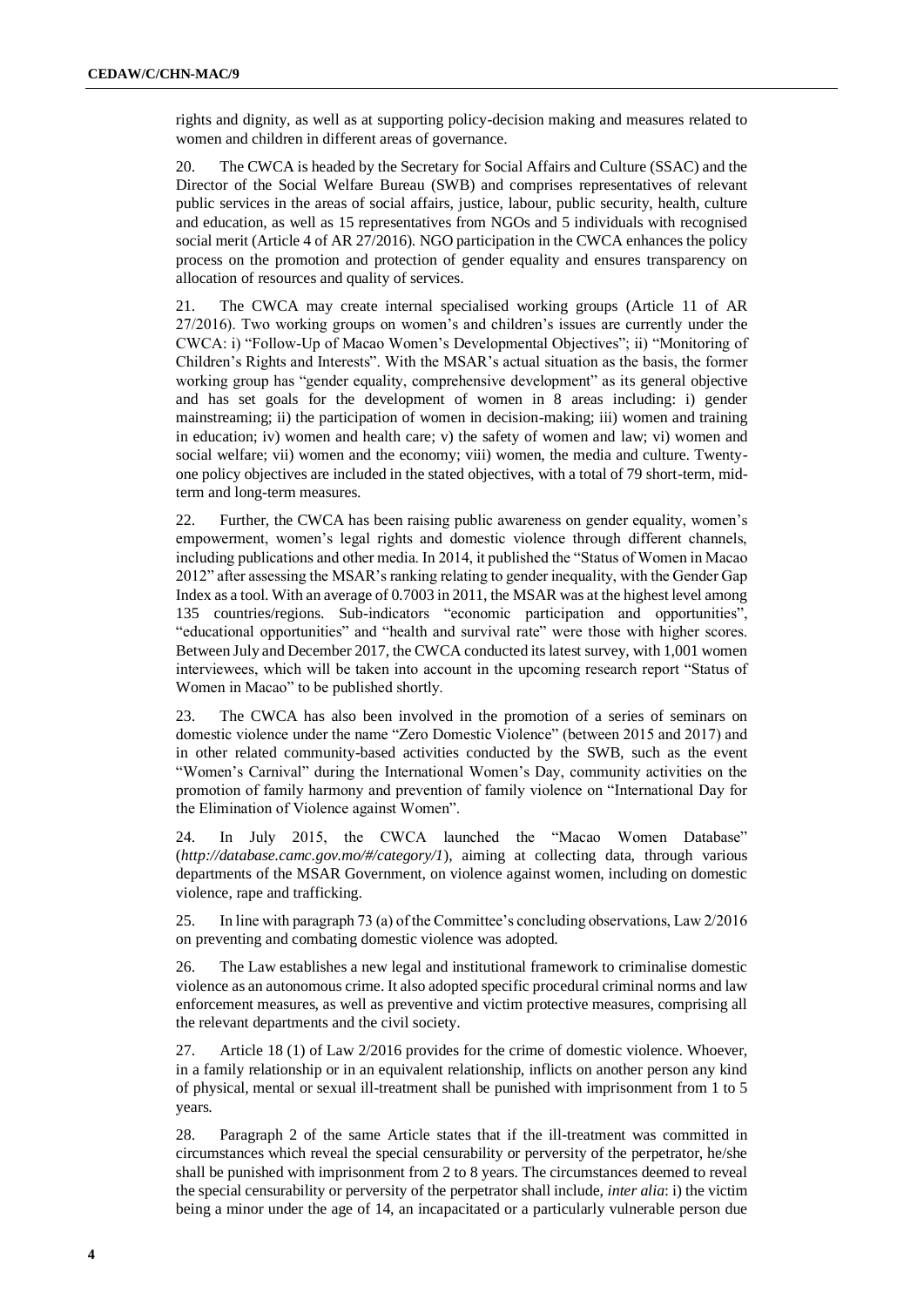rights and dignity, as well as at supporting policy-decision making and measures related to women and children in different areas of governance.

20. The CWCA is headed by the Secretary for Social Affairs and Culture (SSAC) and the Director of the Social Welfare Bureau (SWB) and comprises representatives of relevant public services in the areas of social affairs, justice, labour, public security, health, culture and education, as well as 15 representatives from NGOs and 5 individuals with recognised social merit (Article 4 of AR 27/2016). NGO participation in the CWCA enhances the policy process on the promotion and protection of gender equality and ensures transparency on allocation of resources and quality of services.

21. The CWCA may create internal specialised working groups (Article 11 of AR 27/2016). Two working groups on women's and children's issues are currently under the CWCA: i) "Follow-Up of Macao Women's Developmental Objectives"; ii) "Monitoring of Children's Rights and Interests". With the MSAR's actual situation as the basis, the former working group has "gender equality, comprehensive development" as its general objective and has set goals for the development of women in 8 areas including: i) gender mainstreaming; ii) the participation of women in decision-making; iii) women and training in education; iv) women and health care; v) the safety of women and law; vi) women and social welfare; vii) women and the economy; viii) women, the media and culture. Twenty-one policy objectives are included in the stated objectives, with a total of 79 short-term, mid-term and long-term measures.

22. Further, the CWCA has been raising public awareness on gender equality, women's empowerment, women's legal rights and domestic violence through different channels, including publications and other media. In 2014, it published the "Status of Women in Macao 2012" after assessing the MSAR's ranking relating to gender inequality, with the Gender Gap Index as a tool. With an average of 0.7003 in 2011, the MSAR was at the highest level among 135 countries/regions. Sub-indicators "economic participation and opportunities", "educational opportunities" and "health and survival rate" were those with higher scores. Between July and December 2017, the CWCA conducted its latest survey, with 1,001 women interviewees, which will be taken into account in the upcoming research report "Status of Women in Macao" to be published shortly.

23. The CWCA has also been involved in the promotion of a series of seminars on domestic violence under the name "Zero Domestic Violence" (between 2015 and 2017) and in other related community-based activities conducted by the SWB, such as the event "Women's Carnival" during the International Women's Day, community activities on the promotion of family harmony and prevention of family violence on "International Day for the Elimination of Violence against Women".

24. In July 2015, the CWCA launched the "Macao Women Database" (*http://database.camc.gov.mo/#/category/1*), aiming at collecting data, through various departments of the MSAR Government, on violence against women, including on domestic violence, rape and trafficking.

25. In line with paragraph 73 (a) of the Committee's concluding observations, Law 2/2016 on preventing and combating domestic violence was adopted.

26. The Law establishes a new legal and institutional framework to criminalise domestic violence as an autonomous crime. It also adopted specific procedural criminal norms and law enforcement measures, as well as preventive and victim protective measures, comprising all the relevant departments and the civil society.

27. Article 18 (1) of Law 2/2016 provides for the crime of domestic violence. Whoever, in a family relationship or in an equivalent relationship, inflicts on another person any kind of physical, mental or sexual ill-treatment shall be punished with imprisonment from 1 to 5 years.

28. Paragraph 2 of the same Article states that if the ill-treatment was committed in circumstances which reveal the special censurability or perversity of the perpetrator, he/she shall be punished with imprisonment from 2 to 8 years. The circumstances deemed to reveal the special censurability or perversity of the perpetrator shall include, *inter alia*: i) the victim being a minor under the age of 14, an incapacitated or a particularly vulnerable person due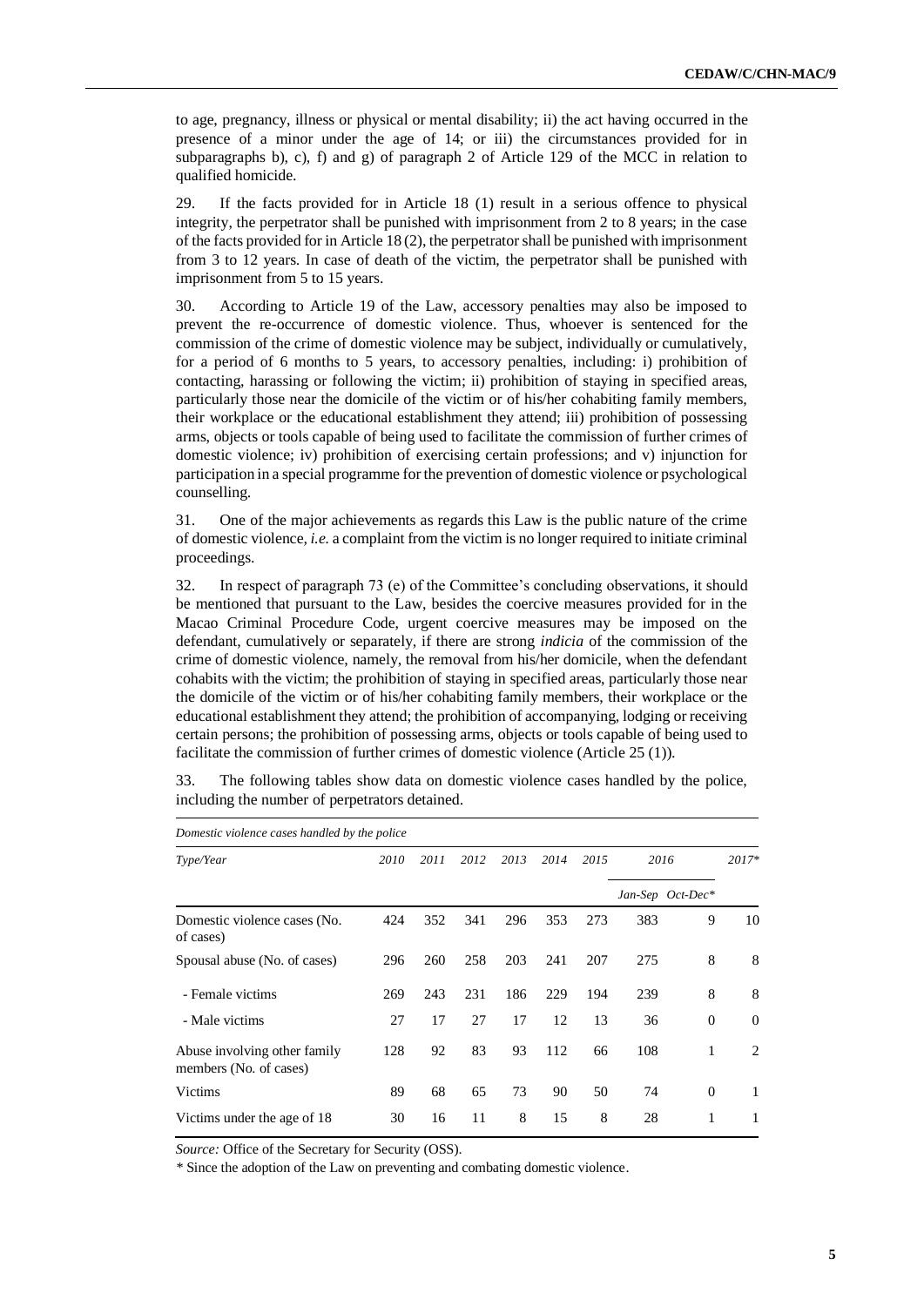to age, pregnancy, illness or physical or mental disability; ii) the act having occurred in the presence of a minor under the age of 14; or iii) the circumstances provided for in subparagraphs b), c), f) and g) of paragraph 2 of Article 129 of the MCC in relation to qualified homicide.

29. If the facts provided for in Article 18 (1) result in a serious offence to physical integrity, the perpetrator shall be punished with imprisonment from 2 to 8 years; in the case of the facts provided for in Article 18 (2), the perpetrator shall be punished with imprisonment from 3 to 12 years. In case of death of the victim, the perpetrator shall be punished with imprisonment from 5 to 15 years.

30. According to Article 19 of the Law, accessory penalties may also be imposed to prevent the re-occurrence of domestic violence. Thus, whoever is sentenced for the commission of the crime of domestic violence may be subject, individually or cumulatively, for a period of 6 months to 5 years, to accessory penalties, including: i) prohibition of contacting, harassing or following the victim; ii) prohibition of staying in specified areas, particularly those near the domicile of the victim or of his/her cohabiting family members, their workplace or the educational establishment they attend; iii) prohibition of possessing arms, objects or tools capable of being used to facilitate the commission of further crimes of domestic violence; iv) prohibition of exercising certain professions; and v) injunction for participation in a special programme for the prevention of domestic violence or psychological counselling.

31. One of the major achievements as regards this Law is the public nature of the crime of domestic violence, *i.e.* a complaint from the victim is no longer required to initiate criminal proceedings.

32. In respect of paragraph 73 (e) of the Committee's concluding observations, it should be mentioned that pursuant to the Law, besides the coercive measures provided for in the Macao Criminal Procedure Code, urgent coercive measures may be imposed on the defendant, cumulatively or separately, if there are strong *indicia* of the commission of the crime of domestic violence, namely, the removal from his/her domicile, when the defendant cohabits with the victim; the prohibition of staying in specified areas, particularly those near the domicile of the victim or of his/her cohabiting family members, their workplace or the educational establishment they attend; the prohibition of accompanying, lodging or receiving certain persons; the prohibition of possessing arms, objects or tools capable of being used to facilitate the commission of further crimes of domestic violence (Article 25 (1)).

33. The following tables show data on domestic violence cases handled by the police, including the number of perpetrators detained.

*Domestic violence cases handled by the police*

| *Type/Year* | *2010* | *2011* | *2012* | *2013* | *2014* | *2015* | *2016* | | *2017\** |
|---|---|---|---|---|---|---|---|---|---|
| | | | | | | | *Jan-Sep* | *Oct-Dec\** | |
| Domestic violence cases (No. of cases) | 424 | 352 | 341 | 296 | 353 | 273 | 383 | 9 | 10 |
| Spousal abuse (No. of cases) | 296 | 260 | 258 | 203 | 241 | 207 | 275 | 8 | 8 |
| - Female victims | 269 | 243 | 231 | 186 | 229 | 194 | 239 | 8 | 8 |
| - Male victims | 27 | 17 | 27 | 17 | 12 | 13 | 36 | 0 | 0 |
| Abuse involving other family members (No. of cases) | 128 | 92 | 83 | 93 | 112 | 66 | 108 | 1 | 2 |
| Victims | 89 | 68 | 65 | 73 | 90 | 50 | 74 | 0 | 1 |
| Victims under the age of 18 | 30 | 16 | 11 | 8 | 15 | 8 | 28 | 1 | 1 |

*Source:* Office of the Secretary for Security (OSS).

\* Since the adoption of the Law on preventing and combating domestic violence.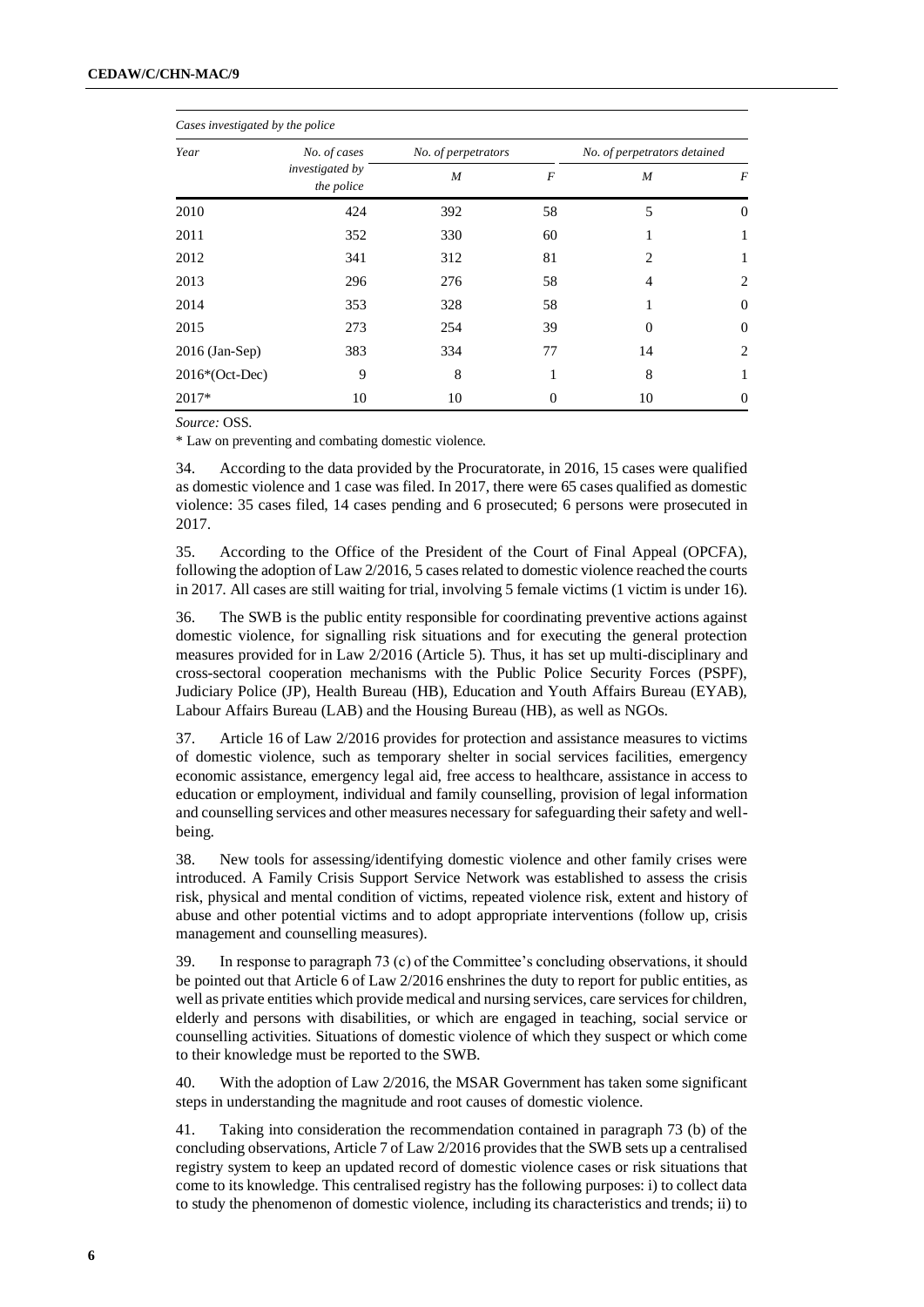*Cases investigated by the police*

| *Year* | *No. of cases investigated by the police* | *No. of perpetrators* | | *No. of perpetrators detained* | |
|---|---|---|---|---|---|
| | | *M* | *F* | *M* | *F* |
| 2010 | 424 | 392 | 58 | 5 | 0 |
| 2011 | 352 | 330 | 60 | 1 | 1 |
| 2012 | 341 | 312 | 81 | 2 | 1 |
| 2013 | 296 | 276 | 58 | 4 | 2 |
| 2014 | 353 | 328 | 58 | 1 | 0 |
| 2015 | 273 | 254 | 39 | 0 | 0 |
| 2016 (Jan-Sep) | 383 | 334 | 77 | 14 | 2 |
| 2016*(Oct-Dec) | 9 | 8 | 1 | 8 | 1 |
| 2017* | 10 | 10 | 0 | 10 | 0 |

*Source:* OSS.

\* Law on preventing and combating domestic violence.

34. According to the data provided by the Procuratorate, in 2016, 15 cases were qualified as domestic violence and 1 case was filed. In 2017, there were 65 cases qualified as domestic violence: 35 cases filed, 14 cases pending and 6 prosecuted; 6 persons were prosecuted in 2017.

35. According to the Office of the President of the Court of Final Appeal (OPCFA), following the adoption of Law 2/2016, 5 cases related to domestic violence reached the courts in 2017. All cases are still waiting for trial, involving 5 female victims (1 victim is under 16).

36. The SWB is the public entity responsible for coordinating preventive actions against domestic violence, for signalling risk situations and for executing the general protection measures provided for in Law 2/2016 (Article 5). Thus, it has set up multi-disciplinary and cross-sectoral cooperation mechanisms with the Public Police Security Forces (PSPF), Judiciary Police (JP), Health Bureau (HB), Education and Youth Affairs Bureau (EYAB), Labour Affairs Bureau (LAB) and the Housing Bureau (HB), as well as NGOs.

37. Article 16 of Law 2/2016 provides for protection and assistance measures to victims of domestic violence, such as temporary shelter in social services facilities, emergency economic assistance, emergency legal aid, free access to healthcare, assistance in access to education or employment, individual and family counselling, provision of legal information and counselling services and other measures necessary for safeguarding their safety and well-being.

38. New tools for assessing/identifying domestic violence and other family crises were introduced. A Family Crisis Support Service Network was established to assess the crisis risk, physical and mental condition of victims, repeated violence risk, extent and history of abuse and other potential victims and to adopt appropriate interventions (follow up, crisis management and counselling measures).

39. In response to paragraph 73 (c) of the Committee's concluding observations, it should be pointed out that Article 6 of Law 2/2016 enshrines the duty to report for public entities, as well as private entities which provide medical and nursing services, care services for children, elderly and persons with disabilities, or which are engaged in teaching, social service or counselling activities. Situations of domestic violence of which they suspect or which come to their knowledge must be reported to the SWB.

40. With the adoption of Law 2/2016, the MSAR Government has taken some significant steps in understanding the magnitude and root causes of domestic violence.

41. Taking into consideration the recommendation contained in paragraph 73 (b) of the concluding observations, Article 7 of Law 2/2016 provides that the SWB sets up a centralised registry system to keep an updated record of domestic violence cases or risk situations that come to its knowledge. This centralised registry has the following purposes: i) to collect data to study the phenomenon of domestic violence, including its characteristics and trends; ii) to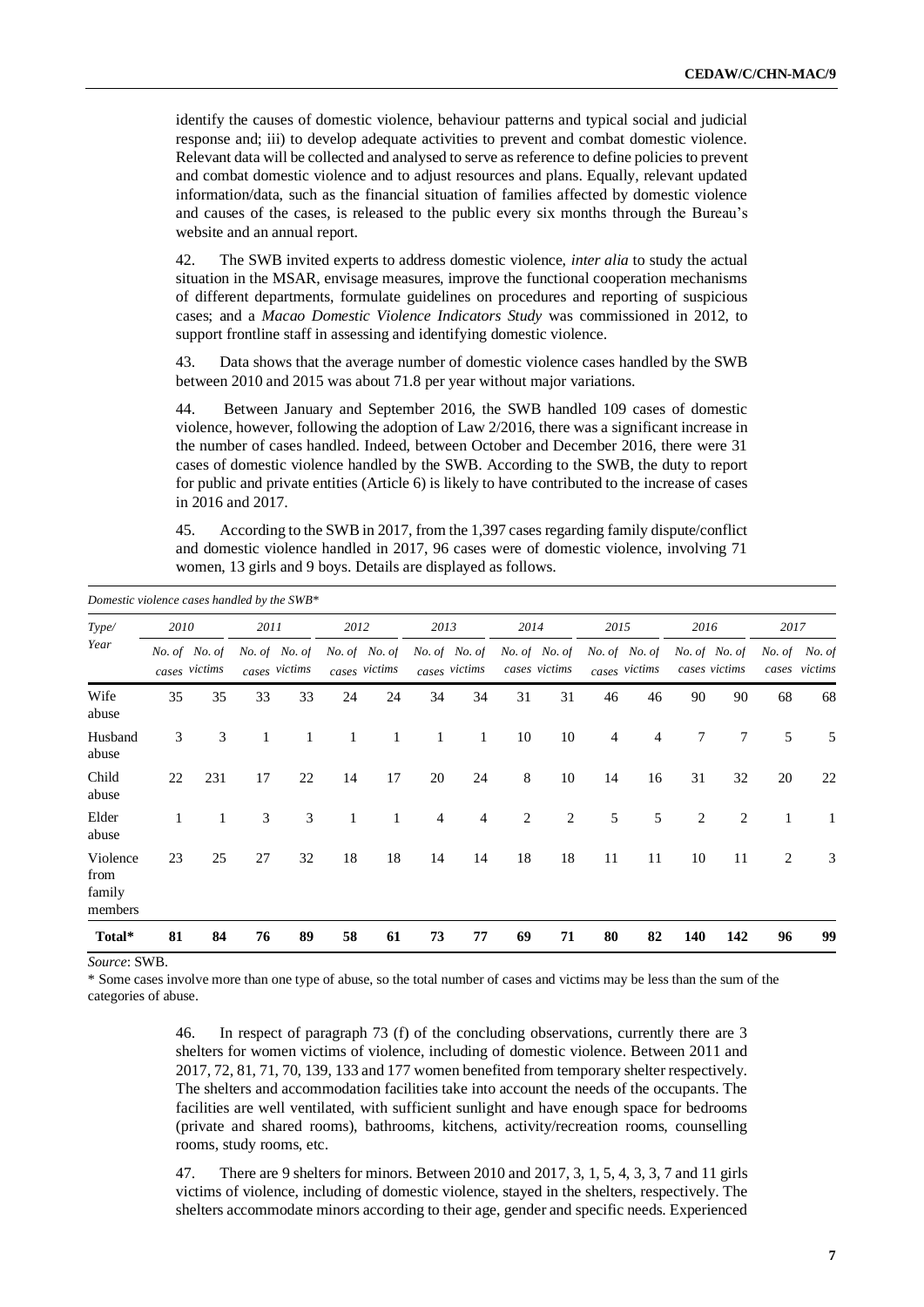identify the causes of domestic violence, behaviour patterns and typical social and judicial response and; iii) to develop adequate activities to prevent and combat domestic violence. Relevant data will be collected and analysed to serve as reference to define policies to prevent and combat domestic violence and to adjust resources and plans. Equally, relevant updated information/data, such as the financial situation of families affected by domestic violence and causes of the cases, is released to the public every six months through the Bureau's website and an annual report.

42. The SWB invited experts to address domestic violence, *inter alia* to study the actual situation in the MSAR, envisage measures, improve the functional cooperation mechanisms of different departments, formulate guidelines on procedures and reporting of suspicious cases; and a *Macao Domestic Violence Indicators Study* was commissioned in 2012, to support frontline staff in assessing and identifying domestic violence.

43. Data shows that the average number of domestic violence cases handled by the SWB between 2010 and 2015 was about 71.8 per year without major variations.

44. Between January and September 2016, the SWB handled 109 cases of domestic violence, however, following the adoption of Law 2/2016, there was a significant increase in the number of cases handled. Indeed, between October and December 2016, there were 31 cases of domestic violence handled by the SWB. According to the SWB, the duty to report for public and private entities (Article 6) is likely to have contributed to the increase of cases in 2016 and 2017.

45. According to the SWB in 2017, from the 1,397 cases regarding family dispute/conflict and domestic violence handled in 2017, 96 cases were of domestic violence, involving 71 women, 13 girls and 9 boys. Details are displayed as follows.

*Domestic violence cases handled by the SWB**

| *Type/ Year* | *2010* | | *2011* | | *2012* | | *2013* | | *2014* | | *2015* | | *2016* | | *2017* | |
|---|---|---|---|---|---|---|---|---|---|---|---|---|---|---|---|---|
| | *No. of cases* | *No. of victims* | *No. of cases* | *No. of victims* | *No. of cases* | *No. of victims* | *No. of cases* | *No. of victims* | *No. of cases* | *No. of victims* | *No. of cases* | *No. of victims* | *No. of cases* | *No. of victims* | *No. of cases* | *No. of victims* |
| Wife abuse | 35 | 35 | 33 | 33 | 24 | 24 | 34 | 34 | 31 | 31 | 46 | 46 | 90 | 90 | 68 | 68 |
| Husband abuse | 3 | 3 | 1 | 1 | 1 | 1 | 1 | 1 | 10 | 10 | 4 | 4 | 7 | 7 | 5 | 5 |
| Child abuse | 22 | 231 | 17 | 22 | 14 | 17 | 20 | 24 | 8 | 10 | 14 | 16 | 31 | 32 | 20 | 22 |
| Elder abuse | 1 | 1 | 3 | 3 | 1 | 1 | 4 | 4 | 2 | 2 | 5 | 5 | 2 | 2 | 1 | 1 |
| Violence from family members | 23 | 25 | 27 | 32 | 18 | 18 | 14 | 14 | 18 | 18 | 11 | 11 | 10 | 11 | 2 | 3 |
| **Total*** | **81** | **84** | **76** | **89** | **58** | **61** | **73** | **77** | **69** | **71** | **80** | **82** | **140** | **142** | **96** | **99** |

*Source*: SWB.

\* Some cases involve more than one type of abuse, so the total number of cases and victims may be less than the sum of the categories of abuse.

46. In respect of paragraph 73 (f) of the concluding observations, currently there are 3 shelters for women victims of violence, including of domestic violence. Between 2011 and 2017, 72, 81, 71, 70, 139, 133 and 177 women benefited from temporary shelter respectively. The shelters and accommodation facilities take into account the needs of the occupants. The facilities are well ventilated, with sufficient sunlight and have enough space for bedrooms (private and shared rooms), bathrooms, kitchens, activity/recreation rooms, counselling rooms, study rooms, etc.

47. There are 9 shelters for minors. Between 2010 and 2017, 3, 1, 5, 4, 3, 3, 7 and 11 girls victims of violence, including of domestic violence, stayed in the shelters, respectively. The shelters accommodate minors according to their age, gender and specific needs. Experienced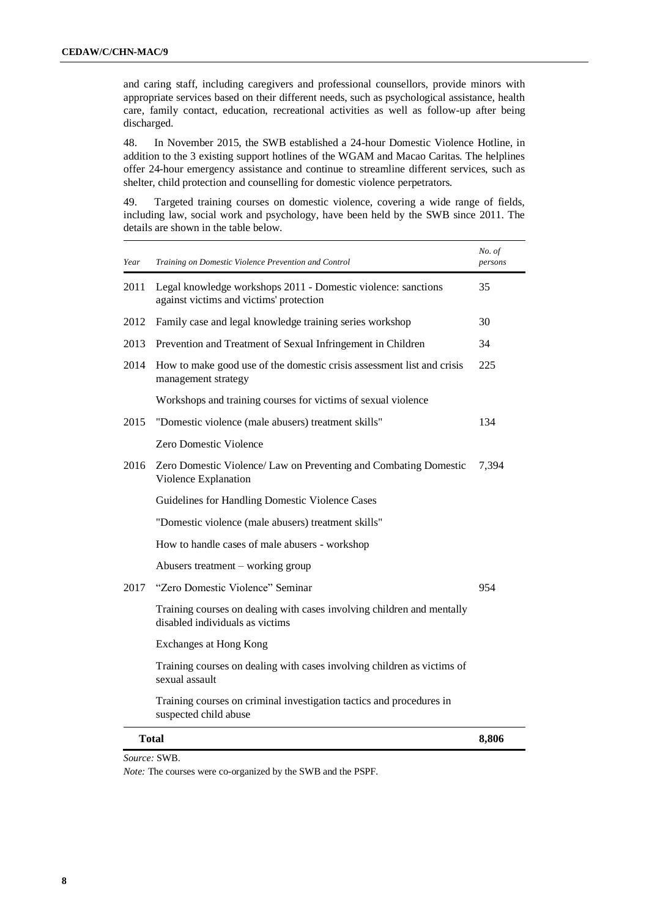and caring staff, including caregivers and professional counsellors, provide minors with appropriate services based on their different needs, such as psychological assistance, health care, family contact, education, recreational activities as well as follow-up after being discharged.

48. In November 2015, the SWB established a 24-hour Domestic Violence Hotline, in addition to the 3 existing support hotlines of the WGAM and Macao Caritas. The helplines offer 24-hour emergency assistance and continue to streamline different services, such as shelter, child protection and counselling for domestic violence perpetrators.

49. Targeted training courses on domestic violence, covering a wide range of fields, including law, social work and psychology, have been held by the SWB since 2011. The details are shown in the table below.

| *Year* | *Training on Domestic Violence Prevention and Control* | *No. of persons* |
|---|---|---|
| 2011 | Legal knowledge workshops 2011 - Domestic violence: sanctions against victims and victims' protection | 35 |
| 2012 | Family case and legal knowledge training series workshop | 30 |
| 2013 | Prevention and Treatment of Sexual Infringement in Children | 34 |
| 2014 | How to make good use of the domestic crisis assessment list and crisis management strategy | 225 |
| | Workshops and training courses for victims of sexual violence | |
| 2015 | "Domestic violence (male abusers) treatment skills" | 134 |
| | Zero Domestic Violence | |
| 2016 | Zero Domestic Violence/ Law on Preventing and Combating Domestic Violence Explanation | 7,394 |
| | Guidelines for Handling Domestic Violence Cases | |
| | "Domestic violence (male abusers) treatment skills" | |
| | How to handle cases of male abusers - workshop | |
| | Abusers treatment – working group | |
| 2017 | "Zero Domestic Violence" Seminar | 954 |
| | Training courses on dealing with cases involving children and mentally disabled individuals as victims | |
| | Exchanges at Hong Kong | |
| | Training courses on dealing with cases involving children as victims of sexual assault | |
| | Training courses on criminal investigation tactics and procedures in suspected child abuse | |
| **Total** | | **8,806** |

*Source:* SWB.

*Note:* The courses were co-organized by the SWB and the PSPF.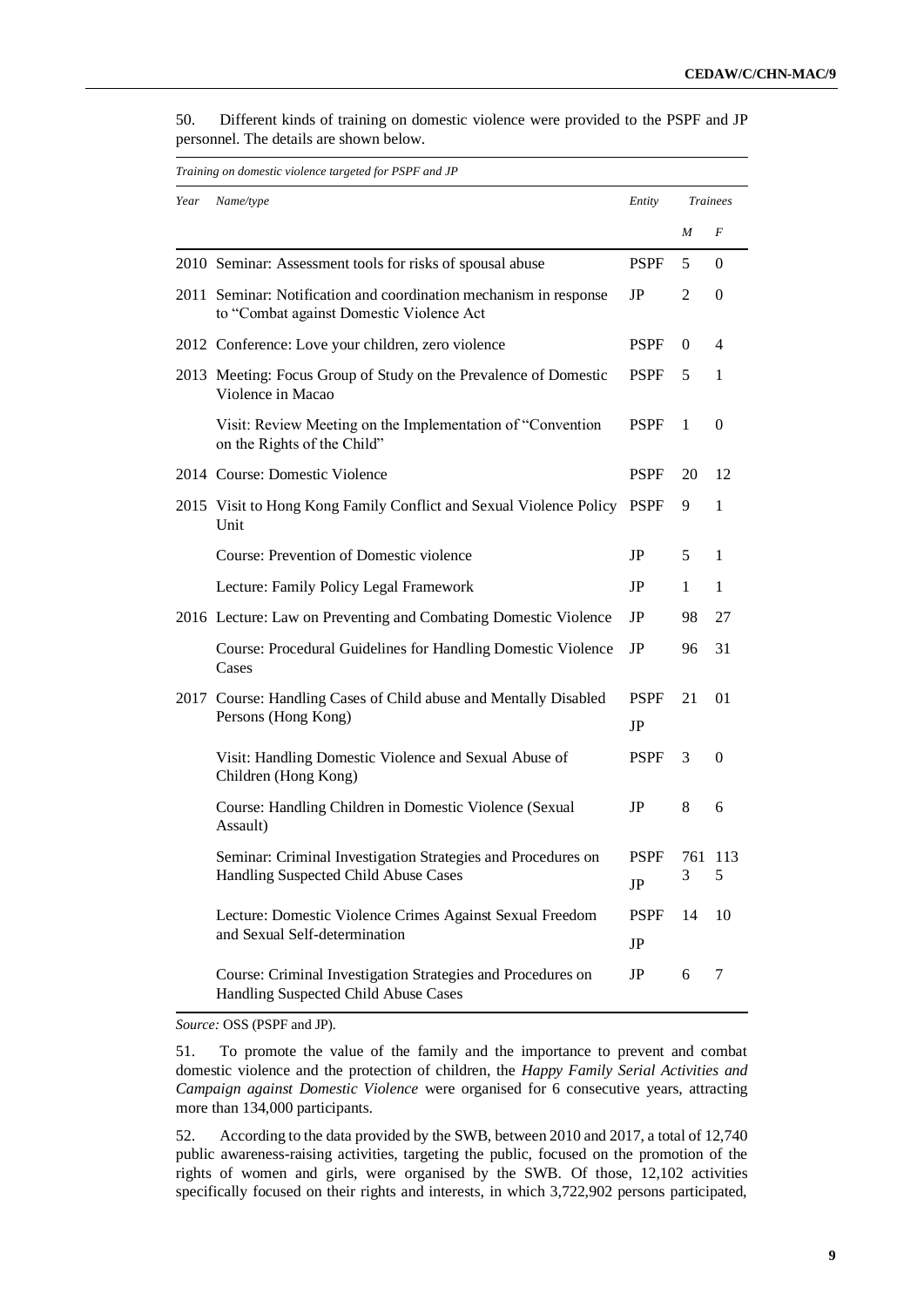50. Different kinds of training on domestic violence were provided to the PSPF and JP personnel. The details are shown below.

*Training on domestic violence targeted for PSPF and JP*

| Year | Name/type | Entity | Trainees | |
|---|---|---|---|---|
| | | | *M* | *F* |
| 2010 | Seminar: Assessment tools for risks of spousal abuse | PSPF | 5 | 0 |
| 2011 | Seminar: Notification and coordination mechanism in response to "Combat against Domestic Violence Act | JP | 2 | 0 |
| 2012 | Conference: Love your children, zero violence | PSPF | 0 | 4 |
| 2013 | Meeting: Focus Group of Study on the Prevalence of Domestic Violence in Macao | PSPF | 5 | 1 |
| | Visit: Review Meeting on the Implementation of "Convention on the Rights of the Child" | PSPF | 1 | 0 |
| 2014 | Course: Domestic Violence | PSPF | 20 | 12 |
| 2015 | Visit to Hong Kong Family Conflict and Sexual Violence Policy Unit | PSPF | 9 | 1 |
| | Course: Prevention of Domestic violence | JP | 5 | 1 |
| | Lecture: Family Policy Legal Framework | JP | 1 | 1 |
| 2016 | Lecture: Law on Preventing and Combating Domestic Violence | JP | 98 | 27 |
| | Course: Procedural Guidelines for Handling Domestic Violence Cases | JP | 96 | 31 |
| 2017 | Course: Handling Cases of Child abuse and Mentally Disabled Persons (Hong Kong) | PSPF<br>JP | 21 | 01 |
| | Visit: Handling Domestic Violence and Sexual Abuse of Children (Hong Kong) | PSPF | 3 | 0 |
| | Course: Handling Children in Domestic Violence (Sexual Assault) | JP | 8 | 6 |
| | Seminar: Criminal Investigation Strategies and Procedures on Handling Suspected Child Abuse Cases | PSPF<br>JP | 761<br>3 | 113<br>5 |
| | Lecture: Domestic Violence Crimes Against Sexual Freedom and Sexual Self-determination | PSPF<br>JP | 14 | 10 |
| | Course: Criminal Investigation Strategies and Procedures on Handling Suspected Child Abuse Cases | JP | 6 | 7 |

*Source:* OSS (PSPF and JP).

51. To promote the value of the family and the importance to prevent and combat domestic violence and the protection of children, the *Happy Family Serial Activities and Campaign against Domestic Violence* were organised for 6 consecutive years, attracting more than 134,000 participants.

52. According to the data provided by the SWB, between 2010 and 2017, a total of 12,740 public awareness-raising activities, targeting the public, focused on the promotion of the rights of women and girls, were organised by the SWB. Of those, 12,102 activities specifically focused on their rights and interests, in which 3,722,902 persons participated,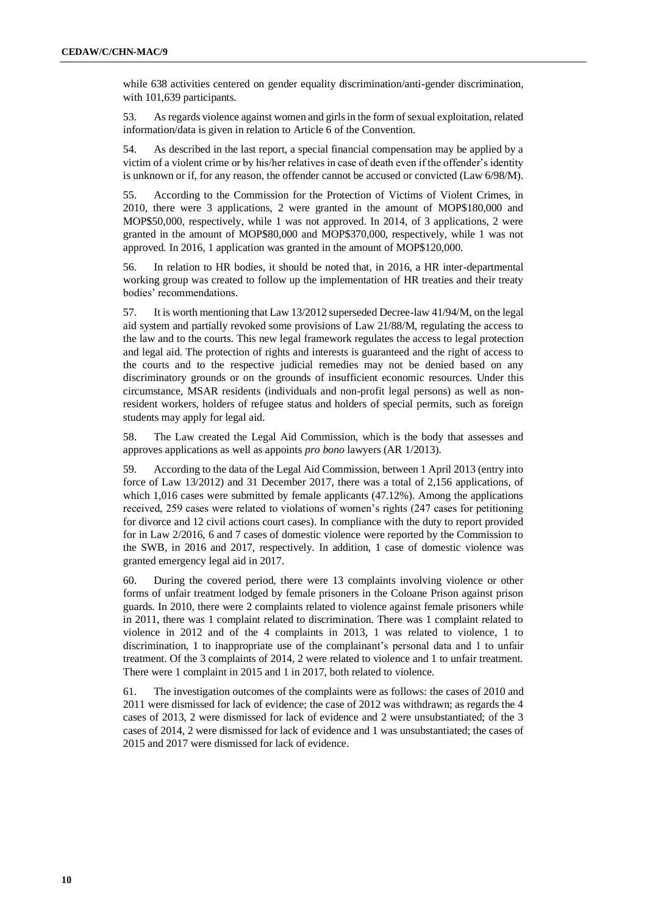while 638 activities centered on gender equality discrimination/anti-gender discrimination, with 101,639 participants.

53. As regards violence against women and girls in the form of sexual exploitation, related information/data is given in relation to Article 6 of the Convention.

54. As described in the last report, a special financial compensation may be applied by a victim of a violent crime or by his/her relatives in case of death even if the offender's identity is unknown or if, for any reason, the offender cannot be accused or convicted (Law 6/98/M).

55. According to the Commission for the Protection of Victims of Violent Crimes, in 2010, there were 3 applications, 2 were granted in the amount of MOP$180,000 and MOP$50,000, respectively, while 1 was not approved. In 2014, of 3 applications, 2 were granted in the amount of MOP$80,000 and MOP$370,000, respectively, while 1 was not approved. In 2016, 1 application was granted in the amount of MOP$120,000.

56. In relation to HR bodies, it should be noted that, in 2016, a HR inter-departmental working group was created to follow up the implementation of HR treaties and their treaty bodies' recommendations.

57. It is worth mentioning that Law 13/2012 superseded Decree-law 41/94/M, on the legal aid system and partially revoked some provisions of Law 21/88/M, regulating the access to the law and to the courts. This new legal framework regulates the access to legal protection and legal aid. The protection of rights and interests is guaranteed and the right of access to the courts and to the respective judicial remedies may not be denied based on any discriminatory grounds or on the grounds of insufficient economic resources. Under this circumstance, MSAR residents (individuals and non-profit legal persons) as well as non-resident workers, holders of refugee status and holders of special permits, such as foreign students may apply for legal aid.

58. The Law created the Legal Aid Commission, which is the body that assesses and approves applications as well as appoints *pro bono* lawyers (AR 1/2013).

59. According to the data of the Legal Aid Commission, between 1 April 2013 (entry into force of Law 13/2012) and 31 December 2017, there was a total of 2,156 applications, of which 1,016 cases were submitted by female applicants (47.12%). Among the applications received, 259 cases were related to violations of women's rights (247 cases for petitioning for divorce and 12 civil actions court cases). In compliance with the duty to report provided for in Law 2/2016, 6 and 7 cases of domestic violence were reported by the Commission to the SWB, in 2016 and 2017, respectively. In addition, 1 case of domestic violence was granted emergency legal aid in 2017.

60. During the covered period, there were 13 complaints involving violence or other forms of unfair treatment lodged by female prisoners in the Coloane Prison against prison guards. In 2010, there were 2 complaints related to violence against female prisoners while in 2011, there was 1 complaint related to discrimination. There was 1 complaint related to violence in 2012 and of the 4 complaints in 2013, 1 was related to violence, 1 to discrimination, 1 to inappropriate use of the complainant's personal data and 1 to unfair treatment. Of the 3 complaints of 2014, 2 were related to violence and 1 to unfair treatment. There were 1 complaint in 2015 and 1 in 2017, both related to violence.

61. The investigation outcomes of the complaints were as follows: the cases of 2010 and 2011 were dismissed for lack of evidence; the case of 2012 was withdrawn; as regards the 4 cases of 2013, 2 were dismissed for lack of evidence and 2 were unsubstantiated; of the 3 cases of 2014, 2 were dismissed for lack of evidence and 1 was unsubstantiated; the cases of 2015 and 2017 were dismissed for lack of evidence.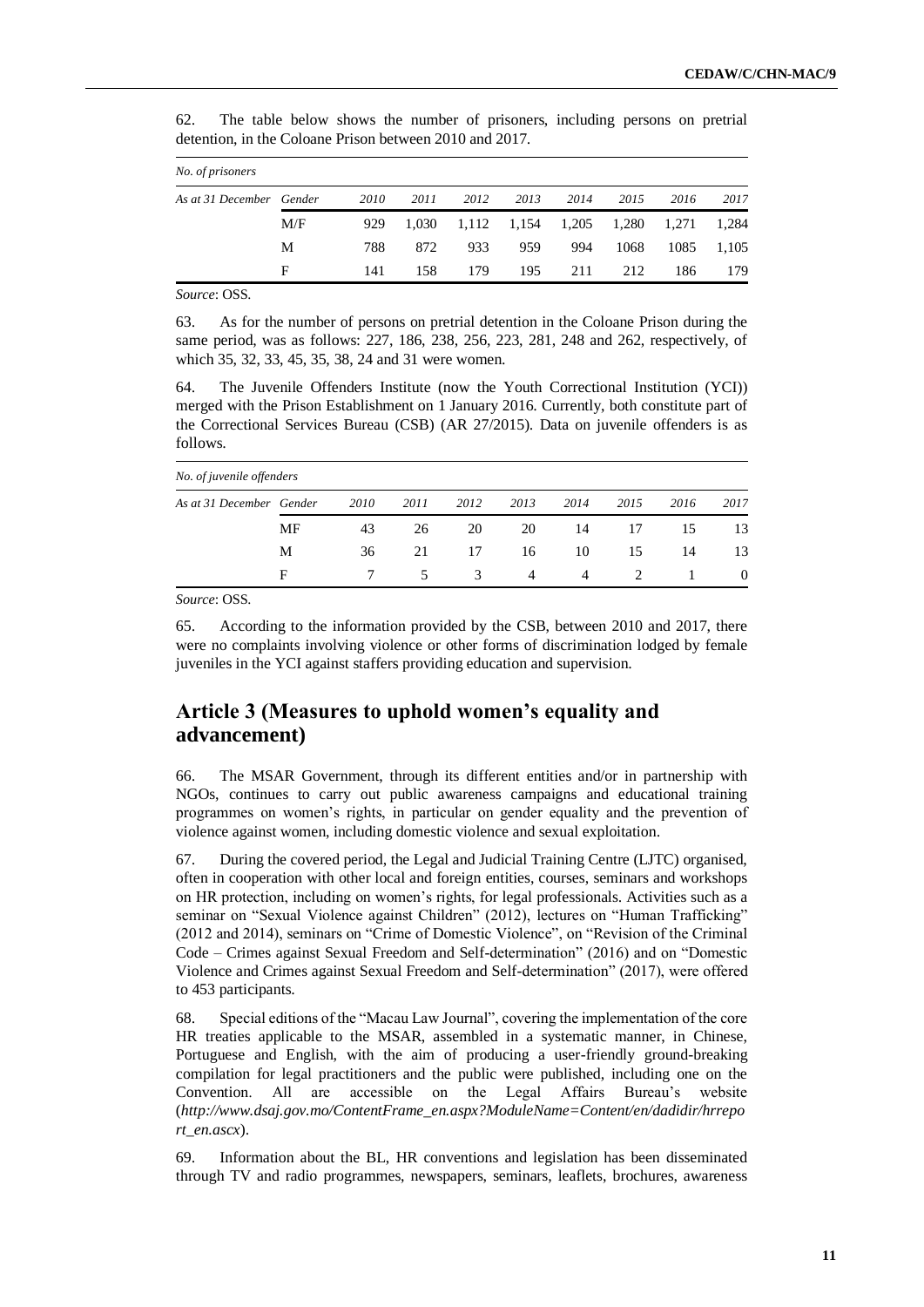62. The table below shows the number of prisoners, including persons on pretrial detention, in the Coloane Prison between 2010 and 2017.

| *No. of prisoners* | | | | | | | | | |
|---|---|---|---|---|---|---|---|---|---|
| *As at 31 December* | *Gender* | *2010* | *2011* | *2012* | *2013* | *2014* | *2015* | *2016* | *2017* |
| | M/F | 929 | 1,030 | 1,112 | 1,154 | 1,205 | 1,280 | 1,271 | 1,284 |
| | M | 788 | 872 | 933 | 959 | 994 | 1068 | 1085 | 1,105 |
| | F | 141 | 158 | 179 | 195 | 211 | 212 | 186 | 179 |

*Source*: OSS.

63. As for the number of persons on pretrial detention in the Coloane Prison during the same period, was as follows: 227, 186, 238, 256, 223, 281, 248 and 262, respectively, of which 35, 32, 33, 45, 35, 38, 24 and 31 were women.

64. The Juvenile Offenders Institute (now the Youth Correctional Institution (YCI)) merged with the Prison Establishment on 1 January 2016. Currently, both constitute part of the Correctional Services Bureau (CSB) (AR 27/2015). Data on juvenile offenders is as follows.

| *No. of juvenile offenders* | | | | | | | | | |
|---|---|---|---|---|---|---|---|---|---|
| *As at 31 December* | *Gender* | *2010* | *2011* | *2012* | *2013* | *2014* | *2015* | *2016* | *2017* |
| | MF | 43 | 26 | 20 | 20 | 14 | 17 | 15 | 13 |
| | M | 36 | 21 | 17 | 16 | 10 | 15 | 14 | 13 |
| | F | 7 | 5 | 3 | 4 | 4 | 2 | 1 | 0 |

*Source*: OSS.

65. According to the information provided by the CSB, between 2010 and 2017, there were no complaints involving violence or other forms of discrimination lodged by female juveniles in the YCI against staffers providing education and supervision.

## Article 3 (Measures to uphold women's equality and advancement)

66. The MSAR Government, through its different entities and/or in partnership with NGOs, continues to carry out public awareness campaigns and educational training programmes on women's rights, in particular on gender equality and the prevention of violence against women, including domestic violence and sexual exploitation.

67. During the covered period, the Legal and Judicial Training Centre (LJTC) organised, often in cooperation with other local and foreign entities, courses, seminars and workshops on HR protection, including on women's rights, for legal professionals. Activities such as a seminar on "Sexual Violence against Children" (2012), lectures on "Human Trafficking" (2012 and 2014), seminars on "Crime of Domestic Violence", on "Revision of the Criminal Code – Crimes against Sexual Freedom and Self-determination" (2016) and on "Domestic Violence and Crimes against Sexual Freedom and Self-determination" (2017), were offered to 453 participants.

68. Special editions of the "Macau Law Journal", covering the implementation of the core HR treaties applicable to the MSAR, assembled in a systematic manner, in Chinese, Portuguese and English, with the aim of producing a user-friendly ground-breaking compilation for legal practitioners and the public were published, including one on the Convention. All are accessible on the Legal Affairs Bureau's website (*http://www.dsaj.gov.mo/ContentFrame_en.aspx?ModuleName=Content/en/dadidir/hrreport_en.ascx*).

69. Information about the BL, HR conventions and legislation has been disseminated through TV and radio programmes, newspapers, seminars, leaflets, brochures, awareness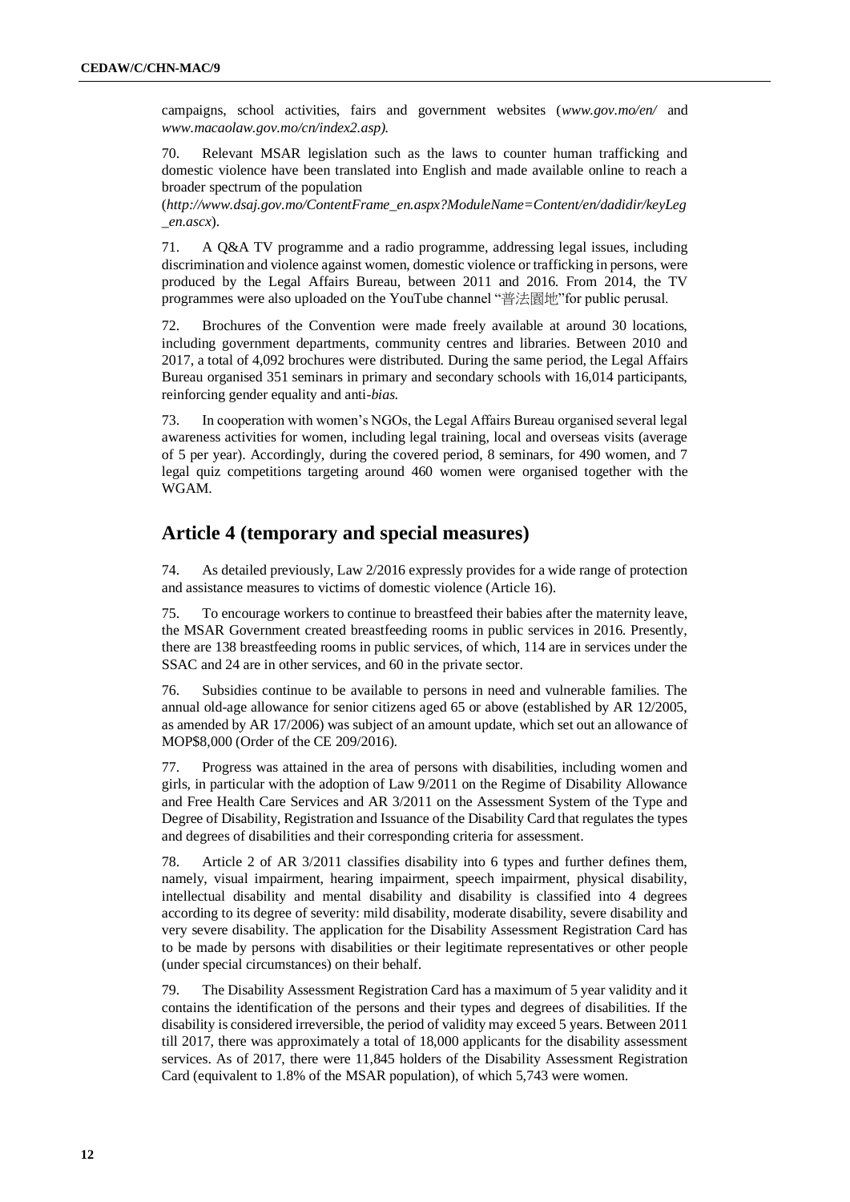campaigns, school activities, fairs and government websites (*www.gov.mo/en/* and *www.macaolaw.gov.mo/cn/index2.asp).*

70. Relevant MSAR legislation such as the laws to counter human trafficking and domestic violence have been translated into English and made available online to reach a broader spectrum of the population (*http://www.dsaj.gov.mo/ContentFrame_en.aspx?ModuleName=Content/en/dadidir/keyLeg_en.ascx*).

71. A Q&A TV programme and a radio programme, addressing legal issues, including discrimination and violence against women, domestic violence or trafficking in persons, were produced by the Legal Affairs Bureau, between 2011 and 2016. From 2014, the TV programmes were also uploaded on the YouTube channel "普法園地"for public perusal.

72. Brochures of the Convention were made freely available at around 30 locations, including government departments, community centres and libraries. Between 2010 and 2017, a total of 4,092 brochures were distributed. During the same period, the Legal Affairs Bureau organised 351 seminars in primary and secondary schools with 16,014 participants, reinforcing gender equality and anti-*bias.*

73. In cooperation with women's NGOs, the Legal Affairs Bureau organised several legal awareness activities for women, including legal training, local and overseas visits (average of 5 per year). Accordingly, during the covered period, 8 seminars, for 490 women, and 7 legal quiz competitions targeting around 460 women were organised together with the WGAM.

## Article 4 (temporary and special measures)

74. As detailed previously, Law 2/2016 expressly provides for a wide range of protection and assistance measures to victims of domestic violence (Article 16).

75. To encourage workers to continue to breastfeed their babies after the maternity leave, the MSAR Government created breastfeeding rooms in public services in 2016. Presently, there are 138 breastfeeding rooms in public services, of which, 114 are in services under the SSAC and 24 are in other services, and 60 in the private sector.

76. Subsidies continue to be available to persons in need and vulnerable families. The annual old-age allowance for senior citizens aged 65 or above (established by AR 12/2005, as amended by AR 17/2006) was subject of an amount update, which set out an allowance of MOP$8,000 (Order of the CE 209/2016).

77. Progress was attained in the area of persons with disabilities, including women and girls, in particular with the adoption of Law 9/2011 on the Regime of Disability Allowance and Free Health Care Services and AR 3/2011 on the Assessment System of the Type and Degree of Disability, Registration and Issuance of the Disability Card that regulates the types and degrees of disabilities and their corresponding criteria for assessment.

78. Article 2 of AR 3/2011 classifies disability into 6 types and further defines them, namely, visual impairment, hearing impairment, speech impairment, physical disability, intellectual disability and mental disability and disability is classified into 4 degrees according to its degree of severity: mild disability, moderate disability, severe disability and very severe disability. The application for the Disability Assessment Registration Card has to be made by persons with disabilities or their legitimate representatives or other people (under special circumstances) on their behalf.

79. The Disability Assessment Registration Card has a maximum of 5 year validity and it contains the identification of the persons and their types and degrees of disabilities. If the disability is considered irreversible, the period of validity may exceed 5 years. Between 2011 till 2017, there was approximately a total of 18,000 applicants for the disability assessment services. As of 2017, there were 11,845 holders of the Disability Assessment Registration Card (equivalent to 1.8% of the MSAR population), of which 5,743 were women.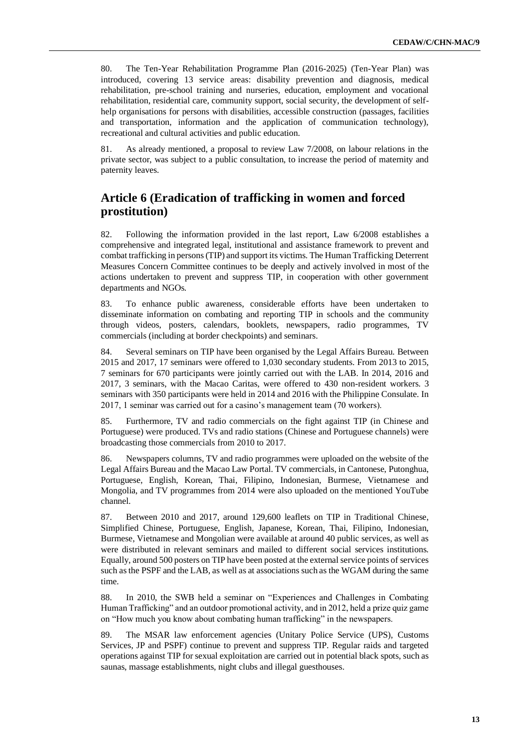80. The Ten-Year Rehabilitation Programme Plan (2016-2025) (Ten-Year Plan) was introduced, covering 13 service areas: disability prevention and diagnosis, medical rehabilitation, pre-school training and nurseries, education, employment and vocational rehabilitation, residential care, community support, social security, the development of self-help organisations for persons with disabilities, accessible construction (passages, facilities and transportation, information and the application of communication technology), recreational and cultural activities and public education.

81. As already mentioned, a proposal to review Law 7/2008, on labour relations in the private sector, was subject to a public consultation, to increase the period of maternity and paternity leaves.

## Article 6 (Eradication of trafficking in women and forced prostitution)

82. Following the information provided in the last report, Law 6/2008 establishes a comprehensive and integrated legal, institutional and assistance framework to prevent and combat trafficking in persons (TIP) and support its victims. The Human Trafficking Deterrent Measures Concern Committee continues to be deeply and actively involved in most of the actions undertaken to prevent and suppress TIP, in cooperation with other government departments and NGOs.

83. To enhance public awareness, considerable efforts have been undertaken to disseminate information on combating and reporting TIP in schools and the community through videos, posters, calendars, booklets, newspapers, radio programmes, TV commercials (including at border checkpoints) and seminars.

84. Several seminars on TIP have been organised by the Legal Affairs Bureau. Between 2015 and 2017, 17 seminars were offered to 1,030 secondary students. From 2013 to 2015, 7 seminars for 670 participants were jointly carried out with the LAB. In 2014, 2016 and 2017, 3 seminars, with the Macao Caritas, were offered to 430 non-resident workers. 3 seminars with 350 participants were held in 2014 and 2016 with the Philippine Consulate. In 2017, 1 seminar was carried out for a casino's management team (70 workers).

85. Furthermore, TV and radio commercials on the fight against TIP (in Chinese and Portuguese) were produced. TVs and radio stations (Chinese and Portuguese channels) were broadcasting those commercials from 2010 to 2017.

86. Newspapers columns, TV and radio programmes were uploaded on the website of the Legal Affairs Bureau and the Macao Law Portal. TV commercials, in Cantonese, Putonghua, Portuguese, English, Korean, Thai, Filipino, Indonesian, Burmese, Vietnamese and Mongolia, and TV programmes from 2014 were also uploaded on the mentioned YouTube channel.

87. Between 2010 and 2017, around 129,600 leaflets on TIP in Traditional Chinese, Simplified Chinese, Portuguese, English, Japanese, Korean, Thai, Filipino, Indonesian, Burmese, Vietnamese and Mongolian were available at around 40 public services, as well as were distributed in relevant seminars and mailed to different social services institutions. Equally, around 500 posters on TIP have been posted at the external service points of services such as the PSPF and the LAB, as well as at associations such as the WGAM during the same time.

88. In 2010, the SWB held a seminar on "Experiences and Challenges in Combating Human Trafficking" and an outdoor promotional activity, and in 2012, held a prize quiz game on "How much you know about combating human trafficking" in the newspapers.

89. The MSAR law enforcement agencies (Unitary Police Service (UPS), Customs Services, JP and PSPF) continue to prevent and suppress TIP. Regular raids and targeted operations against TIP for sexual exploitation are carried out in potential black spots, such as saunas, massage establishments, night clubs and illegal guesthouses.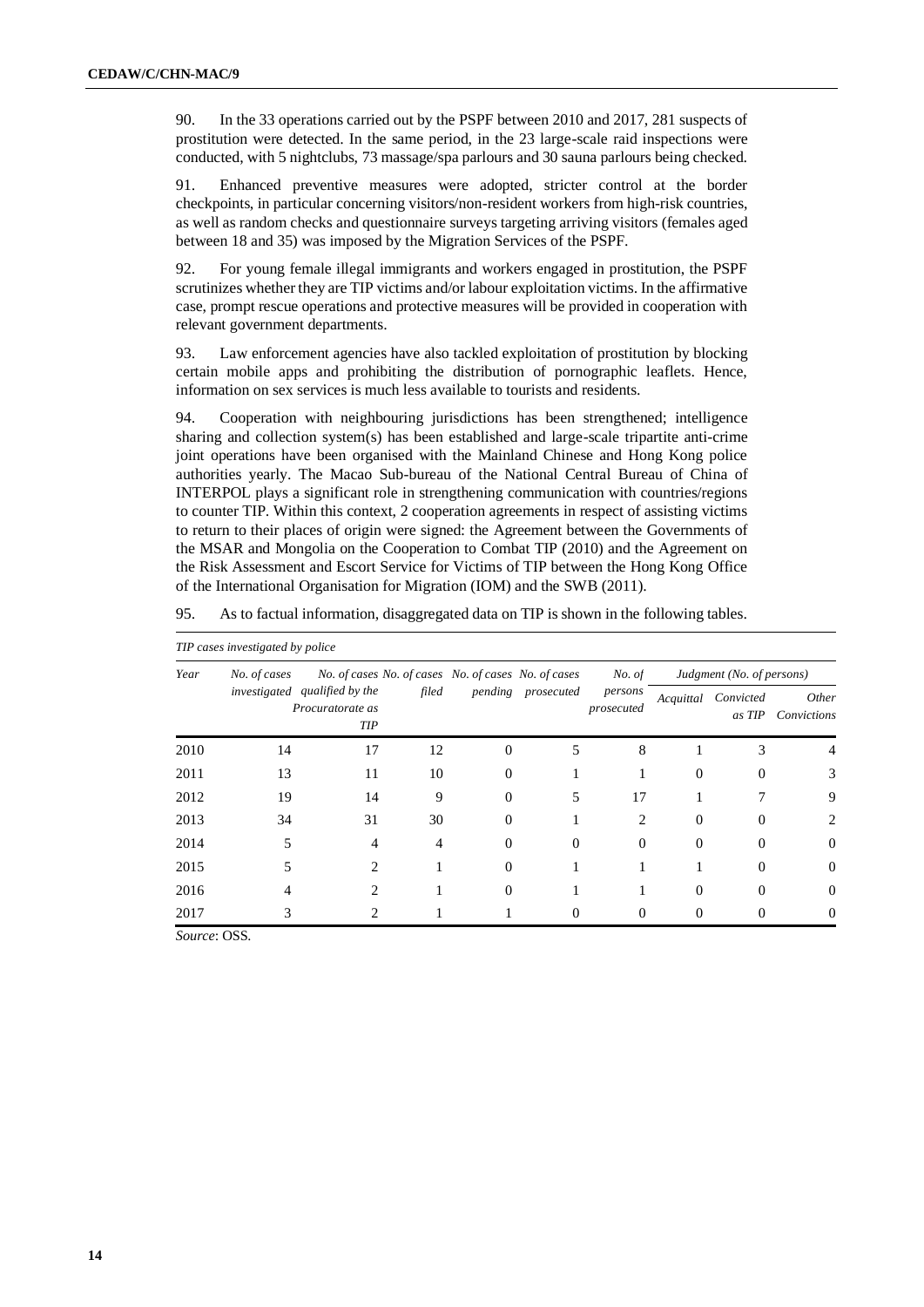90. In the 33 operations carried out by the PSPF between 2010 and 2017, 281 suspects of prostitution were detected. In the same period, in the 23 large-scale raid inspections were conducted, with 5 nightclubs, 73 massage/spa parlours and 30 sauna parlours being checked.

91. Enhanced preventive measures were adopted, stricter control at the border checkpoints, in particular concerning visitors/non-resident workers from high-risk countries, as well as random checks and questionnaire surveys targeting arriving visitors (females aged between 18 and 35) was imposed by the Migration Services of the PSPF.

92. For young female illegal immigrants and workers engaged in prostitution, the PSPF scrutinizes whether they are TIP victims and/or labour exploitation victims. In the affirmative case, prompt rescue operations and protective measures will be provided in cooperation with relevant government departments.

93. Law enforcement agencies have also tackled exploitation of prostitution by blocking certain mobile apps and prohibiting the distribution of pornographic leaflets. Hence, information on sex services is much less available to tourists and residents.

94. Cooperation with neighbouring jurisdictions has been strengthened; intelligence sharing and collection system(s) has been established and large-scale tripartite anti-crime joint operations have been organised with the Mainland Chinese and Hong Kong police authorities yearly. The Macao Sub-bureau of the National Central Bureau of China of INTERPOL plays a significant role in strengthening communication with countries/regions to counter TIP. Within this context, 2 cooperation agreements in respect of assisting victims to return to their places of origin were signed: the Agreement between the Governments of the MSAR and Mongolia on the Cooperation to Combat TIP (2010) and the Agreement on the Risk Assessment and Escort Service for Victims of TIP between the Hong Kong Office of the International Organisation for Migration (IOM) and the SWB (2011).

95. As to factual information, disaggregated data on TIP is shown in the following tables.

*TIP cases investigated by police*

| *Year* | *No. of cases investigated* | *No. of cases qualified by the Procuratorate as TIP* | *No. of cases filed* | *No. of cases pending* | *No. of cases prosecuted* | *No. of persons prosecuted* | *Judgment (No. of persons)* | | |
|---|---|---|---|---|---|---|---|---|---|
| | | | | | | | *Acquittal* | *Convicted as TIP* | *Other Convictions* |
| 2010 | 14 | 17 | 12 | 0 | 5 | 8 | 1 | 3 | 4 |
| 2011 | 13 | 11 | 10 | 0 | 1 | 1 | 0 | 0 | 3 |
| 2012 | 19 | 14 | 9 | 0 | 5 | 17 | 1 | 7 | 9 |
| 2013 | 34 | 31 | 30 | 0 | 1 | 2 | 0 | 0 | 2 |
| 2014 | 5 | 4 | 4 | 0 | 0 | 0 | 0 | 0 | 0 |
| 2015 | 5 | 2 | 1 | 0 | 1 | 1 | 1 | 0 | 0 |
| 2016 | 4 | 2 | 1 | 0 | 1 | 1 | 0 | 0 | 0 |
| 2017 | 3 | 2 | 1 | 1 | 0 | 0 | 0 | 0 | 0 |

*Source*: OSS.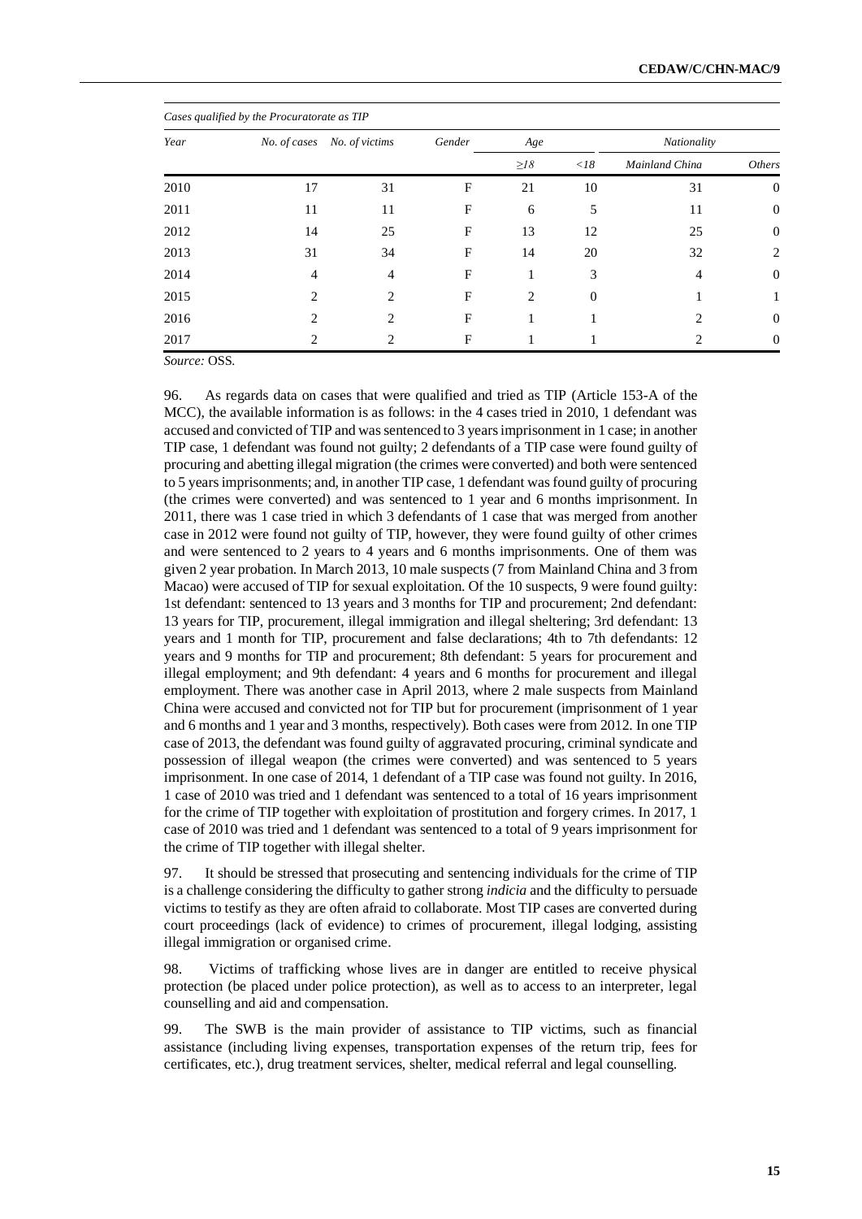*Cases qualified by the Procuratorate as TIP*

| Year | No. of cases | No. of victims | Gender | Age | | Nationality | |
|---|---|---|---|---|---|---|---|
| | | | | ≥18 | <18 | Mainland China | Others |
| 2010 | 17 | 31 | F | 21 | 10 | 31 | 0 |
| 2011 | 11 | 11 | F | 6 | 5 | 11 | 0 |
| 2012 | 14 | 25 | F | 13 | 12 | 25 | 0 |
| 2013 | 31 | 34 | F | 14 | 20 | 32 | 2 |
| 2014 | 4 | 4 | F | 1 | 3 | 4 | 0 |
| 2015 | 2 | 2 | F | 2 | 0 | 1 | 1 |
| 2016 | 2 | 2 | F | 1 | 1 | 2 | 0 |
| 2017 | 2 | 2 | F | 1 | 1 | 2 | 0 |

*Source:* OSS.

96. As regards data on cases that were qualified and tried as TIP (Article 153-A of the MCC), the available information is as follows: in the 4 cases tried in 2010, 1 defendant was accused and convicted of TIP and was sentenced to 3 years imprisonment in 1 case; in another TIP case, 1 defendant was found not guilty; 2 defendants of a TIP case were found guilty of procuring and abetting illegal migration (the crimes were converted) and both were sentenced to 5 years imprisonments; and, in another TIP case, 1 defendant was found guilty of procuring (the crimes were converted) and was sentenced to 1 year and 6 months imprisonment. In 2011, there was 1 case tried in which 3 defendants of 1 case that was merged from another case in 2012 were found not guilty of TIP, however, they were found guilty of other crimes and were sentenced to 2 years to 4 years and 6 months imprisonments. One of them was given 2 year probation. In March 2013, 10 male suspects (7 from Mainland China and 3 from Macao) were accused of TIP for sexual exploitation. Of the 10 suspects, 9 were found guilty: 1st defendant: sentenced to 13 years and 3 months for TIP and procurement; 2nd defendant: 13 years for TIP, procurement, illegal immigration and illegal sheltering; 3rd defendant: 13 years and 1 month for TIP, procurement and false declarations; 4th to 7th defendants: 12 years and 9 months for TIP and procurement; 8th defendant: 5 years for procurement and illegal employment; and 9th defendant: 4 years and 6 months for procurement and illegal employment. There was another case in April 2013, where 2 male suspects from Mainland China were accused and convicted not for TIP but for procurement (imprisonment of 1 year and 6 months and 1 year and 3 months, respectively). Both cases were from 2012. In one TIP case of 2013, the defendant was found guilty of aggravated procuring, criminal syndicate and possession of illegal weapon (the crimes were converted) and was sentenced to 5 years imprisonment. In one case of 2014, 1 defendant of a TIP case was found not guilty. In 2016, 1 case of 2010 was tried and 1 defendant was sentenced to a total of 16 years imprisonment for the crime of TIP together with exploitation of prostitution and forgery crimes. In 2017, 1 case of 2010 was tried and 1 defendant was sentenced to a total of 9 years imprisonment for the crime of TIP together with illegal shelter.

97. It should be stressed that prosecuting and sentencing individuals for the crime of TIP is a challenge considering the difficulty to gather strong *indicia* and the difficulty to persuade victims to testify as they are often afraid to collaborate. Most TIP cases are converted during court proceedings (lack of evidence) to crimes of procurement, illegal lodging, assisting illegal immigration or organised crime.

98. Victims of trafficking whose lives are in danger are entitled to receive physical protection (be placed under police protection), as well as to access to an interpreter, legal counselling and aid and compensation.

99. The SWB is the main provider of assistance to TIP victims, such as financial assistance (including living expenses, transportation expenses of the return trip, fees for certificates, etc.), drug treatment services, shelter, medical referral and legal counselling.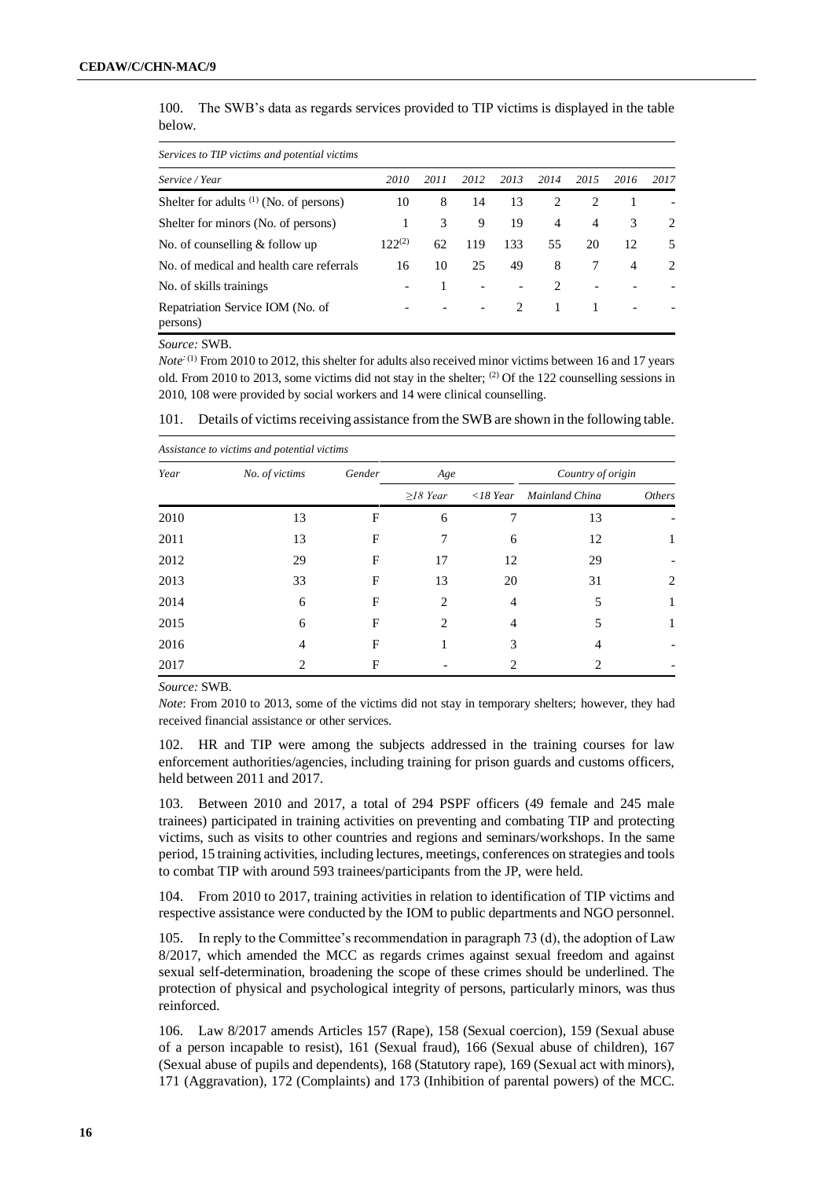100. The SWB's data as regards services provided to TIP victims is displayed in the table below.

*Services to TIP victims and potential victims*

| *Service / Year* | *2010* | *2011* | *2012* | *2013* | *2014* | *2015* | *2016* | *2017* |
|---|---|---|---|---|---|---|---|---|
| Shelter for adults [(1)] (No. of persons) | 10 | 8 | 14 | 13 | 2 | 2 | 1 | - |
| Shelter for minors (No. of persons) | 1 | 3 | 9 | 19 | 4 | 4 | 3 | 2 |
| No. of counselling & follow up | 122[(2)] | 62 | 119 | 133 | 55 | 20 | 12 | 5 |
| No. of medical and health care referrals | 16 | 10 | 25 | 49 | 8 | 7 | 4 | 2 |
| No. of skills trainings | - | 1 | - | - | 2 | - | - | - |
| Repatriation Service IOM (No. of persons) | - | - | - | 2 | 1 | 1 | - | - |

*Source:* SWB.

*Note:* [(1)] From 2010 to 2012, this shelter for adults also received minor victims between 16 and 17 years old. From 2010 to 2013, some victims did not stay in the shelter; [(2)] Of the 122 counselling sessions in 2010, 108 were provided by social workers and 14 were clinical counselling.

101. Details of victims receiving assistance from the SWB are shown in the following table.

*Assistance to victims and potential victims*

| *Year* | *No. of victims* | *Gender* | *Age* | | *Country of origin* | |
|---|---|---|---|---|---|---|
| | | | *≥18 Year* | *<18 Year* | *Mainland China* | *Others* |
| 2010 | 13 | F | 6 | 7 | 13 | - |
| 2011 | 13 | F | 7 | 6 | 12 | 1 |
| 2012 | 29 | F | 17 | 12 | 29 | - |
| 2013 | 33 | F | 13 | 20 | 31 | 2 |
| 2014 | 6 | F | 2 | 4 | 5 | 1 |
| 2015 | 6 | F | 2 | 4 | 5 | 1 |
| 2016 | 4 | F | 1 | 3 | 4 | - |
| 2017 | 2 | F | - | 2 | 2 | - |

*Source:* SWB.

*Note*: From 2010 to 2013, some of the victims did not stay in temporary shelters; however, they had received financial assistance or other services.

102. HR and TIP were among the subjects addressed in the training courses for law enforcement authorities/agencies, including training for prison guards and customs officers, held between 2011 and 2017.

103. Between 2010 and 2017, a total of 294 PSPF officers (49 female and 245 male trainees) participated in training activities on preventing and combating TIP and protecting victims, such as visits to other countries and regions and seminars/workshops. In the same period, 15 training activities, including lectures, meetings, conferences on strategies and tools to combat TIP with around 593 trainees/participants from the JP, were held.

104. From 2010 to 2017, training activities in relation to identification of TIP victims and respective assistance were conducted by the IOM to public departments and NGO personnel.

105. In reply to the Committee's recommendation in paragraph 73 (d), the adoption of Law 8/2017, which amended the MCC as regards crimes against sexual freedom and against sexual self-determination, broadening the scope of these crimes should be underlined. The protection of physical and psychological integrity of persons, particularly minors, was thus reinforced.

106. Law 8/2017 amends Articles 157 (Rape), 158 (Sexual coercion), 159 (Sexual abuse of a person incapable to resist), 161 (Sexual fraud), 166 (Sexual abuse of children), 167 (Sexual abuse of pupils and dependents), 168 (Statutory rape), 169 (Sexual act with minors), 171 (Aggravation), 172 (Complaints) and 173 (Inhibition of parental powers) of the MCC.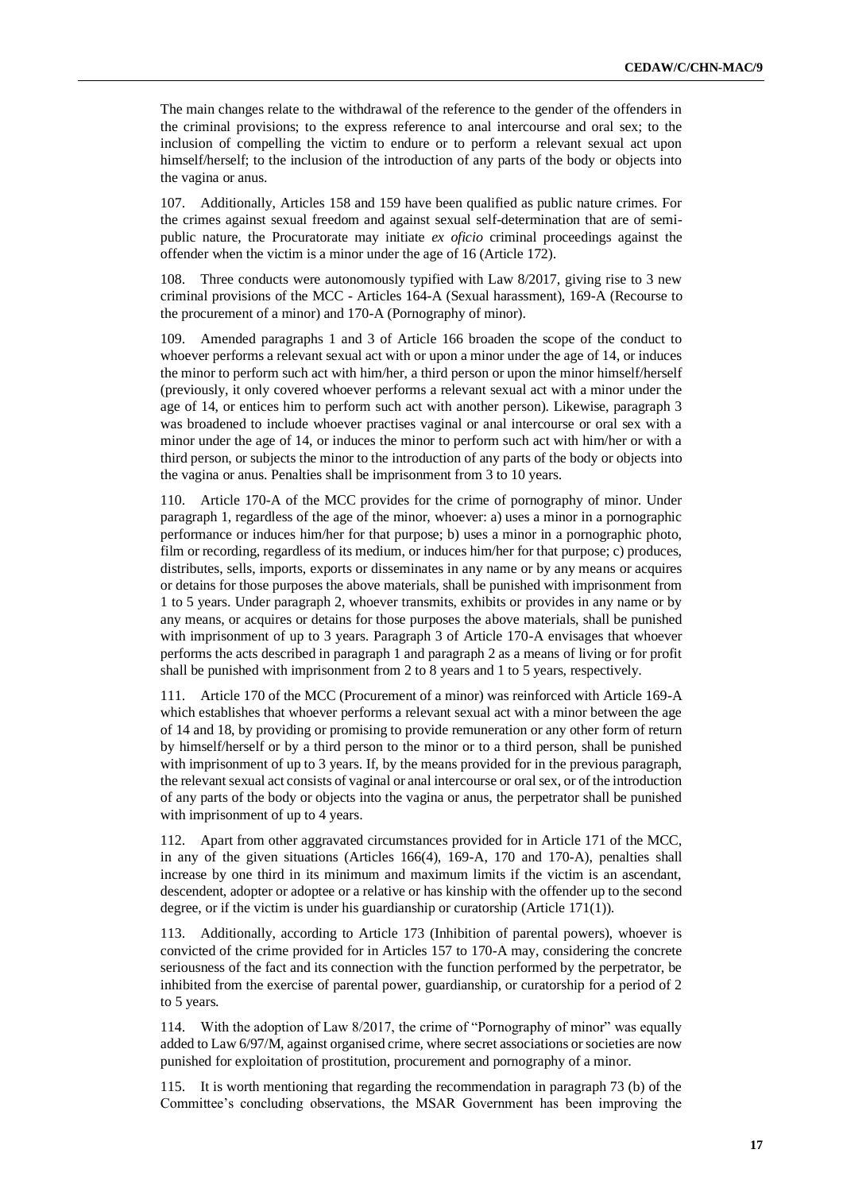The main changes relate to the withdrawal of the reference to the gender of the offenders in the criminal provisions; to the express reference to anal intercourse and oral sex; to the inclusion of compelling the victim to endure or to perform a relevant sexual act upon himself/herself; to the inclusion of the introduction of any parts of the body or objects into the vagina or anus.

107. Additionally, Articles 158 and 159 have been qualified as public nature crimes. For the crimes against sexual freedom and against sexual self-determination that are of semi-public nature, the Procuratorate may initiate *ex oficio* criminal proceedings against the offender when the victim is a minor under the age of 16 (Article 172).

108. Three conducts were autonomously typified with Law 8/2017, giving rise to 3 new criminal provisions of the MCC - Articles 164-A (Sexual harassment), 169-A (Recourse to the procurement of a minor) and 170-A (Pornography of minor).

109. Amended paragraphs 1 and 3 of Article 166 broaden the scope of the conduct to whoever performs a relevant sexual act with or upon a minor under the age of 14, or induces the minor to perform such act with him/her, a third person or upon the minor himself/herself (previously, it only covered whoever performs a relevant sexual act with a minor under the age of 14, or entices him to perform such act with another person). Likewise, paragraph 3 was broadened to include whoever practises vaginal or anal intercourse or oral sex with a minor under the age of 14, or induces the minor to perform such act with him/her or with a third person, or subjects the minor to the introduction of any parts of the body or objects into the vagina or anus. Penalties shall be imprisonment from 3 to 10 years.

110. Article 170-A of the MCC provides for the crime of pornography of minor. Under paragraph 1, regardless of the age of the minor, whoever: a) uses a minor in a pornographic performance or induces him/her for that purpose; b) uses a minor in a pornographic photo, film or recording, regardless of its medium, or induces him/her for that purpose; c) produces, distributes, sells, imports, exports or disseminates in any name or by any means or acquires or detains for those purposes the above materials, shall be punished with imprisonment from 1 to 5 years. Under paragraph 2, whoever transmits, exhibits or provides in any name or by any means, or acquires or detains for those purposes the above materials, shall be punished with imprisonment of up to 3 years. Paragraph 3 of Article 170-A envisages that whoever performs the acts described in paragraph 1 and paragraph 2 as a means of living or for profit shall be punished with imprisonment from 2 to 8 years and 1 to 5 years, respectively.

111. Article 170 of the MCC (Procurement of a minor) was reinforced with Article 169-A which establishes that whoever performs a relevant sexual act with a minor between the age of 14 and 18, by providing or promising to provide remuneration or any other form of return by himself/herself or by a third person to the minor or to a third person, shall be punished with imprisonment of up to 3 years. If, by the means provided for in the previous paragraph, the relevant sexual act consists of vaginal or anal intercourse or oral sex, or of the introduction of any parts of the body or objects into the vagina or anus, the perpetrator shall be punished with imprisonment of up to 4 years.

112. Apart from other aggravated circumstances provided for in Article 171 of the MCC, in any of the given situations (Articles 166(4), 169-A, 170 and 170-A), penalties shall increase by one third in its minimum and maximum limits if the victim is an ascendant, descendent, adopter or adoptee or a relative or has kinship with the offender up to the second degree, or if the victim is under his guardianship or curatorship (Article 171(1)).

113. Additionally, according to Article 173 (Inhibition of parental powers), whoever is convicted of the crime provided for in Articles 157 to 170-A may, considering the concrete seriousness of the fact and its connection with the function performed by the perpetrator, be inhibited from the exercise of parental power, guardianship, or curatorship for a period of 2 to 5 years.

114. With the adoption of Law 8/2017, the crime of "Pornography of minor" was equally added to Law 6/97/M, against organised crime, where secret associations or societies are now punished for exploitation of prostitution, procurement and pornography of a minor.

115. It is worth mentioning that regarding the recommendation in paragraph 73 (b) of the Committee's concluding observations, the MSAR Government has been improving the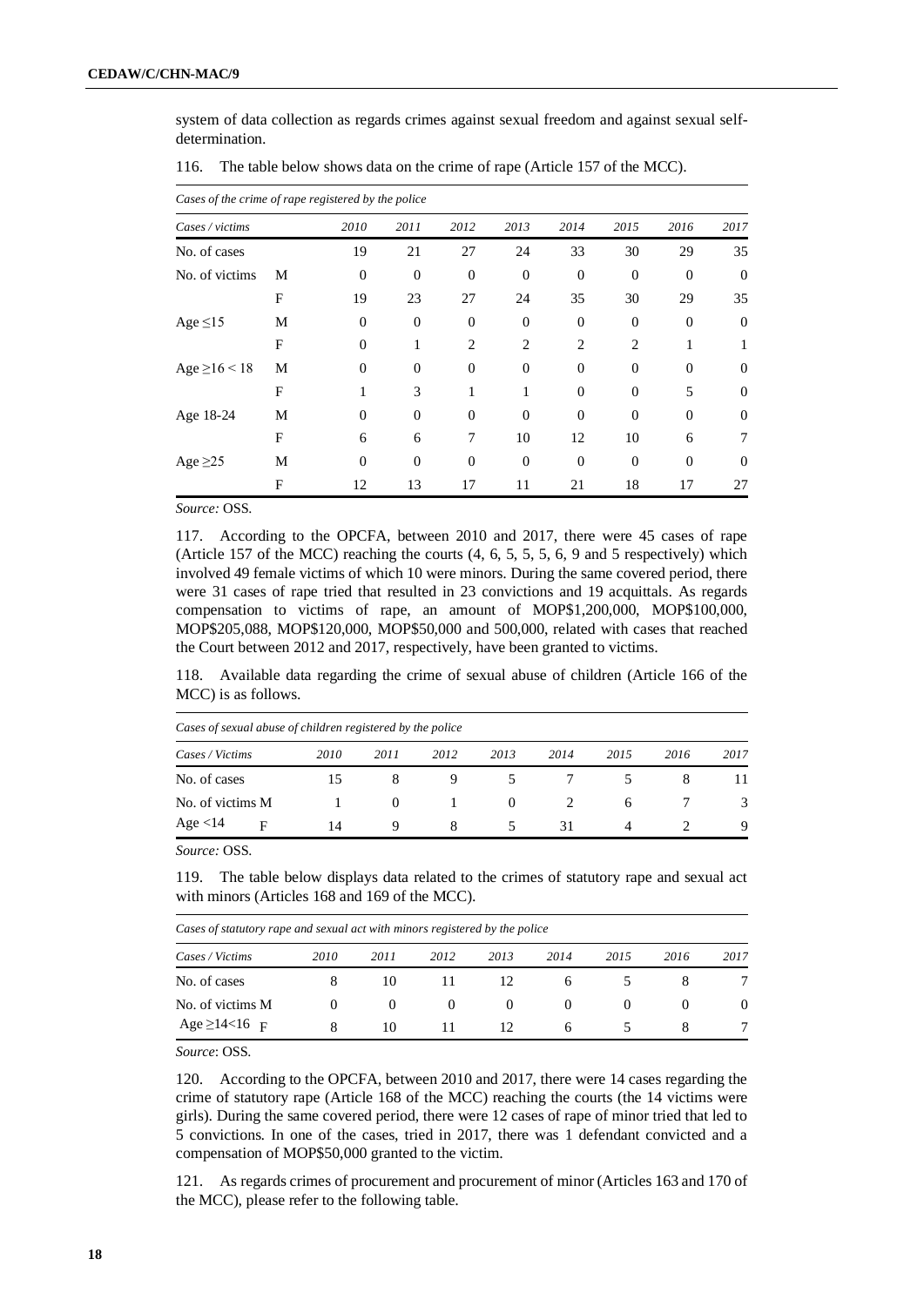system of data collection as regards crimes against sexual freedom and against sexual self-determination.

116. The table below shows data on the crime of rape (Article 157 of the MCC).

*Cases of the crime of rape registered by the police*

| *Cases / victims* | | *2010* | *2011* | *2012* | *2013* | *2014* | *2015* | *2016* | *2017* |
|---|---|---|---|---|---|---|---|---|---|
| No. of cases | | 19 | 21 | 27 | 24 | 33 | 30 | 29 | 35 |
| No. of victims | M | 0 | 0 | 0 | 0 | 0 | 0 | 0 | 0 |
| | F | 19 | 23 | 27 | 24 | 35 | 30 | 29 | 35 |
| Age ≤15 | M | 0 | 0 | 0 | 0 | 0 | 0 | 0 | 0 |
| | F | 0 | 1 | 2 | 2 | 2 | 2 | 1 | 1 |
| Age ≥16 < 18 | M | 0 | 0 | 0 | 0 | 0 | 0 | 0 | 0 |
| | F | 1 | 3 | 1 | 1 | 0 | 0 | 5 | 0 |
| Age 18-24 | M | 0 | 0 | 0 | 0 | 0 | 0 | 0 | 0 |
| | F | 6 | 6 | 7 | 10 | 12 | 10 | 6 | 7 |
| Age ≥25 | M | 0 | 0 | 0 | 0 | 0 | 0 | 0 | 0 |
| | F | 12 | 13 | 17 | 11 | 21 | 18 | 17 | 27 |

*Source:* OSS.

117. According to the OPCFA, between 2010 and 2017, there were 45 cases of rape (Article 157 of the MCC) reaching the courts (4, 6, 5, 5, 5, 6, 9 and 5 respectively) which involved 49 female victims of which 10 were minors. During the same covered period, there were 31 cases of rape tried that resulted in 23 convictions and 19 acquittals. As regards compensation to victims of rape, an amount of MOP$1,200,000, MOP$100,000, MOP$205,088, MOP$120,000, MOP$50,000 and 500,000, related with cases that reached the Court between 2012 and 2017, respectively, have been granted to victims.

118. Available data regarding the crime of sexual abuse of children (Article 166 of the MCC) is as follows.

*Cases of sexual abuse of children registered by the police*

| *Cases / Victims* | | *2010* | *2011* | *2012* | *2013* | *2014* | *2015* | *2016* | *2017* |
|---|---|---|---|---|---|---|---|---|---|
| No. of cases | | 15 | 8 | 9 | 5 | 7 | 5 | 8 | 11 |
| No. of victims | M | 1 | 0 | 1 | 0 | 2 | 6 | 7 | 3 |
| Age <14 | F | 14 | 9 | 8 | 5 | 31 | 4 | 2 | 9 |

*Source:* OSS.

119. The table below displays data related to the crimes of statutory rape and sexual act with minors (Articles 168 and 169 of the MCC).

*Cases of statutory rape and sexual act with minors registered by the police*

| *Cases / Victims* | | *2010* | *2011* | *2012* | *2013* | *2014* | *2015* | *2016* | *2017* |
|---|---|---|---|---|---|---|---|---|---|
| No. of cases | | 8 | 10 | 11 | 12 | 6 | 5 | 8 | 7 |
| No. of victims | M | 0 | 0 | 0 | 0 | 0 | 0 | 0 | 0 |
| Age ≥14<16 | F | 8 | 10 | 11 | 12 | 6 | 5 | 8 | 7 |

*Source*: OSS.

120. According to the OPCFA, between 2010 and 2017, there were 14 cases regarding the crime of statutory rape (Article 168 of the MCC) reaching the courts (the 14 victims were girls). During the same covered period, there were 12 cases of rape of minor tried that led to 5 convictions. In one of the cases, tried in 2017, there was 1 defendant convicted and a compensation of MOP$50,000 granted to the victim.

121. As regards crimes of procurement and procurement of minor (Articles 163 and 170 of the MCC), please refer to the following table.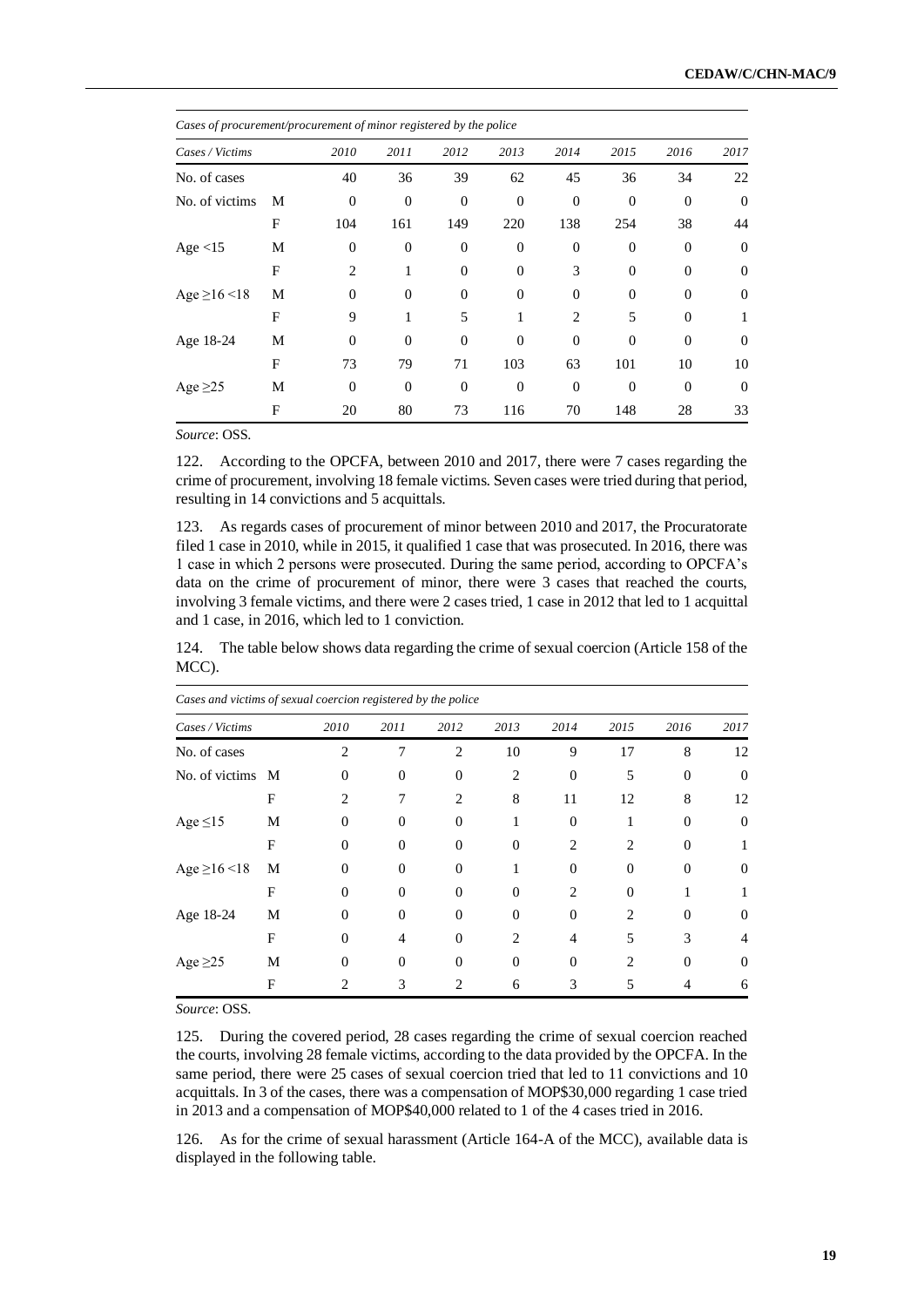*Cases of procurement/procurement of minor registered by the police*

| *Cases / Victims* | | *2010* | *2011* | *2012* | *2013* | *2014* | *2015* | *2016* | *2017* |
|---|---|---|---|---|---|---|---|---|---|
| No. of cases | | 40 | 36 | 39 | 62 | 45 | 36 | 34 | 22 |
| No. of victims | M | 0 | 0 | 0 | 0 | 0 | 0 | 0 | 0 |
| | F | 104 | 161 | 149 | 220 | 138 | 254 | 38 | 44 |
| Age <15 | M | 0 | 0 | 0 | 0 | 0 | 0 | 0 | 0 |
| | F | 2 | 1 | 0 | 0 | 3 | 0 | 0 | 0 |
| Age ≥16 <18 | M | 0 | 0 | 0 | 0 | 0 | 0 | 0 | 0 |
| | F | 9 | 1 | 5 | 1 | 2 | 5 | 0 | 1 |
| Age 18-24 | M | 0 | 0 | 0 | 0 | 0 | 0 | 0 | 0 |
| | F | 73 | 79 | 71 | 103 | 63 | 101 | 10 | 10 |
| Age ≥25 | M | 0 | 0 | 0 | 0 | 0 | 0 | 0 | 0 |
| | F | 20 | 80 | 73 | 116 | 70 | 148 | 28 | 33 |

*Source*: OSS.

122. According to the OPCFA, between 2010 and 2017, there were 7 cases regarding the crime of procurement, involving 18 female victims. Seven cases were tried during that period, resulting in 14 convictions and 5 acquittals.

123. As regards cases of procurement of minor between 2010 and 2017, the Procuratorate filed 1 case in 2010, while in 2015, it qualified 1 case that was prosecuted. In 2016, there was 1 case in which 2 persons were prosecuted. During the same period, according to OPCFA's data on the crime of procurement of minor, there were 3 cases that reached the courts, involving 3 female victims, and there were 2 cases tried, 1 case in 2012 that led to 1 acquittal and 1 case, in 2016, which led to 1 conviction.

124. The table below shows data regarding the crime of sexual coercion (Article 158 of the MCC).

*Cases and victims of sexual coercion registered by the police*

| *Cases / Victims* | | *2010* | *2011* | *2012* | *2013* | *2014* | *2015* | *2016* | *2017* |
|---|---|---|---|---|---|---|---|---|---|
| No. of cases | | 2 | 7 | 2 | 10 | 9 | 17 | 8 | 12 |
| No. of victims | M | 0 | 0 | 0 | 2 | 0 | 5 | 0 | 0 |
| | F | 2 | 7 | 2 | 8 | 11 | 12 | 8 | 12 |
| Age ≤15 | M | 0 | 0 | 0 | 1 | 0 | 1 | 0 | 0 |
| | F | 0 | 0 | 0 | 0 | 2 | 2 | 0 | 1 |
| Age ≥16 <18 | M | 0 | 0 | 0 | 1 | 0 | 0 | 0 | 0 |
| | F | 0 | 0 | 0 | 0 | 2 | 0 | 1 | 1 |
| Age 18-24 | M | 0 | 0 | 0 | 0 | 0 | 2 | 0 | 0 |
| | F | 0 | 4 | 0 | 2 | 4 | 5 | 3 | 4 |
| Age ≥25 | M | 0 | 0 | 0 | 0 | 0 | 2 | 0 | 0 |
| | F | 2 | 3 | 2 | 6 | 3 | 5 | 4 | 6 |

*Source*: OSS.

125. During the covered period, 28 cases regarding the crime of sexual coercion reached the courts, involving 28 female victims, according to the data provided by the OPCFA. In the same period, there were 25 cases of sexual coercion tried that led to 11 convictions and 10 acquittals. In 3 of the cases, there was a compensation of MOP$30,000 regarding 1 case tried in 2013 and a compensation of MOP$40,000 related to 1 of the 4 cases tried in 2016.

126. As for the crime of sexual harassment (Article 164-A of the MCC), available data is displayed in the following table.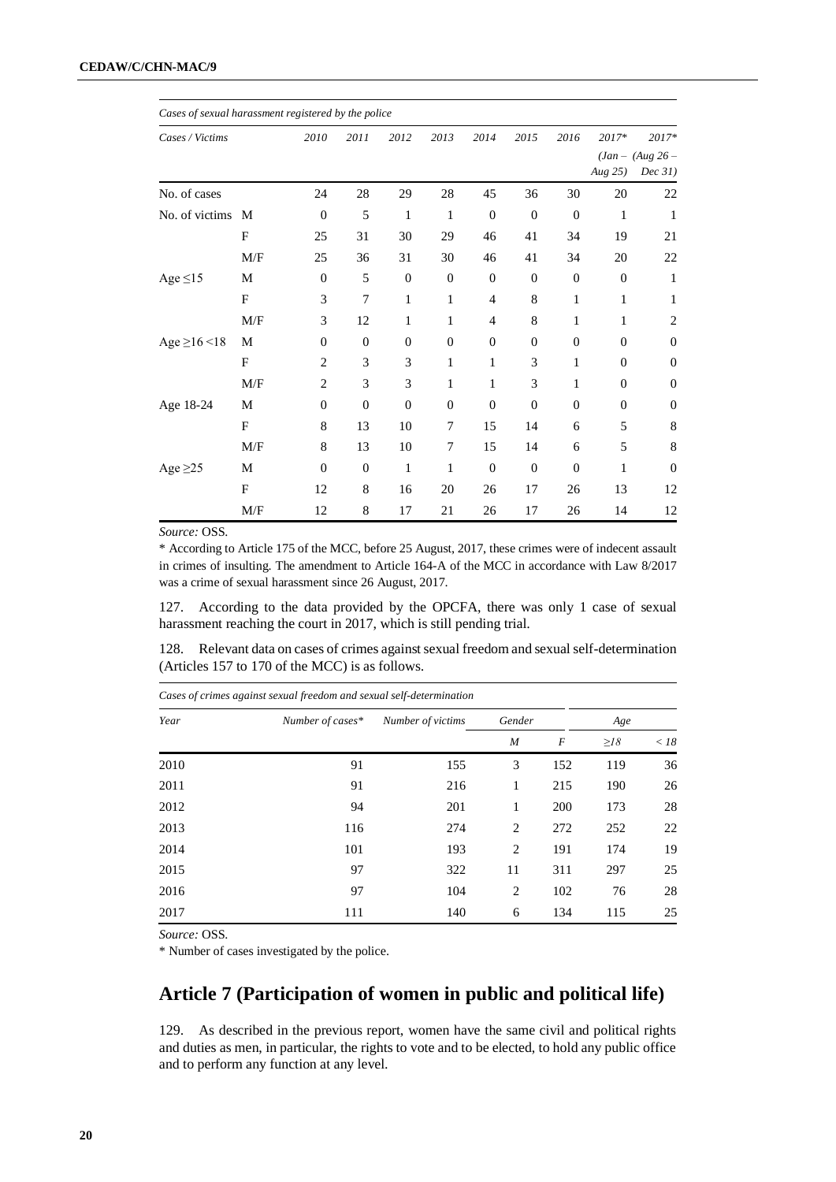*Cases of sexual harassment registered by the police*

| *Cases / Victims* | | *2010* | *2011* | *2012* | *2013* | *2014* | *2015* | *2016* | *2017* (Jan – Aug 25)* | *2017* (Aug 26 – Dec 31)* |
|---|---|---|---|---|---|---|---|---|---|---|
| No. of cases | | 24 | 28 | 29 | 28 | 45 | 36 | 30 | 20 | 22 |
| No. of victims | M | 0 | 5 | 1 | 1 | 0 | 0 | 0 | 1 | 1 |
| | F | 25 | 31 | 30 | 29 | 46 | 41 | 34 | 19 | 21 |
| | M/F | 25 | 36 | 31 | 30 | 46 | 41 | 34 | 20 | 22 |
| Age ≤15 | M | 0 | 5 | 0 | 0 | 0 | 0 | 0 | 0 | 1 |
| | F | 3 | 7 | 1 | 1 | 4 | 8 | 1 | 1 | 1 |
| | M/F | 3 | 12 | 1 | 1 | 4 | 8 | 1 | 1 | 2 |
| Age ≥16 <18 | M | 0 | 0 | 0 | 0 | 0 | 0 | 0 | 0 | 0 |
| | F | 2 | 3 | 3 | 1 | 1 | 3 | 1 | 0 | 0 |
| | M/F | 2 | 3 | 3 | 1 | 1 | 3 | 1 | 0 | 0 |
| Age 18-24 | M | 0 | 0 | 0 | 0 | 0 | 0 | 0 | 0 | 0 |
| | F | 8 | 13 | 10 | 7 | 15 | 14 | 6 | 5 | 8 |
| | M/F | 8 | 13 | 10 | 7 | 15 | 14 | 6 | 5 | 8 |
| Age ≥25 | M | 0 | 0 | 1 | 1 | 0 | 0 | 0 | 1 | 0 |
| | F | 12 | 8 | 16 | 20 | 26 | 17 | 26 | 13 | 12 |
| | M/F | 12 | 8 | 17 | 21 | 26 | 17 | 26 | 14 | 12 |

*Source:* OSS.

\* According to Article 175 of the MCC, before 25 August, 2017, these crimes were of indecent assault in crimes of insulting. The amendment to Article 164-A of the MCC in accordance with Law 8/2017 was a crime of sexual harassment since 26 August, 2017.

127. According to the data provided by the OPCFA, there was only 1 case of sexual harassment reaching the court in 2017, which is still pending trial.

128. Relevant data on cases of crimes against sexual freedom and sexual self-determination (Articles 157 to 170 of the MCC) is as follows.

*Cases of crimes against sexual freedom and sexual self-determination*

| *Year* | *Number of cases\** | *Number of victims* | *Gender* | | *Age* | |
|---|---|---|---|---|---|---|
| | | | *M* | *F* | *≥18* | *< 18* |
| 2010 | 91 | 155 | 3 | 152 | 119 | 36 |
| 2011 | 91 | 216 | 1 | 215 | 190 | 26 |
| 2012 | 94 | 201 | 1 | 200 | 173 | 28 |
| 2013 | 116 | 274 | 2 | 272 | 252 | 22 |
| 2014 | 101 | 193 | 2 | 191 | 174 | 19 |
| 2015 | 97 | 322 | 11 | 311 | 297 | 25 |
| 2016 | 97 | 104 | 2 | 102 | 76 | 28 |
| 2017 | 111 | 140 | 6 | 134 | 115 | 25 |

*Source:* OSS.

\* Number of cases investigated by the police.

## Article 7 (Participation of women in public and political life)

129. As described in the previous report, women have the same civil and political rights and duties as men, in particular, the rights to vote and to be elected, to hold any public office and to perform any function at any level.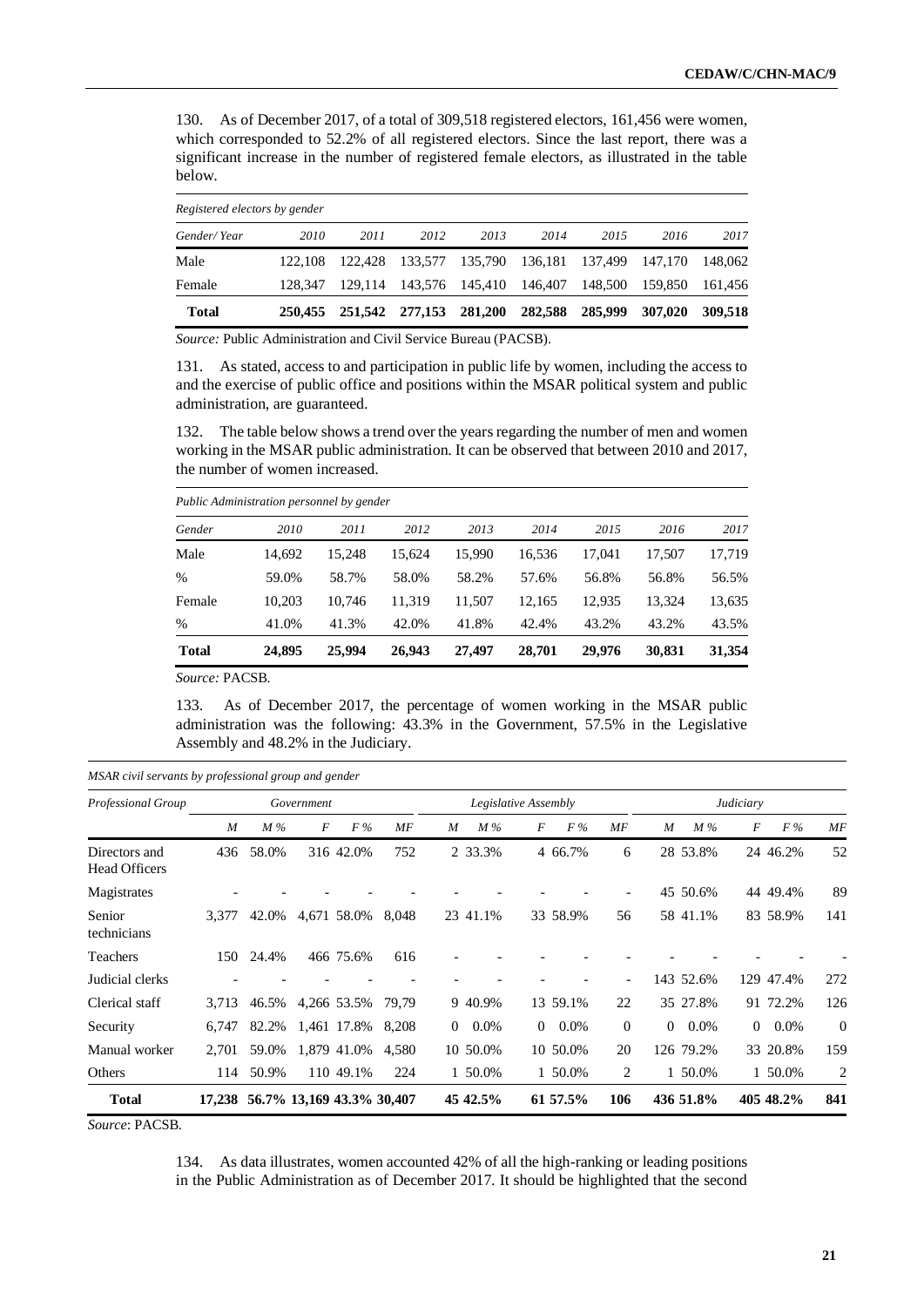130. As of December 2017, of a total of 309,518 registered electors, 161,456 were women, which corresponded to 52.2% of all registered electors. Since the last report, there was a significant increase in the number of registered female electors, as illustrated in the table below.

*Registered electors by gender*

| *Gender/ Year* | *2010* | *2011* | *2012* | *2013* | *2014* | *2015* | *2016* | *2017* |
|---|---|---|---|---|---|---|---|---|
| Male | 122,108 | 122,428 | 133,577 | 135,790 | 136,181 | 137,499 | 147,170 | 148,062 |
| Female | 128,347 | 129,114 | 143,576 | 145,410 | 146,407 | 148,500 | 159,850 | 161,456 |
| **Total** | **250,455** | **251,542** | **277,153** | **281,200** | **282,588** | **285,999** | **307,020** | **309,518** |

*Source:* Public Administration and Civil Service Bureau (PACSB).

131. As stated, access to and participation in public life by women, including the access to and the exercise of public office and positions within the MSAR political system and public administration, are guaranteed.

132. The table below shows a trend over the years regarding the number of men and women working in the MSAR public administration. It can be observed that between 2010 and 2017, the number of women increased.

*Public Administration personnel by gender*

| *Gender* | *2010* | *2011* | *2012* | *2013* | *2014* | *2015* | *2016* | *2017* |
|---|---|---|---|---|---|---|---|---|
| Male | 14,692 | 15,248 | 15,624 | 15,990 | 16,536 | 17,041 | 17,507 | 17,719 |
| % | 59.0% | 58.7% | 58.0% | 58.2% | 57.6% | 56.8% | 56.8% | 56.5% |
| Female | 10,203 | 10,746 | 11,319 | 11,507 | 12,165 | 12,935 | 13,324 | 13,635 |
| % | 41.0% | 41.3% | 42.0% | 41.8% | 42.4% | 43.2% | 43.2% | 43.5% |
| **Total** | **24,895** | **25,994** | **26,943** | **27,497** | **28,701** | **29,976** | **30,831** | **31,354** |

*Source:* PACSB.

133. As of December 2017, the percentage of women working in the MSAR public administration was the following: 43.3% in the Government, 57.5% in the Legislative Assembly and 48.2% in the Judiciary.

*MSAR civil servants by professional group and gender*

| *Professional Group* | *Government* | | | | | *Legislative Assembly* | | | | | *Judiciary* | | | | |
|---|---|---|---|---|---|---|---|---|---|---|---|---|---|---|---|
| | *M* | *M %* | *F* | *F %* | *MF* | *M* | *M %* | *F* | *F %* | *MF* | *M* | *M %* | *F* | *F %* | *MF* |
| Directors and Head Officers | 436 | 58.0% | 316 | 42.0% | 752 | 2 | 33.3% | 4 | 66.7% | 6 | 28 | 53.8% | 24 | 46.2% | 52 |
| Magistrates | - | - | - | - | - | - | - | - | - | - | 45 | 50.6% | 44 | 49.4% | 89 |
| Senior technicians | 3,377 | 42.0% | 4,671 | 58.0% | 8,048 | 23 | 41.1% | 33 | 58.9% | 56 | 58 | 41.1% | 83 | 58.9% | 141 |
| Teachers | 150 | 24.4% | 466 | 75.6% | 616 | - | - | - | - | - | - | - | - | - | - |
| Judicial clerks | - | - | - | - | - | - | - | - | - | - | 143 | 52.6% | 129 | 47.4% | 272 |
| Clerical staff | 3,713 | 46.5% | 4,266 | 53.5% | 79,79 | 9 | 40.9% | 13 | 59.1% | 22 | 35 | 27.8% | 91 | 72.2% | 126 |
| Security | 6,747 | 82.2% | 1,461 | 17.8% | 8,208 | 0 | 0.0% | 0 | 0.0% | 0 | 0 | 0.0% | 0 | 0.0% | 0 |
| Manual worker | 2,701 | 59.0% | 1,879 | 41.0% | 4,580 | 10 | 50.0% | 10 | 50.0% | 20 | 126 | 79.2% | 33 | 20.8% | 159 |
| Others | 114 | 50.9% | 110 | 49.1% | 224 | 1 | 50.0% | 1 | 50.0% | 2 | 1 | 50.0% | 1 | 50.0% | 2 |
| **Total** | **17,238** | **56.7%** | **13,169** | **43.3%** | **30,407** | **45** | **42.5%** | **61** | **57.5%** | **106** | **436** | **51.8%** | **405** | **48.2%** | **841** |

*Source*: PACSB.

134. As data illustrates, women accounted 42% of all the high-ranking or leading positions in the Public Administration as of December 2017. It should be highlighted that the second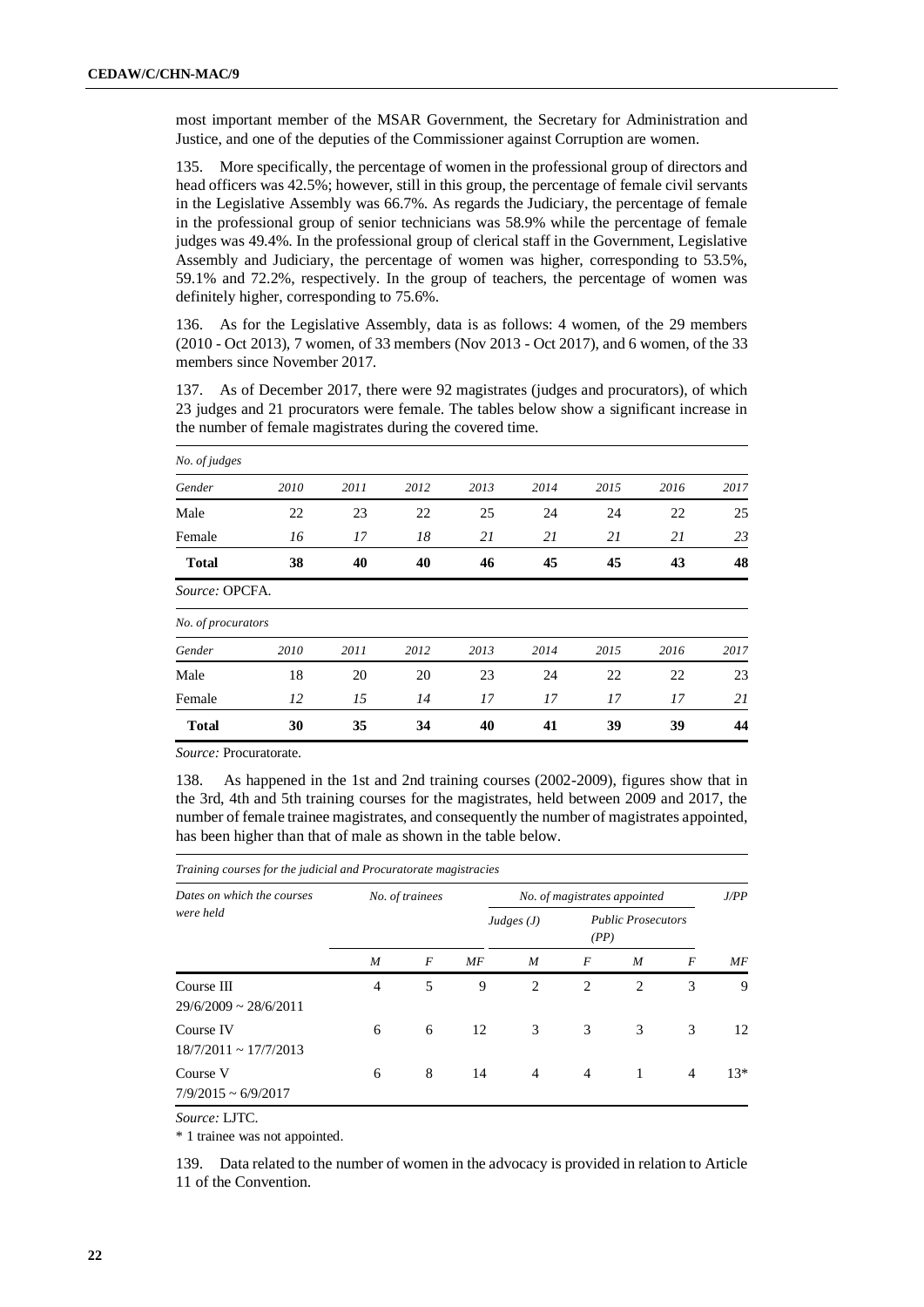most important member of the MSAR Government, the Secretary for Administration and Justice, and one of the deputies of the Commissioner against Corruption are women.

135. More specifically, the percentage of women in the professional group of directors and head officers was 42.5%; however, still in this group, the percentage of female civil servants in the Legislative Assembly was 66.7%. As regards the Judiciary, the percentage of female in the professional group of senior technicians was 58.9% while the percentage of female judges was 49.4%. In the professional group of clerical staff in the Government, Legislative Assembly and Judiciary, the percentage of women was higher, corresponding to 53.5%, 59.1% and 72.2%, respectively. In the group of teachers, the percentage of women was definitely higher, corresponding to 75.6%.

136. As for the Legislative Assembly, data is as follows: 4 women, of the 29 members (2010 - Oct 2013), 7 women, of 33 members (Nov 2013 - Oct 2017), and 6 women, of the 33 members since November 2017.

137. As of December 2017, there were 92 magistrates (judges and procurators), of which 23 judges and 21 procurators were female. The tables below show a significant increase in the number of female magistrates during the covered time.

*No. of judges*

| *Gender* | *2010* | *2011* | *2012* | *2013* | *2014* | *2015* | *2016* | *2017* |
|---|---|---|---|---|---|---|---|---|
| Male | 22 | 23 | 22 | 25 | 24 | 24 | 22 | 25 |
| Female | *16* | *17* | *18* | *21* | *21* | *21* | *21* | *23* |
| **Total** | **38** | **40** | **40** | **46** | **45** | **45** | **43** | **48** |

*Source:* OPCFA.

*No. of procurators*

| *Gender* | *2010* | *2011* | *2012* | *2013* | *2014* | *2015* | *2016* | *2017* |
|---|---|---|---|---|---|---|---|---|
| Male | 18 | 20 | 20 | 23 | 24 | 22 | 22 | 23 |
| Female | *12* | *15* | *14* | *17* | *17* | *17* | *17* | *21* |
| **Total** | **30** | **35** | **34** | **40** | **41** | **39** | **39** | **44** |

*Source:* Procuratorate.

138. As happened in the 1st and 2nd training courses (2002-2009), figures show that in the 3rd, 4th and 5th training courses for the magistrates, held between 2009 and 2017, the number of female trainee magistrates, and consequently the number of magistrates appointed, has been higher than that of male as shown in the table below.

*Training courses for the judicial and Procuratorate magistracies*

| *Dates on which the courses were held* | *No. of trainees* | | | *No. of magistrates appointed* | | | | *J/PP* |
|---|---|---|---|---|---|---|---|---|
| | | | | *Judges (J)* | | *Public Prosecutors (PP)* | | |
| | *M* | *F* | *MF* | *M* | *F* | *M* | *F* | *MF* |
| Course III 29/6/2009 ~ 28/6/2011 | 4 | 5 | 9 | 2 | 2 | 2 | 3 | 9 |
| Course IV 18/7/2011 ~ 17/7/2013 | 6 | 6 | 12 | 3 | 3 | 3 | 3 | 12 |
| Course V 7/9/2015 ~ 6/9/2017 | 6 | 8 | 14 | 4 | 4 | 1 | 4 | 13* |

*Source:* LJTC.

* 1 trainee was not appointed.

139. Data related to the number of women in the advocacy is provided in relation to Article 11 of the Convention.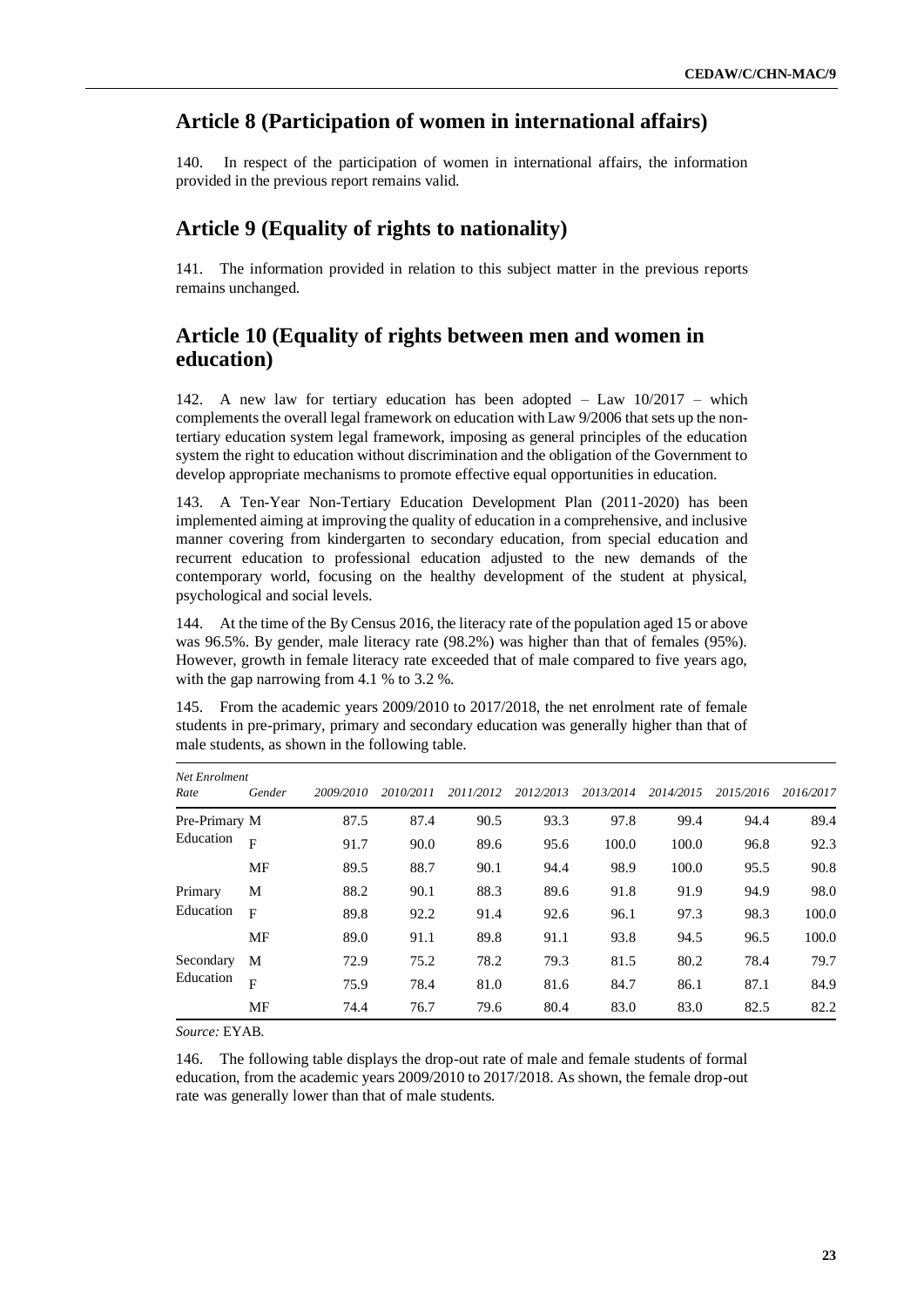## Article 8 (Participation of women in international affairs)

140. In respect of the participation of women in international affairs, the information provided in the previous report remains valid.

## Article 9 (Equality of rights to nationality)

141. The information provided in relation to this subject matter in the previous reports remains unchanged.

## Article 10 (Equality of rights between men and women in education)

142. A new law for tertiary education has been adopted – Law 10/2017 – which complements the overall legal framework on education with Law 9/2006 that sets up the non-tertiary education system legal framework, imposing as general principles of the education system the right to education without discrimination and the obligation of the Government to develop appropriate mechanisms to promote effective equal opportunities in education.

143. A Ten-Year Non-Tertiary Education Development Plan (2011-2020) has been implemented aiming at improving the quality of education in a comprehensive, and inclusive manner covering from kindergarten to secondary education, from special education and recurrent education to professional education adjusted to the new demands of the contemporary world, focusing on the healthy development of the student at physical, psychological and social levels.

144. At the time of the By Census 2016, the literacy rate of the population aged 15 or above was 96.5%. By gender, male literacy rate (98.2%) was higher than that of females (95%). However, growth in female literacy rate exceeded that of male compared to five years ago, with the gap narrowing from 4.1 % to 3.2 %.

145. From the academic years 2009/2010 to 2017/2018, the net enrolment rate of female students in pre-primary, primary and secondary education was generally higher than that of male students, as shown in the following table.

| *Net Enrolment Rate* | *Gender* | *2009/2010* | *2010/2011* | *2011/2012* | *2012/2013* | *2013/2014* | *2014/2015* | *2015/2016* | *2016/2017* |
|---|---|---|---|---|---|---|---|---|---|
| Pre-Primary Education | M | 87.5 | 87.4 | 90.5 | 93.3 | 97.8 | 99.4 | 94.4 | 89.4 |
| | F | 91.7 | 90.0 | 89.6 | 95.6 | 100.0 | 100.0 | 96.8 | 92.3 |
| | MF | 89.5 | 88.7 | 90.1 | 94.4 | 98.9 | 100.0 | 95.5 | 90.8 |
| Primary Education | M | 88.2 | 90.1 | 88.3 | 89.6 | 91.8 | 91.9 | 94.9 | 98.0 |
| | F | 89.8 | 92.2 | 91.4 | 92.6 | 96.1 | 97.3 | 98.3 | 100.0 |
| | MF | 89.0 | 91.1 | 89.8 | 91.1 | 93.8 | 94.5 | 96.5 | 100.0 |
| Secondary Education | M | 72.9 | 75.2 | 78.2 | 79.3 | 81.5 | 80.2 | 78.4 | 79.7 |
| | F | 75.9 | 78.4 | 81.0 | 81.6 | 84.7 | 86.1 | 87.1 | 84.9 |
| | MF | 74.4 | 76.7 | 79.6 | 80.4 | 83.0 | 83.0 | 82.5 | 82.2 |

*Source:* EYAB.

146. The following table displays the drop-out rate of male and female students of formal education, from the academic years 2009/2010 to 2017/2018. As shown, the female drop-out rate was generally lower than that of male students.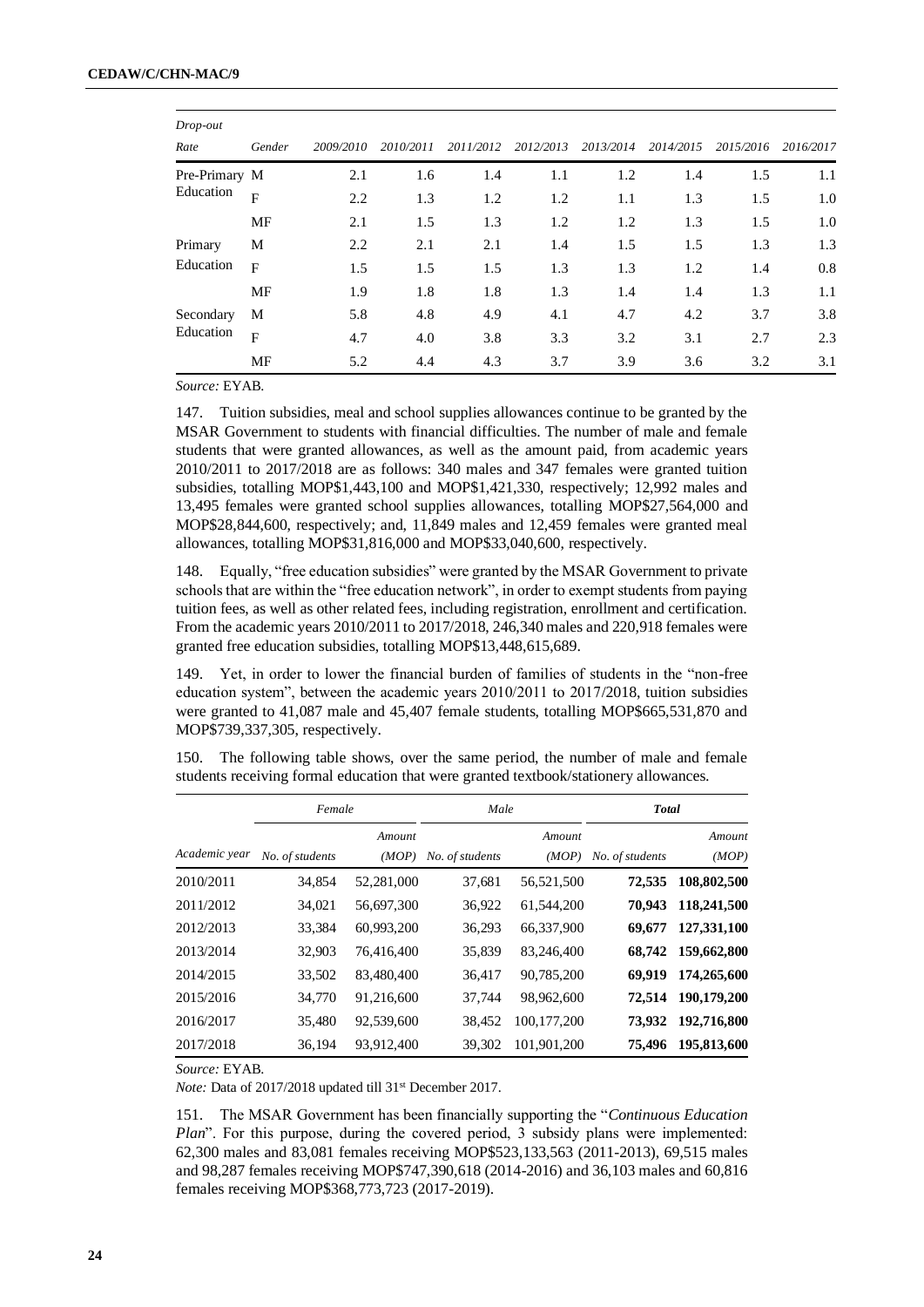| Drop-out Rate | Gender | 2009/2010 | 2010/2011 | 2011/2012 | 2012/2013 | 2013/2014 | 2014/2015 | 2015/2016 | 2016/2017 |
|---|---|---|---|---|---|---|---|---|---|
| Pre-Primary Education | M | 2.1 | 1.6 | 1.4 | 1.1 | 1.2 | 1.4 | 1.5 | 1.1 |
| | F | 2.2 | 1.3 | 1.2 | 1.2 | 1.1 | 1.3 | 1.5 | 1.0 |
| | MF | 2.1 | 1.5 | 1.3 | 1.2 | 1.2 | 1.3 | 1.5 | 1.0 |
| Primary Education | M | 2.2 | 2.1 | 2.1 | 1.4 | 1.5 | 1.5 | 1.3 | 1.3 |
| | F | 1.5 | 1.5 | 1.5 | 1.3 | 1.3 | 1.2 | 1.4 | 0.8 |
| | MF | 1.9 | 1.8 | 1.8 | 1.3 | 1.4 | 1.4 | 1.3 | 1.1 |
| Secondary Education | M | 5.8 | 4.8 | 4.9 | 4.1 | 4.7 | 4.2 | 3.7 | 3.8 |
| | F | 4.7 | 4.0 | 3.8 | 3.3 | 3.2 | 3.1 | 2.7 | 2.3 |
| | MF | 5.2 | 4.4 | 4.3 | 3.7 | 3.9 | 3.6 | 3.2 | 3.1 |

*Source:* EYAB.

147. Tuition subsidies, meal and school supplies allowances continue to be granted by the MSAR Government to students with financial difficulties. The number of male and female students that were granted allowances, as well as the amount paid, from academic years 2010/2011 to 2017/2018 are as follows: 340 males and 347 females were granted tuition subsidies, totalling MOP$1,443,100 and MOP$1,421,330, respectively; 12,992 males and 13,495 females were granted school supplies allowances, totalling MOP$27,564,000 and MOP$28,844,600, respectively; and, 11,849 males and 12,459 females were granted meal allowances, totalling MOP$31,816,000 and MOP$33,040,600, respectively.

148. Equally, "free education subsidies" were granted by the MSAR Government to private schools that are within the "free education network", in order to exempt students from paying tuition fees, as well as other related fees, including registration, enrollment and certification. From the academic years 2010/2011 to 2017/2018, 246,340 males and 220,918 females were granted free education subsidies, totalling MOP$13,448,615,689.

149. Yet, in order to lower the financial burden of families of students in the "non-free education system", between the academic years 2010/2011 to 2017/2018, tuition subsidies were granted to 41,087 male and 45,407 female students, totalling MOP$665,531,870 and MOP$739,337,305, respectively.

150. The following table shows, over the same period, the number of male and female students receiving formal education that were granted textbook/stationery allowances.

| | Female | | Male | | **Total** | |
|---|---|---|---|---|---|---|
| Academic year | No. of students | Amount (MOP) | No. of students | Amount (MOP) | No. of students | Amount (MOP) |
| 2010/2011 | 34,854 | 52,281,000 | 37,681 | 56,521,500 | **72,535** | **108,802,500** |
| 2011/2012 | 34,021 | 56,697,300 | 36,922 | 61,544,200 | **70,943** | **118,241,500** |
| 2012/2013 | 33,384 | 60,993,200 | 36,293 | 66,337,900 | **69,677** | **127,331,100** |
| 2013/2014 | 32,903 | 76,416,400 | 35,839 | 83,246,400 | **68,742** | **159,662,800** |
| 2014/2015 | 33,502 | 83,480,400 | 36,417 | 90,785,200 | **69,919** | **174,265,600** |
| 2015/2016 | 34,770 | 91,216,600 | 37,744 | 98,962,600 | **72,514** | **190,179,200** |
| 2016/2017 | 35,480 | 92,539,600 | 38,452 | 100,177,200 | **73,932** | **192,716,800** |
| 2017/2018 | 36,194 | 93,912,400 | 39,302 | 101,901,200 | **75,496** | **195,813,600** |

*Source:* EYAB.

*Note:* Data of 2017/2018 updated till 31st December 2017.

151. The MSAR Government has been financially supporting the "*Continuous Education Plan*". For this purpose, during the covered period, 3 subsidy plans were implemented: 62,300 males and 83,081 females receiving MOP$523,133,563 (2011-2013), 69,515 males and 98,287 females receiving MOP$747,390,618 (2014-2016) and 36,103 males and 60,816 females receiving MOP$368,773,723 (2017-2019).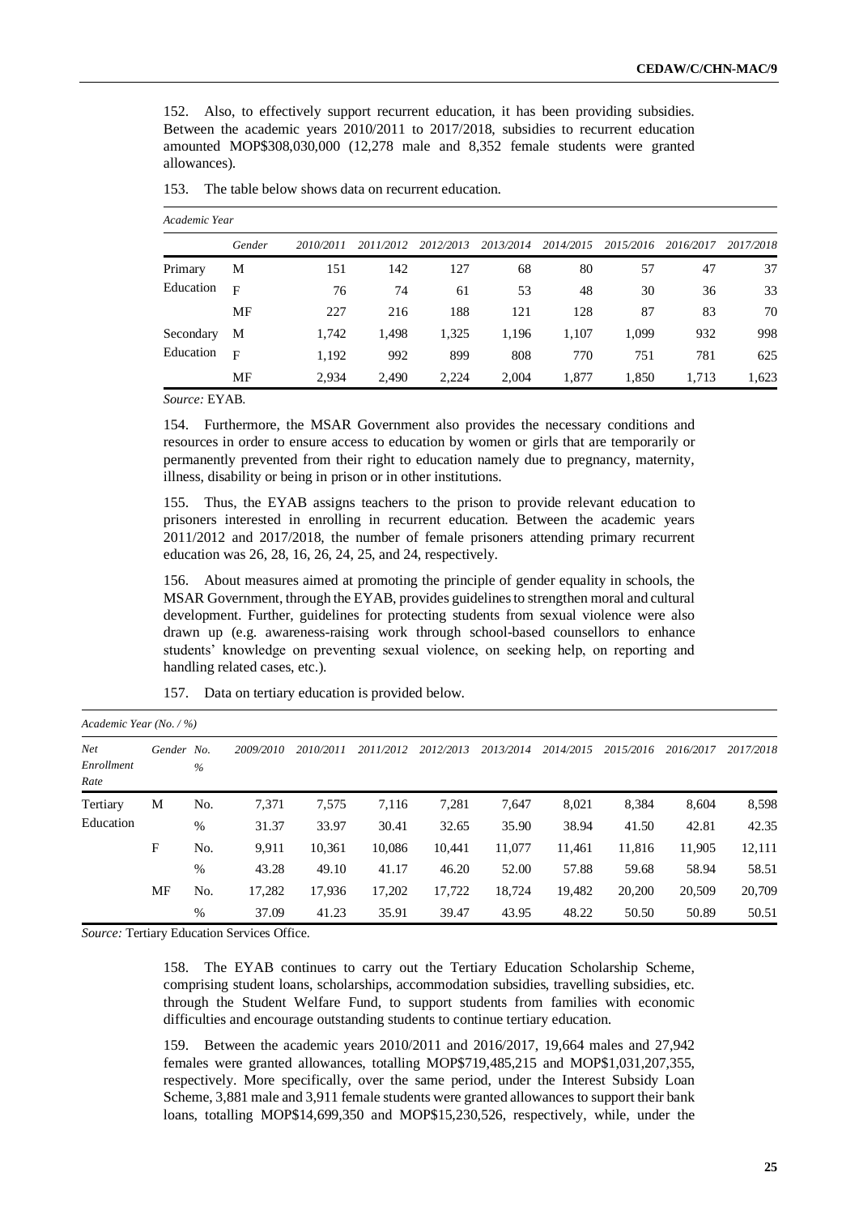152. Also, to effectively support recurrent education, it has been providing subsidies. Between the academic years 2010/2011 to 2017/2018, subsidies to recurrent education amounted MOP$308,030,000 (12,278 male and 8,352 female students were granted allowances).

153. The table below shows data on recurrent education.

| *Academic Year* | | | | | | | | | |
|---|---|---|---|---|---|---|---|---|---|
| | *Gender* | *2010/2011* | *2011/2012* | *2012/2013* | *2013/2014* | *2014/2015* | *2015/2016* | *2016/2017* | *2017/2018* |
| Primary Education | M | 151 | 142 | 127 | 68 | 80 | 57 | 47 | 37 |
| | F | 76 | 74 | 61 | 53 | 48 | 30 | 36 | 33 |
| | MF | 227 | 216 | 188 | 121 | 128 | 87 | 83 | 70 |
| Secondary Education | M | 1,742 | 1,498 | 1,325 | 1,196 | 1,107 | 1,099 | 932 | 998 |
| | F | 1,192 | 992 | 899 | 808 | 770 | 751 | 781 | 625 |
| | MF | 2,934 | 2,490 | 2,224 | 2,004 | 1,877 | 1,850 | 1,713 | 1,623 |

*Source:* EYAB.

154. Furthermore, the MSAR Government also provides the necessary conditions and resources in order to ensure access to education by women or girls that are temporarily or permanently prevented from their right to education namely due to pregnancy, maternity, illness, disability or being in prison or in other institutions.

155. Thus, the EYAB assigns teachers to the prison to provide relevant education to prisoners interested in enrolling in recurrent education. Between the academic years 2011/2012 and 2017/2018, the number of female prisoners attending primary recurrent education was 26, 28, 16, 26, 24, 25, and 24, respectively.

156. About measures aimed at promoting the principle of gender equality in schools, the MSAR Government, through the EYAB, provides guidelines to strengthen moral and cultural development. Further, guidelines for protecting students from sexual violence were also drawn up (e.g. awareness-raising work through school-based counsellors to enhance students' knowledge on preventing sexual violence, on seeking help, on reporting and handling related cases, etc.).

157. Data on tertiary education is provided below.

| *Academic Year (No. / %)* | | | | | | | | | | | |
|---|---|---|---|---|---|---|---|---|---|---|---|
| *Net Enrollment Rate* | *Gender* | *No. %* | *2009/2010* | *2010/2011* | *2011/2012* | *2012/2013* | *2013/2014* | *2014/2015* | *2015/2016* | *2016/2017* | *2017/2018* |
| Tertiary Education | M | No. | 7,371 | 7,575 | 7,116 | 7,281 | 7,647 | 8,021 | 8,384 | 8,604 | 8,598 |
| | | % | 31.37 | 33.97 | 30.41 | 32.65 | 35.90 | 38.94 | 41.50 | 42.81 | 42.35 |
| | F | No. | 9,911 | 10,361 | 10,086 | 10,441 | 11,077 | 11,461 | 11,816 | 11,905 | 12,111 |
| | | % | 43.28 | 49.10 | 41.17 | 46.20 | 52.00 | 57.88 | 59.68 | 58.94 | 58.51 |
| | MF | No. | 17,282 | 17,936 | 17,202 | 17,722 | 18,724 | 19,482 | 20,200 | 20,509 | 20,709 |
| | | % | 37.09 | 41.23 | 35.91 | 39.47 | 43.95 | 48.22 | 50.50 | 50.89 | 50.51 |

*Source:* Tertiary Education Services Office.

158. The EYAB continues to carry out the Tertiary Education Scholarship Scheme, comprising student loans, scholarships, accommodation subsidies, travelling subsidies, etc. through the Student Welfare Fund, to support students from families with economic difficulties and encourage outstanding students to continue tertiary education.

159. Between the academic years 2010/2011 and 2016/2017, 19,664 males and 27,942 females were granted allowances, totalling MOP$719,485,215 and MOP$1,031,207,355, respectively. More specifically, over the same period, under the Interest Subsidy Loan Scheme, 3,881 male and 3,911 female students were granted allowances to support their bank loans, totalling MOP$14,699,350 and MOP$15,230,526, respectively, while, under the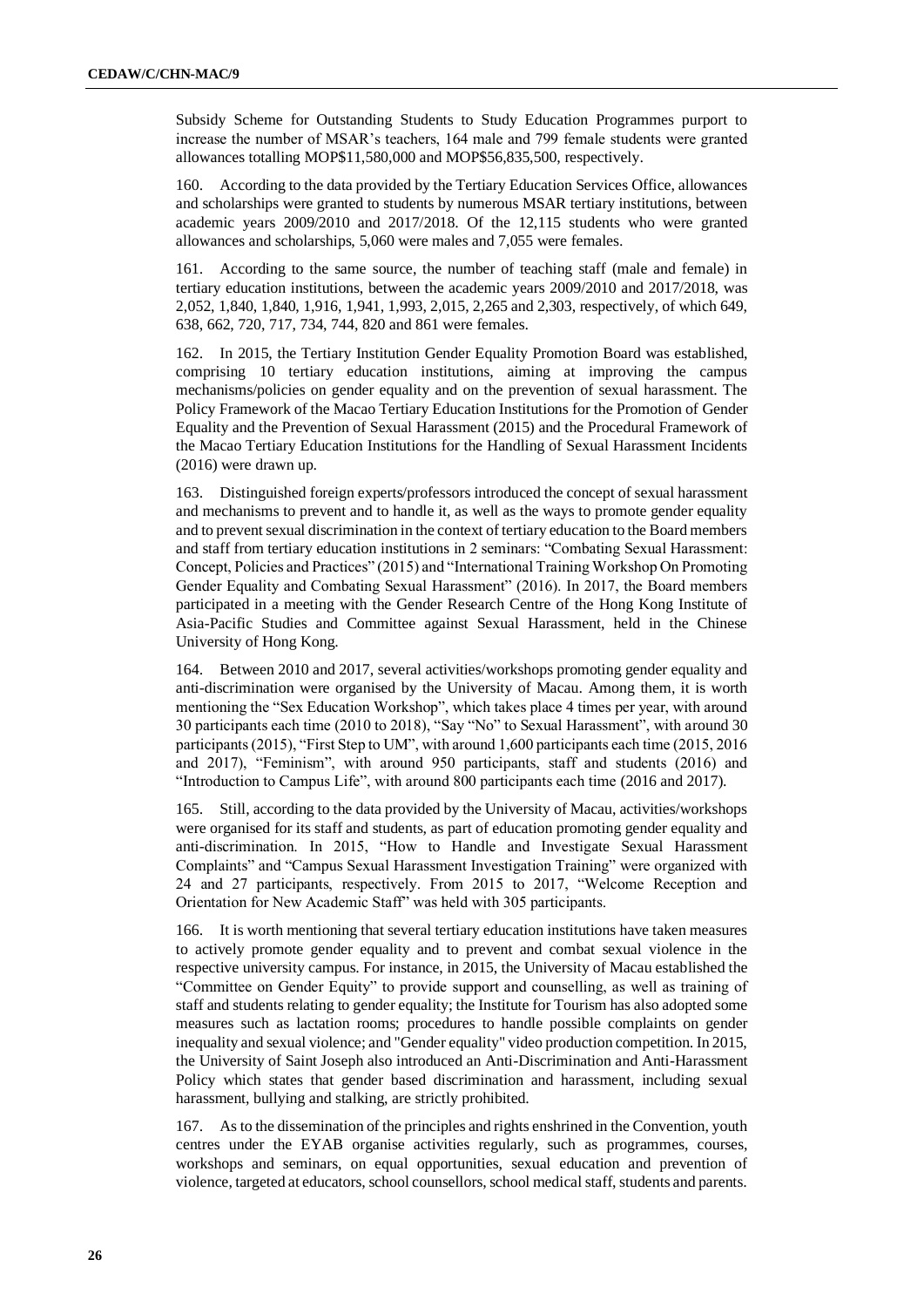Subsidy Scheme for Outstanding Students to Study Education Programmes purport to increase the number of MSAR's teachers, 164 male and 799 female students were granted allowances totalling MOP$11,580,000 and MOP$56,835,500, respectively.

160. According to the data provided by the Tertiary Education Services Office, allowances and scholarships were granted to students by numerous MSAR tertiary institutions, between academic years 2009/2010 and 2017/2018. Of the 12,115 students who were granted allowances and scholarships, 5,060 were males and 7,055 were females.

161. According to the same source, the number of teaching staff (male and female) in tertiary education institutions, between the academic years 2009/2010 and 2017/2018, was 2,052, 1,840, 1,840, 1,916, 1,941, 1,993, 2,015, 2,265 and 2,303, respectively, of which 649, 638, 662, 720, 717, 734, 744, 820 and 861 were females.

162. In 2015, the Tertiary Institution Gender Equality Promotion Board was established, comprising 10 tertiary education institutions, aiming at improving the campus mechanisms/policies on gender equality and on the prevention of sexual harassment. The Policy Framework of the Macao Tertiary Education Institutions for the Promotion of Gender Equality and the Prevention of Sexual Harassment (2015) and the Procedural Framework of the Macao Tertiary Education Institutions for the Handling of Sexual Harassment Incidents (2016) were drawn up.

163. Distinguished foreign experts/professors introduced the concept of sexual harassment and mechanisms to prevent and to handle it, as well as the ways to promote gender equality and to prevent sexual discrimination in the context of tertiary education to the Board members and staff from tertiary education institutions in 2 seminars: "Combating Sexual Harassment: Concept, Policies and Practices" (2015) and "International Training Workshop On Promoting Gender Equality and Combating Sexual Harassment" (2016). In 2017, the Board members participated in a meeting with the Gender Research Centre of the Hong Kong Institute of Asia-Pacific Studies and Committee against Sexual Harassment, held in the Chinese University of Hong Kong.

164. Between 2010 and 2017, several activities/workshops promoting gender equality and anti-discrimination were organised by the University of Macau. Among them, it is worth mentioning the "Sex Education Workshop", which takes place 4 times per year, with around 30 participants each time (2010 to 2018), "Say "No" to Sexual Harassment", with around 30 participants (2015), "First Step to UM", with around 1,600 participants each time (2015, 2016 and 2017), "Feminism", with around 950 participants, staff and students (2016) and "Introduction to Campus Life", with around 800 participants each time (2016 and 2017).

165. Still, according to the data provided by the University of Macau, activities/workshops were organised for its staff and students, as part of education promoting gender equality and anti-discrimination. In 2015, "How to Handle and Investigate Sexual Harassment Complaints" and "Campus Sexual Harassment Investigation Training" were organized with 24 and 27 participants, respectively. From 2015 to 2017, "Welcome Reception and Orientation for New Academic Staff" was held with 305 participants.

166. It is worth mentioning that several tertiary education institutions have taken measures to actively promote gender equality and to prevent and combat sexual violence in the respective university campus. For instance, in 2015, the University of Macau established the "Committee on Gender Equity" to provide support and counselling, as well as training of staff and students relating to gender equality; the Institute for Tourism has also adopted some measures such as lactation rooms; procedures to handle possible complaints on gender inequality and sexual violence; and "Gender equality" video production competition. In 2015, the University of Saint Joseph also introduced an Anti-Discrimination and Anti-Harassment Policy which states that gender based discrimination and harassment, including sexual harassment, bullying and stalking, are strictly prohibited.

167. As to the dissemination of the principles and rights enshrined in the Convention, youth centres under the EYAB organise activities regularly, such as programmes, courses, workshops and seminars, on equal opportunities, sexual education and prevention of violence, targeted at educators, school counsellors, school medical staff, students and parents.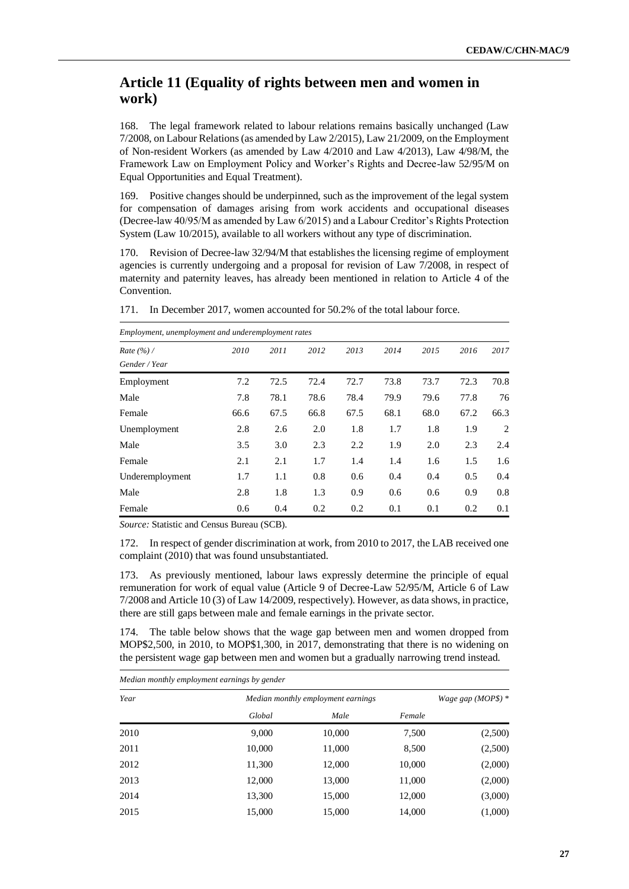## Article 11 (Equality of rights between men and women in work)

168. The legal framework related to labour relations remains basically unchanged (Law 7/2008, on Labour Relations (as amended by Law 2/2015), Law 21/2009, on the Employment of Non-resident Workers (as amended by Law 4/2010 and Law 4/2013), Law 4/98/M, the Framework Law on Employment Policy and Worker's Rights and Decree-law 52/95/M on Equal Opportunities and Equal Treatment).

169. Positive changes should be underpinned, such as the improvement of the legal system for compensation of damages arising from work accidents and occupational diseases (Decree-law 40/95/M as amended by Law 6/2015) and a Labour Creditor's Rights Protection System (Law 10/2015), available to all workers without any type of discrimination.

170. Revision of Decree-law 32/94/M that establishes the licensing regime of employment agencies is currently undergoing and a proposal for revision of Law 7/2008, in respect of maternity and paternity leaves, has already been mentioned in relation to Article 4 of the Convention.

171. In December 2017, women accounted for 50.2% of the total labour force.

*Employment, unemployment and underemployment rates*

| *Rate (%) / Gender / Year* | *2010* | *2011* | *2012* | *2013* | *2014* | *2015* | *2016* | *2017* |
|---|---|---|---|---|---|---|---|---|
| Employment | 7.2 | 72.5 | 72.4 | 72.7 | 73.8 | 73.7 | 72.3 | 70.8 |
| Male | 7.8 | 78.1 | 78.6 | 78.4 | 79.9 | 79.6 | 77.8 | 76 |
| Female | 66.6 | 67.5 | 66.8 | 67.5 | 68.1 | 68.0 | 67.2 | 66.3 |
| Unemployment | 2.8 | 2.6 | 2.0 | 1.8 | 1.7 | 1.8 | 1.9 | 2 |
| Male | 3.5 | 3.0 | 2.3 | 2.2 | 1.9 | 2.0 | 2.3 | 2.4 |
| Female | 2.1 | 2.1 | 1.7 | 1.4 | 1.4 | 1.6 | 1.5 | 1.6 |
| Underemployment | 1.7 | 1.1 | 0.8 | 0.6 | 0.4 | 0.4 | 0.5 | 0.4 |
| Male | 2.8 | 1.8 | 1.3 | 0.9 | 0.6 | 0.6 | 0.9 | 0.8 |
| Female | 0.6 | 0.4 | 0.2 | 0.2 | 0.1 | 0.1 | 0.2 | 0.1 |

*Source:* Statistic and Census Bureau (SCB).

172. In respect of gender discrimination at work, from 2010 to 2017, the LAB received one complaint (2010) that was found unsubstantiated.

173. As previously mentioned, labour laws expressly determine the principle of equal remuneration for work of equal value (Article 9 of Decree-Law 52/95/M, Article 6 of Law 7/2008 and Article 10 (3) of Law 14/2009, respectively). However, as data shows, in practice, there are still gaps between male and female earnings in the private sector.

174. The table below shows that the wage gap between men and women dropped from MOP$2,500, in 2010, to MOP$1,300, in 2017, demonstrating that there is no widening on the persistent wage gap between men and women but a gradually narrowing trend instead.

*Median monthly employment earnings by gender*

| *Year* | *Median monthly employment earnings* | | | *Wage gap (MOP$) \** |
|---|---|---|---|---|
| | *Global* | *Male* | *Female* | |
| 2010 | 9,000 | 10,000 | 7,500 | (2,500) |
| 2011 | 10,000 | 11,000 | 8,500 | (2,500) |
| 2012 | 11,300 | 12,000 | 10,000 | (2,000) |
| 2013 | 12,000 | 13,000 | 11,000 | (2,000) |
| 2014 | 13,300 | 15,000 | 12,000 | (3,000) |
| 2015 | 15,000 | 15,000 | 14,000 | (1,000) |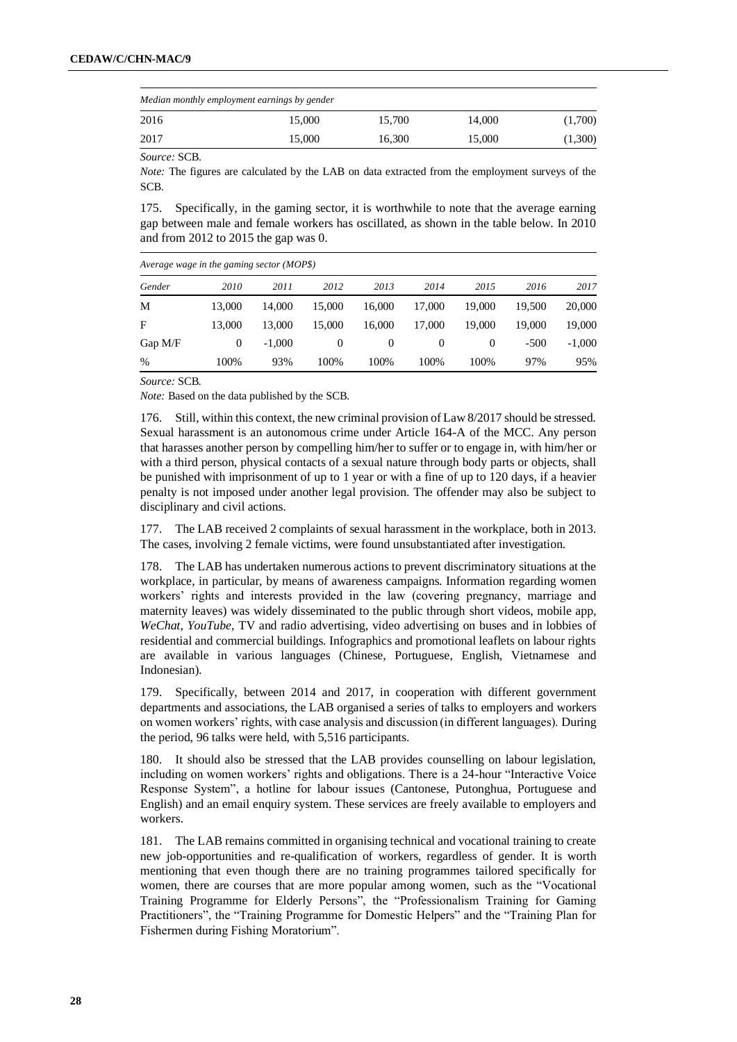| Median monthly employment earnings by gender | | | | |
|---|---|---|---|---|
| 2016 | 15,000 | 15,700 | 14,000 | (1,700) |
| 2017 | 15,000 | 16,300 | 15,000 | (1,300) |

*Source:* SCB.

*Note:* The figures are calculated by the LAB on data extracted from the employment surveys of the SCB.

175. Specifically, in the gaming sector, it is worthwhile to note that the average earning gap between male and female workers has oscillated, as shown in the table below. In 2010 and from 2012 to 2015 the gap was 0.

*Average wage in the gaming sector (MOP$)*

| *Gender* | *2010* | *2011* | *2012* | *2013* | *2014* | *2015* | *2016* | *2017* |
|---|---|---|---|---|---|---|---|---|
| M | 13,000 | 14,000 | 15,000 | 16,000 | 17,000 | 19,000 | 19,500 | 20,000 |
| F | 13,000 | 13,000 | 15,000 | 16,000 | 17,000 | 19,000 | 19,000 | 19,000 |
| Gap M/F | 0 | -1,000 | 0 | 0 | 0 | 0 | -500 | -1,000 |
| % | 100% | 93% | 100% | 100% | 100% | 100% | 97% | 95% |

*Source:* SCB.

*Note:* Based on the data published by the SCB.

176. Still, within this context, the new criminal provision of Law 8/2017 should be stressed. Sexual harassment is an autonomous crime under Article 164-A of the MCC. Any person that harasses another person by compelling him/her to suffer or to engage in, with him/her or with a third person, physical contacts of a sexual nature through body parts or objects, shall be punished with imprisonment of up to 1 year or with a fine of up to 120 days, if a heavier penalty is not imposed under another legal provision. The offender may also be subject to disciplinary and civil actions.

177. The LAB received 2 complaints of sexual harassment in the workplace, both in 2013. The cases, involving 2 female victims, were found unsubstantiated after investigation.

178. The LAB has undertaken numerous actions to prevent discriminatory situations at the workplace, in particular, by means of awareness campaigns. Information regarding women workers' rights and interests provided in the law (covering pregnancy, marriage and maternity leaves) was widely disseminated to the public through short videos, mobile app, *WeChat*, *YouTube*, TV and radio advertising, video advertising on buses and in lobbies of residential and commercial buildings. Infographics and promotional leaflets on labour rights are available in various languages (Chinese, Portuguese, English, Vietnamese and Indonesian).

179. Specifically, between 2014 and 2017, in cooperation with different government departments and associations, the LAB organised a series of talks to employers and workers on women workers' rights, with case analysis and discussion (in different languages). During the period, 96 talks were held, with 5,516 participants.

180. It should also be stressed that the LAB provides counselling on labour legislation, including on women workers' rights and obligations. There is a 24-hour "Interactive Voice Response System", a hotline for labour issues (Cantonese, Putonghua, Portuguese and English) and an email enquiry system. These services are freely available to employers and workers.

181. The LAB remains committed in organising technical and vocational training to create new job-opportunities and re-qualification of workers, regardless of gender. It is worth mentioning that even though there are no training programmes tailored specifically for women, there are courses that are more popular among women, such as the "Vocational Training Programme for Elderly Persons", the "Professionalism Training for Gaming Practitioners", the "Training Programme for Domestic Helpers" and the "Training Plan for Fishermen during Fishing Moratorium".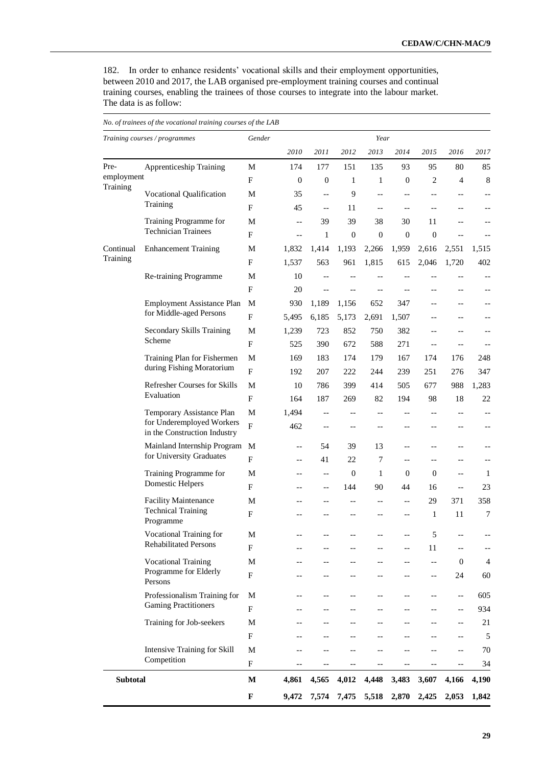182. In order to enhance residents' vocational skills and their employment opportunities, between 2010 and 2017, the LAB organised pre-employment training courses and continual training courses, enabling the trainees of those courses to integrate into the labour market. The data is as follow:

*No. of trainees of the vocational training courses of the LAB*

| *Training courses / programmes* | | *Gender* | *Year* | | | | | | | |
|---|---|---|---|---|---|---|---|---|---|---|
| | | | *2010* | *2011* | *2012* | *2013* | *2014* | *2015* | *2016* | *2017* |
| Pre-employment Training | Apprenticeship Training | M | 174 | 177 | 151 | 135 | 93 | 95 | 80 | 85 |
| | | F | 0 | 0 | 1 | 1 | 0 | 2 | 4 | 8 |
| | Vocational Qualification Training | M | 35 | -- | 9 | -- | -- | -- | -- | -- |
| | | F | 45 | -- | 11 | -- | -- | -- | -- | -- |
| | Training Programme for Technician Trainees | M | -- | 39 | 39 | 38 | 30 | 11 | -- | -- |
| | | F | -- | 1 | 0 | 0 | 0 | 0 | -- | -- |
| Continual Training | Enhancement Training | M | 1,832 | 1,414 | 1,193 | 2,266 | 1,959 | 2,616 | 2,551 | 1,515 |
| | | F | 1,537 | 563 | 961 | 1,815 | 615 | 2,046 | 1,720 | 402 |
| | Re-training Programme | M | 10 | -- | -- | -- | -- | -- | -- | -- |
| | | F | 20 | -- | -- | -- | -- | -- | -- | -- |
| | Employment Assistance Plan for Middle-aged Persons | M | 930 | 1,189 | 1,156 | 652 | 347 | -- | -- | -- |
| | | F | 5,495 | 6,185 | 5,173 | 2,691 | 1,507 | -- | -- | -- |
| | Secondary Skills Training Scheme | M | 1,239 | 723 | 852 | 750 | 382 | -- | -- | -- |
| | | F | 525 | 390 | 672 | 588 | 271 | -- | -- | -- |
| | Training Plan for Fishermen during Fishing Moratorium | M | 169 | 183 | 174 | 179 | 167 | 174 | 176 | 248 |
| | | F | 192 | 207 | 222 | 244 | 239 | 251 | 276 | 347 |
| | Refresher Courses for Skills Evaluation | M | 10 | 786 | 399 | 414 | 505 | 677 | 988 | 1,283 |
| | | F | 164 | 187 | 269 | 82 | 194 | 98 | 18 | 22 |
| | Temporary Assistance Plan for Underemployed Workers in the Construction Industry | M | 1,494 | -- | -- | -- | -- | -- | -- | -- |
| | | F | 462 | -- | -- | -- | -- | -- | -- | -- |
| | Mainland Internship Program for University Graduates | M | -- | 54 | 39 | 13 | -- | -- | -- | -- |
| | | F | -- | 41 | 22 | 7 | -- | -- | -- | -- |
| | Training Programme for Domestic Helpers | M | -- | -- | 0 | 1 | 0 | 0 | -- | 1 |
| | | F | -- | -- | 144 | 90 | 44 | 16 | -- | 23 |
| | Facility Maintenance Technical Training Programme | M | -- | -- | -- | -- | -- | 29 | 371 | 358 |
| | | F | -- | -- | -- | -- | -- | 1 | 11 | 7 |
| | Vocational Training for Rehabilitated Persons | M | -- | -- | -- | -- | -- | 5 | -- | -- |
| | | F | -- | -- | -- | -- | -- | 11 | -- | -- |
| | Vocational Training Programme for Elderly Persons | M | -- | -- | -- | -- | -- | -- | 0 | 4 |
| | | F | -- | -- | -- | -- | -- | -- | 24 | 60 |
| | Professionalism Training for Gaming Practitioners | M | -- | -- | -- | -- | -- | -- | -- | 605 |
| | | F | -- | -- | -- | -- | -- | -- | -- | 934 |
| | Training for Job-seekers | M | -- | -- | -- | -- | -- | -- | -- | 21 |
| | | F | -- | -- | -- | -- | -- | -- | -- | 5 |
| | Intensive Training for Skill Competition | M | -- | -- | -- | -- | -- | -- | -- | 70 |
| | | F | -- | -- | -- | -- | -- | -- | -- | 34 |
| **Subtotal** | | **M** | **4,861** | **4,565** | **4,012** | **4,448** | **3,483** | **3,607** | **4,166** | **4,190** |
| | | **F** | **9,472** | **7,574** | **7,475** | **5,518** | **2,870** | **2,425** | **2,053** | **1,842** |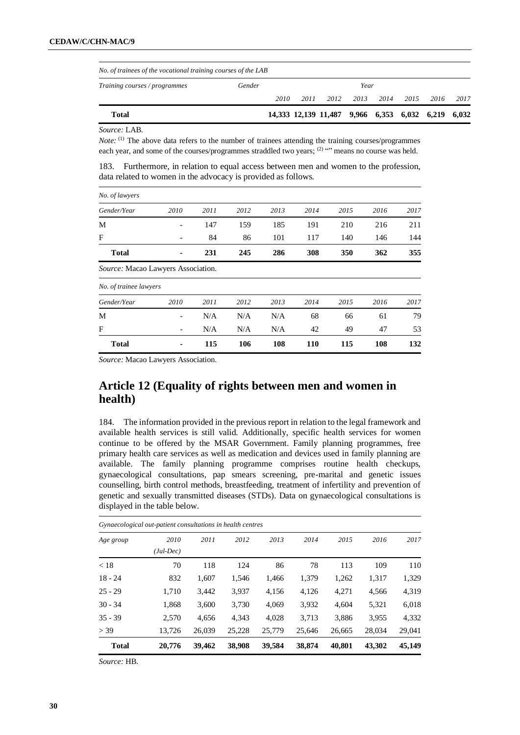| *No. of trainees of the vocational training courses of the LAB* | | | | | | | | | |
|---|---|---|---|---|---|---|---|---|---|
| *Training courses / programmes* | *Gender* | *Year* | | | | | | | |
| | | *2010* | *2011* | *2012* | *2013* | *2014* | *2015* | *2016* | *2017* |
| **Total** | | **14,333** | **12,139** | **11,487** | **9,966** | **6,353** | **6,032** | **6,219** | **6,032** |

*Source:* LAB.

*Note:* (1) The above data refers to the number of trainees attending the training courses/programmes each year, and some of the courses/programmes straddled two years; (2) "" means no course was held.

183. Furthermore, in relation to equal access between men and women to the profession, data related to women in the advocacy is provided as follows.

*No. of lawyers*

| *Gender/Year* | *2010* | *2011* | *2012* | *2013* | *2014* | *2015* | *2016* | *2017* |
|---|---|---|---|---|---|---|---|---|
| M | - | 147 | 159 | 185 | 191 | 210 | 216 | 211 |
| F | - | 84 | 86 | 101 | 117 | 140 | 146 | 144 |
| **Total** | **-** | **231** | **245** | **286** | **308** | **350** | **362** | **355** |

*Source:* Macao Lawyers Association.

*No. of trainee lawyers*

| *Gender/Year* | *2010* | *2011* | *2012* | *2013* | *2014* | *2015* | *2016* | *2017* |
|---|---|---|---|---|---|---|---|---|
| M | - | N/A | N/A | N/A | 68 | 66 | 61 | 79 |
| F | - | N/A | N/A | N/A | 42 | 49 | 47 | 53 |
| **Total** | **-** | **115** | **106** | **108** | **110** | **115** | **108** | **132** |

*Source:* Macao Lawyers Association.

# Article 12 (Equality of rights between men and women in health)

184. The information provided in the previous report in relation to the legal framework and available health services is still valid. Additionally, specific health services for women continue to be offered by the MSAR Government. Family planning programmes, free primary health care services as well as medication and devices used in family planning are available. The family planning programme comprises routine health checkups, gynaecological consultations, pap smears screening, pre-marital and genetic issues counselling, birth control methods, breastfeeding, treatment of infertility and prevention of genetic and sexually transmitted diseases (STDs). Data on gynaecological consultations is displayed in the table below.

*Gynaecological out-patient consultations in health centres*

| *Age group* | *2010 (Jul-Dec)* | *2011* | *2012* | *2013* | *2014* | *2015* | *2016* | *2017* |
|---|---|---|---|---|---|---|---|---|
| < 18 | 70 | 118 | 124 | 86 | 78 | 113 | 109 | 110 |
| 18 - 24 | 832 | 1,607 | 1,546 | 1,466 | 1,379 | 1,262 | 1,317 | 1,329 |
| 25 - 29 | 1,710 | 3,442 | 3,937 | 4,156 | 4,126 | 4,271 | 4,566 | 4,319 |
| 30 - 34 | 1,868 | 3,600 | 3,730 | 4,069 | 3,932 | 4,604 | 5,321 | 6,018 |
| 35 - 39 | 2,570 | 4,656 | 4,343 | 4,028 | 3,713 | 3,886 | 3,955 | 4,332 |
| > 39 | 13,726 | 26,039 | 25,228 | 25,779 | 25,646 | 26,665 | 28,034 | 29,041 |
| **Total** | **20,776** | **39,462** | **38,908** | **39,584** | **38,874** | **40,801** | **43,302** | **45,149** |

*Source:* HB.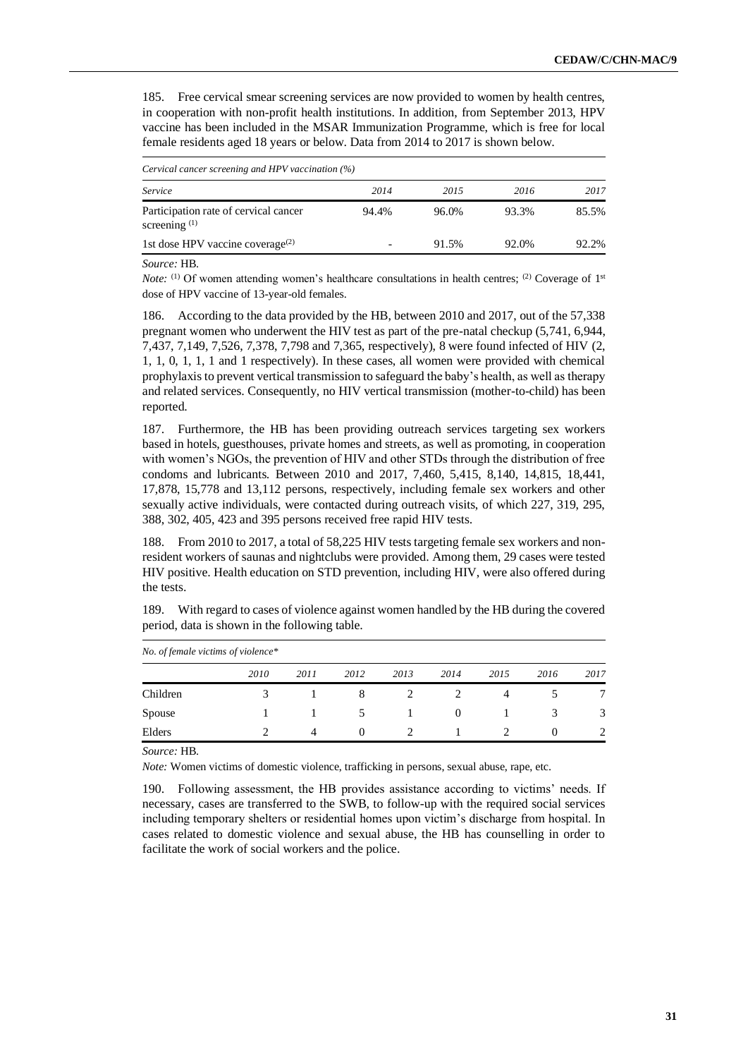185. Free cervical smear screening services are now provided to women by health centres, in cooperation with non-profit health institutions. In addition, from September 2013, HPV vaccine has been included in the MSAR Immunization Programme, which is free for local female residents aged 18 years or below. Data from 2014 to 2017 is shown below.

*Cervical cancer screening and HPV vaccination (%)*

| *Service* | *2014* | *2015* | *2016* | *2017* |
|---|---|---|---|---|
| Participation rate of cervical cancer screening [(1)] | 94.4% | 96.0% | 93.3% | 85.5% |
| 1st dose HPV vaccine coverage[(2)] | - | 91.5% | 92.0% | 92.2% |

*Source:* HB.

*Note:* [(1)] Of women attending women's healthcare consultations in health centres; [(2)] Coverage of 1st dose of HPV vaccine of 13-year-old females.

186. According to the data provided by the HB, between 2010 and 2017, out of the 57,338 pregnant women who underwent the HIV test as part of the pre-natal checkup (5,741, 6,944, 7,437, 7,149, 7,526, 7,378, 7,798 and 7,365, respectively), 8 were found infected of HIV (2, 1, 1, 0, 1, 1, 1 and 1 respectively). In these cases, all women were provided with chemical prophylaxis to prevent vertical transmission to safeguard the baby's health, as well as therapy and related services. Consequently, no HIV vertical transmission (mother-to-child) has been reported.

187. Furthermore, the HB has been providing outreach services targeting sex workers based in hotels, guesthouses, private homes and streets, as well as promoting, in cooperation with women's NGOs, the prevention of HIV and other STDs through the distribution of free condoms and lubricants. Between 2010 and 2017, 7,460, 5,415, 8,140, 14,815, 18,441, 17,878, 15,778 and 13,112 persons, respectively, including female sex workers and other sexually active individuals, were contacted during outreach visits, of which 227, 319, 295, 388, 302, 405, 423 and 395 persons received free rapid HIV tests.

188. From 2010 to 2017, a total of 58,225 HIV tests targeting female sex workers and non-resident workers of saunas and nightclubs were provided. Among them, 29 cases were tested HIV positive. Health education on STD prevention, including HIV, were also offered during the tests.

189. With regard to cases of violence against women handled by the HB during the covered period, data is shown in the following table.

*No. of female victims of violence\**

| | *2010* | *2011* | *2012* | *2013* | *2014* | *2015* | *2016* | *2017* |
|---|---|---|---|---|---|---|---|---|
| Children | 3 | 1 | 8 | 2 | 2 | 4 | 5 | 7 |
| Spouse | 1 | 1 | 5 | 1 | 0 | 1 | 3 | 3 |
| Elders | 2 | 4 | 0 | 2 | 1 | 2 | 0 | 2 |

*Source:* HB.

*Note:* Women victims of domestic violence, trafficking in persons, sexual abuse, rape, etc.

190. Following assessment, the HB provides assistance according to victims' needs. If necessary, cases are transferred to the SWB, to follow-up with the required social services including temporary shelters or residential homes upon victim's discharge from hospital. In cases related to domestic violence and sexual abuse, the HB has counselling in order to facilitate the work of social workers and the police.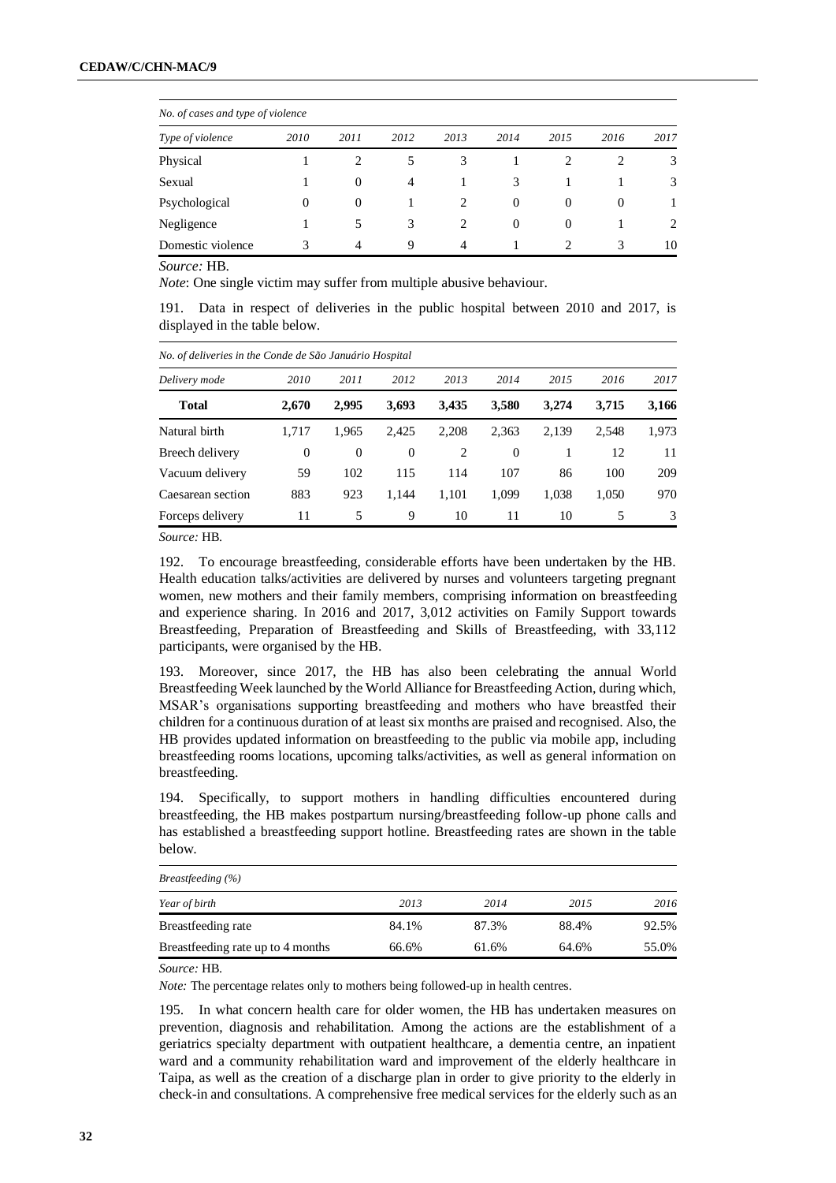| *No. of cases and type of violence* | | | | | | | | |
|---|---|---|---|---|---|---|---|---|
| *Type of violence* | *2010* | *2011* | *2012* | *2013* | *2014* | *2015* | *2016* | *2017* |
| Physical | 1 | 2 | 5 | 3 | 1 | 2 | 2 | 3 |
| Sexual | 1 | 0 | 4 | 1 | 3 | 1 | 1 | 3 |
| Psychological | 0 | 0 | 1 | 2 | 0 | 0 | 0 | 1 |
| Negligence | 1 | 5 | 3 | 2 | 0 | 0 | 1 | 2 |
| Domestic violence | 3 | 4 | 9 | 4 | 1 | 2 | 3 | 10 |

*Source:* HB.

*Note*: One single victim may suffer from multiple abusive behaviour.

191. Data in respect of deliveries in the public hospital between 2010 and 2017, is displayed in the table below.

| *No. of deliveries in the Conde de São Januário Hospital* | | | | | | | | |
|---|---|---|---|---|---|---|---|---|
| *Delivery mode* | *2010* | *2011* | *2012* | *2013* | *2014* | *2015* | *2016* | *2017* |
| **Total** | **2,670** | **2,995** | **3,693** | **3,435** | **3,580** | **3,274** | **3,715** | **3,166** |
| Natural birth | 1,717 | 1,965 | 2,425 | 2,208 | 2,363 | 2,139 | 2,548 | 1,973 |
| Breech delivery | 0 | 0 | 0 | 2 | 0 | 1 | 12 | 11 |
| Vacuum delivery | 59 | 102 | 115 | 114 | 107 | 86 | 100 | 209 |
| Caesarean section | 883 | 923 | 1,144 | 1,101 | 1,099 | 1,038 | 1,050 | 970 |
| Forceps delivery | 11 | 5 | 9 | 10 | 11 | 10 | 5 | 3 |

*Source:* HB.

192. To encourage breastfeeding, considerable efforts have been undertaken by the HB. Health education talks/activities are delivered by nurses and volunteers targeting pregnant women, new mothers and their family members, comprising information on breastfeeding and experience sharing. In 2016 and 2017, 3,012 activities on Family Support towards Breastfeeding, Preparation of Breastfeeding and Skills of Breastfeeding, with 33,112 participants, were organised by the HB.

193. Moreover, since 2017, the HB has also been celebrating the annual World Breastfeeding Week launched by the World Alliance for Breastfeeding Action, during which, MSAR's organisations supporting breastfeeding and mothers who have breastfed their children for a continuous duration of at least six months are praised and recognised. Also, the HB provides updated information on breastfeeding to the public via mobile app, including breastfeeding rooms locations, upcoming talks/activities, as well as general information on breastfeeding.

194. Specifically, to support mothers in handling difficulties encountered during breastfeeding, the HB makes postpartum nursing/breastfeeding follow-up phone calls and has established a breastfeeding support hotline. Breastfeeding rates are shown in the table below.

| *Breastfeeding (%)* | | | | |
|---|---|---|---|---|
| *Year of birth* | *2013* | *2014* | *2015* | *2016* |
| Breastfeeding rate | 84.1% | 87.3% | 88.4% | 92.5% |
| Breastfeeding rate up to 4 months | 66.6% | 61.6% | 64.6% | 55.0% |

*Source:* HB.

*Note:* The percentage relates only to mothers being followed-up in health centres.

195. In what concern health care for older women, the HB has undertaken measures on prevention, diagnosis and rehabilitation. Among the actions are the establishment of a geriatrics specialty department with outpatient healthcare, a dementia centre, an inpatient ward and a community rehabilitation ward and improvement of the elderly healthcare in Taipa, as well as the creation of a discharge plan in order to give priority to the elderly in check-in and consultations. A comprehensive free medical services for the elderly such as an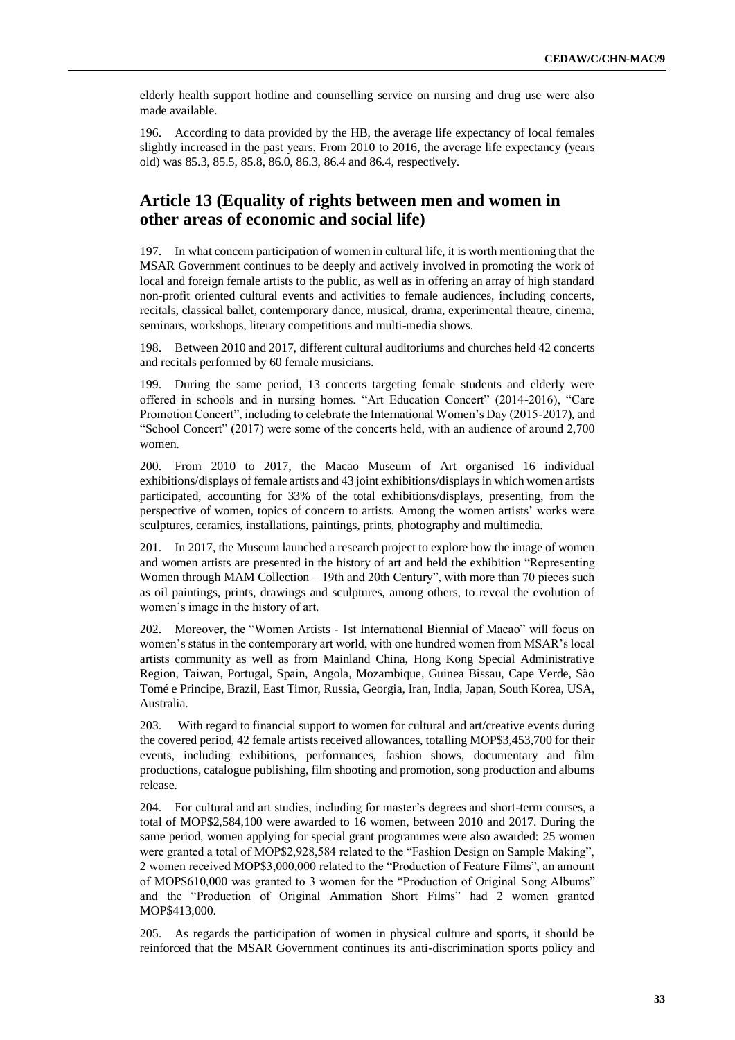elderly health support hotline and counselling service on nursing and drug use were also made available.

196. According to data provided by the HB, the average life expectancy of local females slightly increased in the past years. From 2010 to 2016, the average life expectancy (years old) was 85.3, 85.5, 85.8, 86.0, 86.3, 86.4 and 86.4, respectively.

## Article 13 (Equality of rights between men and women in other areas of economic and social life)

197. In what concern participation of women in cultural life, it is worth mentioning that the MSAR Government continues to be deeply and actively involved in promoting the work of local and foreign female artists to the public, as well as in offering an array of high standard non-profit oriented cultural events and activities to female audiences, including concerts, recitals, classical ballet, contemporary dance, musical, drama, experimental theatre, cinema, seminars, workshops, literary competitions and multi-media shows.

198. Between 2010 and 2017, different cultural auditoriums and churches held 42 concerts and recitals performed by 60 female musicians.

199. During the same period, 13 concerts targeting female students and elderly were offered in schools and in nursing homes. "Art Education Concert" (2014-2016), "Care Promotion Concert", including to celebrate the International Women's Day (2015-2017), and "School Concert" (2017) were some of the concerts held, with an audience of around 2,700 women.

200. From 2010 to 2017, the Macao Museum of Art organised 16 individual exhibitions/displays of female artists and 43 joint exhibitions/displays in which women artists participated, accounting for 33% of the total exhibitions/displays, presenting, from the perspective of women, topics of concern to artists. Among the women artists' works were sculptures, ceramics, installations, paintings, prints, photography and multimedia.

201. In 2017, the Museum launched a research project to explore how the image of women and women artists are presented in the history of art and held the exhibition "Representing Women through MAM Collection – 19th and 20th Century", with more than 70 pieces such as oil paintings, prints, drawings and sculptures, among others, to reveal the evolution of women's image in the history of art.

202. Moreover, the "Women Artists - 1st International Biennial of Macao" will focus on women's status in the contemporary art world, with one hundred women from MSAR's local artists community as well as from Mainland China, Hong Kong Special Administrative Region, Taiwan, Portugal, Spain, Angola, Mozambique, Guinea Bissau, Cape Verde, São Tomé e Principe, Brazil, East Timor, Russia, Georgia, Iran, India, Japan, South Korea, USA, Australia.

203. With regard to financial support to women for cultural and art/creative events during the covered period, 42 female artists received allowances, totalling MOP$3,453,700 for their events, including exhibitions, performances, fashion shows, documentary and film productions, catalogue publishing, film shooting and promotion, song production and albums release.

204. For cultural and art studies, including for master's degrees and short-term courses, a total of MOP$2,584,100 were awarded to 16 women, between 2010 and 2017. During the same period, women applying for special grant programmes were also awarded: 25 women were granted a total of MOP$2,928,584 related to the "Fashion Design on Sample Making", 2 women received MOP$3,000,000 related to the "Production of Feature Films", an amount of MOP$610,000 was granted to 3 women for the "Production of Original Song Albums" and the "Production of Original Animation Short Films" had 2 women granted MOP$413,000.

205. As regards the participation of women in physical culture and sports, it should be reinforced that the MSAR Government continues its anti-discrimination sports policy and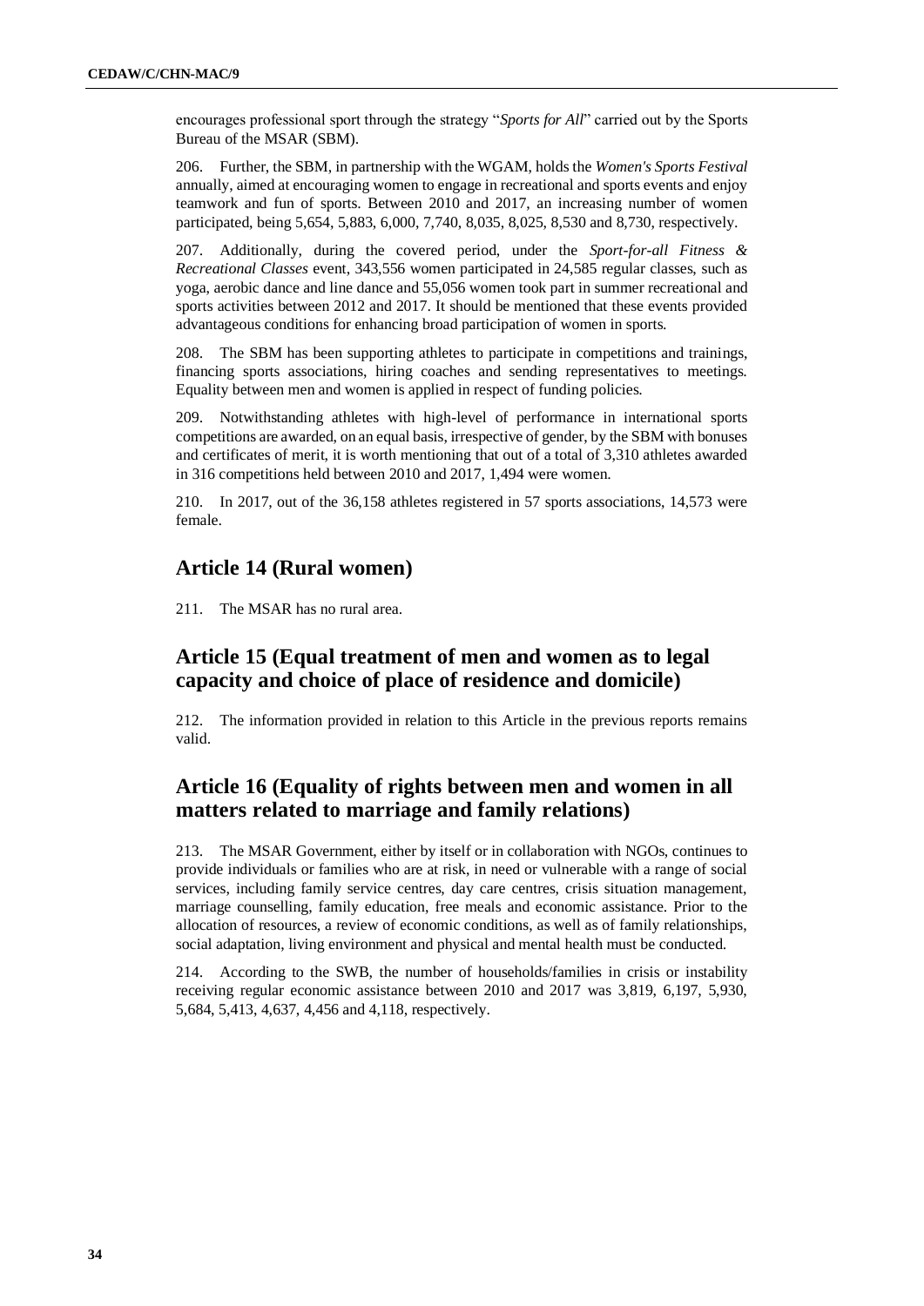encourages professional sport through the strategy "*Sports for All*" carried out by the Sports Bureau of the MSAR (SBM).

206. Further, the SBM, in partnership with the WGAM, holds the *Women's Sports Festival* annually, aimed at encouraging women to engage in recreational and sports events and enjoy teamwork and fun of sports. Between 2010 and 2017, an increasing number of women participated, being 5,654, 5,883, 6,000, 7,740, 8,035, 8,025, 8,530 and 8,730, respectively.

207. Additionally, during the covered period, under the *Sport-for-all Fitness & Recreational Classes* event, 343,556 women participated in 24,585 regular classes, such as yoga, aerobic dance and line dance and 55,056 women took part in summer recreational and sports activities between 2012 and 2017. It should be mentioned that these events provided advantageous conditions for enhancing broad participation of women in sports.

208. The SBM has been supporting athletes to participate in competitions and trainings, financing sports associations, hiring coaches and sending representatives to meetings. Equality between men and women is applied in respect of funding policies.

209. Notwithstanding athletes with high-level of performance in international sports competitions are awarded, on an equal basis, irrespective of gender, by the SBM with bonuses and certificates of merit, it is worth mentioning that out of a total of 3,310 athletes awarded in 316 competitions held between 2010 and 2017, 1,494 were women.

210. In 2017, out of the 36,158 athletes registered in 57 sports associations, 14,573 were female.

## Article 14 (Rural women)

211. The MSAR has no rural area.

## Article 15 (Equal treatment of men and women as to legal capacity and choice of place of residence and domicile)

212. The information provided in relation to this Article in the previous reports remains valid.

## Article 16 (Equality of rights between men and women in all matters related to marriage and family relations)

213. The MSAR Government, either by itself or in collaboration with NGOs, continues to provide individuals or families who are at risk, in need or vulnerable with a range of social services, including family service centres, day care centres, crisis situation management, marriage counselling, family education, free meals and economic assistance. Prior to the allocation of resources, a review of economic conditions, as well as of family relationships, social adaptation, living environment and physical and mental health must be conducted.

214. According to the SWB, the number of households/families in crisis or instability receiving regular economic assistance between 2010 and 2017 was 3,819, 6,197, 5,930, 5,684, 5,413, 4,637, 4,456 and 4,118, respectively.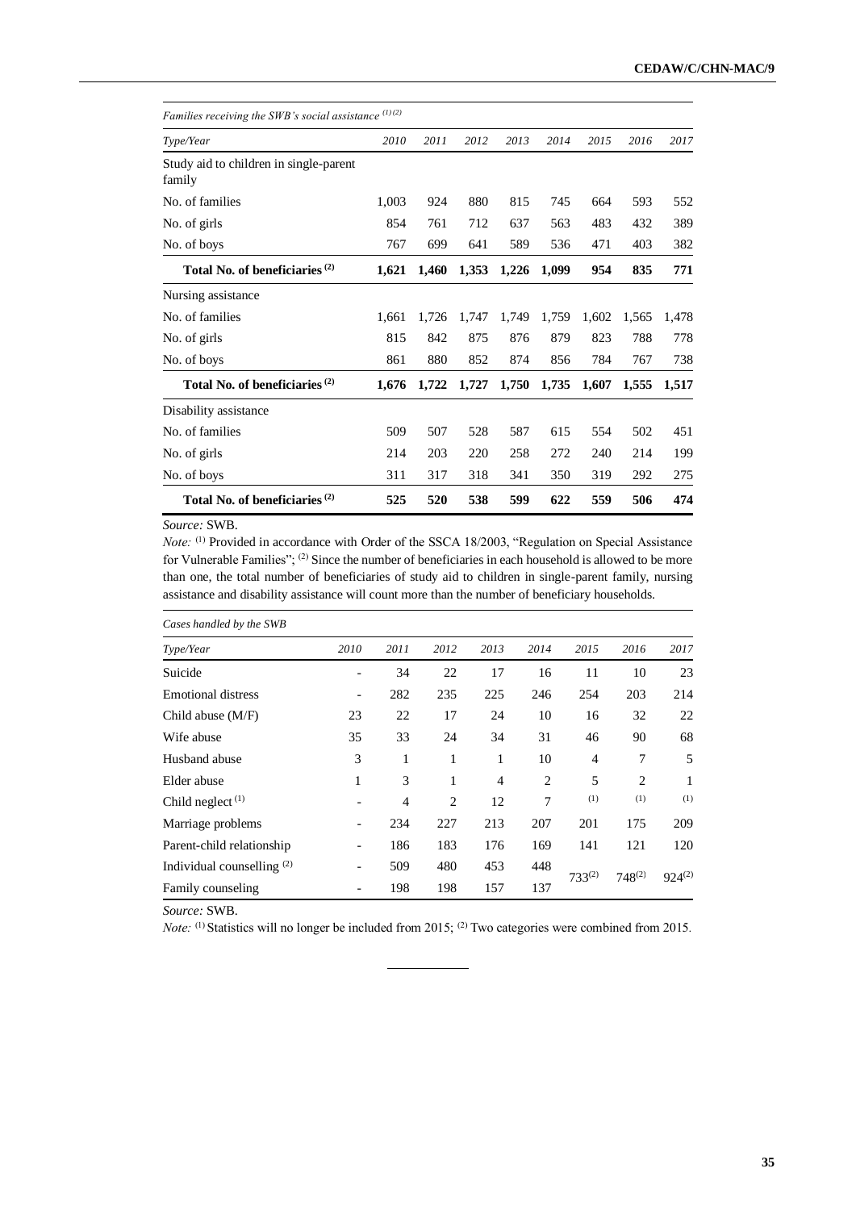*Families receiving the SWB's social assistance* [(1)(2)]

| *Type/Year* | *2010* | *2011* | *2012* | *2013* | *2014* | *2015* | *2016* | *2017* |
|---|---|---|---|---|---|---|---|---|
| Study aid to children in single-parent family | | | | | | | | |
| No. of families | 1,003 | 924 | 880 | 815 | 745 | 664 | 593 | 552 |
| No. of girls | 854 | 761 | 712 | 637 | 563 | 483 | 432 | 389 |
| No. of boys | 767 | 699 | 641 | 589 | 536 | 471 | 403 | 382 |
| **Total No. of beneficiaries** [(2)] | **1,621** | **1,460** | **1,353** | **1,226** | **1,099** | **954** | **835** | **771** |
| Nursing assistance | | | | | | | | |
| No. of families | 1,661 | 1,726 | 1,747 | 1,749 | 1,759 | 1,602 | 1,565 | 1,478 |
| No. of girls | 815 | 842 | 875 | 876 | 879 | 823 | 788 | 778 |
| No. of boys | 861 | 880 | 852 | 874 | 856 | 784 | 767 | 738 |
| **Total No. of beneficiaries** [(2)] | **1,676** | **1,722** | **1,727** | **1,750** | **1,735** | **1,607** | **1,555** | **1,517** |
| Disability assistance | | | | | | | | |
| No. of families | 509 | 507 | 528 | 587 | 615 | 554 | 502 | 451 |
| No. of girls | 214 | 203 | 220 | 258 | 272 | 240 | 214 | 199 |
| No. of boys | 311 | 317 | 318 | 341 | 350 | 319 | 292 | 275 |
| **Total No. of beneficiaries** [(2)] | **525** | **520** | **538** | **599** | **622** | **559** | **506** | **474** |

*Source:* SWB.

*Note:* [(1)] Provided in accordance with Order of the SSCA 18/2003, "Regulation on Special Assistance for Vulnerable Families"; [(2)] Since the number of beneficiaries in each household is allowed to be more than one, the total number of beneficiaries of study aid to children in single-parent family, nursing assistance and disability assistance will count more than the number of beneficiary households.

*Cases handled by the SWB*

| *Type/Year* | *2010* | *2011* | *2012* | *2013* | *2014* | *2015* | *2016* | *2017* |
|---|---|---|---|---|---|---|---|---|
| Suicide | - | 34 | 22 | 17 | 16 | 11 | 10 | 23 |
| Emotional distress | - | 282 | 235 | 225 | 246 | 254 | 203 | 214 |
| Child abuse (M/F) | 23 | 22 | 17 | 24 | 10 | 16 | 32 | 22 |
| Wife abuse | 35 | 33 | 24 | 34 | 31 | 46 | 90 | 68 |
| Husband abuse | 3 | 1 | 1 | 1 | 10 | 4 | 7 | 5 |
| Elder abuse | 1 | 3 | 1 | 4 | 2 | 5 | 2 | 1 |
| Child neglect [(1)] | - | 4 | 2 | 12 | 7 | [(1)] | [(1)] | [(1)] |
| Marriage problems | - | 234 | 227 | 213 | 207 | 201 | 175 | 209 |
| Parent-child relationship | - | 186 | 183 | 176 | 169 | 141 | 121 | 120 |
| Individual counselling [(2)] | - | 509 | 480 | 453 | 448 | 733[(2)] | 748[(2)] | 924[(2)] |
| Family counseling | - | 198 | 198 | 157 | 137 | | | |

*Source:* SWB.

*Note:* [(1)] Statistics will no longer be included from 2015; [(2)] Two categories were combined from 2015.